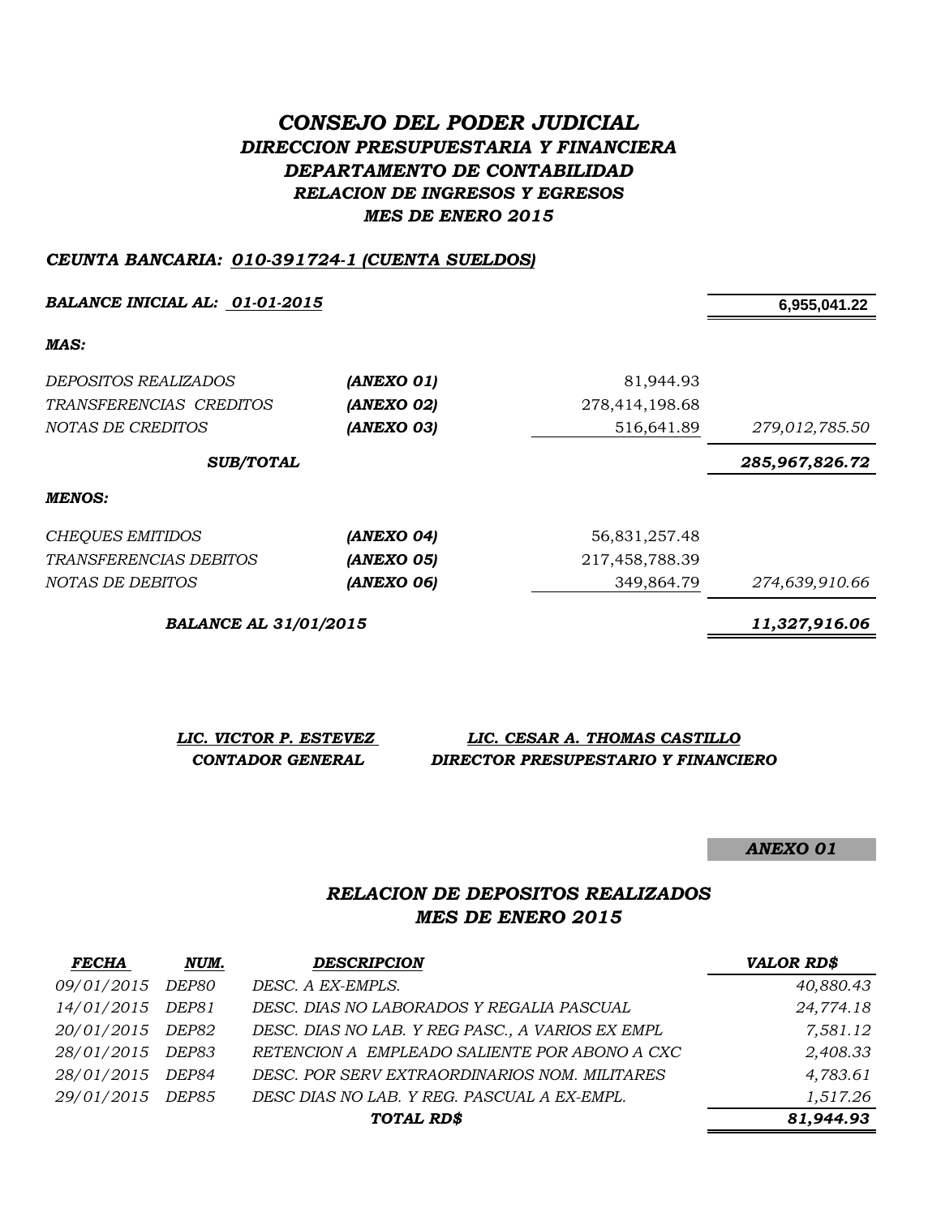# *CONSEJO DEL PODER JUDICIAL*

## *DIRECCION PRESUPUESTARIA Y FINANCIERA*

## *DEPARTAMENTO DE CONTABILIDAD*

### *RELACION DE INGRESOS Y EGRESOS*

### *MES DE ENERO 2015*

***CEUNTA BANCARIA: 010-391724-1 (CUENTA SUELDOS)***

| | | | |
|---|---|---|---|
| ***BALANCE INICIAL AL: 01-01-2015*** | | | **6,955,041.22** |
| ***MAS:*** | | | |
| *DEPOSITOS REALIZADOS* | ***(ANEXO 01)*** | 81,944.93 | |
| *TRANSFERENCIAS CREDITOS* | ***(ANEXO 02)*** | 278,414,198.68 | |
| *NOTAS DE CREDITOS* | ***(ANEXO 03)*** | 516,641.89 | *279,012,785.50* |
| ***SUB/TOTAL*** | | | ***285,967,826.72*** |
| ***MENOS:*** | | | |
| *CHEQUES EMITIDOS* | ***(ANEXO 04)*** | 56,831,257.48 | |
| *TRANSFERENCIAS DEBITOS* | ***(ANEXO 05)*** | 217,458,788.39 | |
| *NOTAS DE DEBITOS* | ***(ANEXO 06)*** | 349,864.79 | *274,639,910.66* |
| ***BALANCE AL 31/01/2015*** | | | ***11,327,916.06*** |

***LIC. VICTOR P. ESTEVEZ***
***CONTADOR GENERAL***

***LIC. CESAR A. THOMAS CASTILLO***
***DIRECTOR PRESUPESTARIO Y FINANCIERO***

***ANEXO 01***

### *RELACION DE DEPOSITOS REALIZADOS*
### *MES DE ENERO 2015*

| *FECHA* | *NUM.* | *DESCRIPCION* | *VALOR RD$* |
|---|---|---|---|
| *09/01/2015* | *DEP80* | *DESC. A EX-EMPLS.* | *40,880.43* |
| *14/01/2015* | *DEP81* | *DESC. DIAS NO LABORADOS Y REGALIA PASCUAL* | *24,774.18* |
| *20/01/2015* | *DEP82* | *DESC. DIAS NO LAB. Y REG PASC., A VARIOS EX EMPL* | *7,581.12* |
| *28/01/2015* | *DEP83* | *RETENCION A EMPLEADO SALIENTE POR ABONO A CXC* | *2,408.33* |
| *28/01/2015* | *DEP84* | *DESC. POR SERV EXTRAORDINARIOS NOM. MILITARES* | *4,783.61* |
| *29/01/2015* | *DEP85* | *DESC DIAS NO LAB. Y REG. PASCUAL A EX-EMPL.* | *1,517.26* |
| | | ***TOTAL RD$*** | ***81,944.93*** |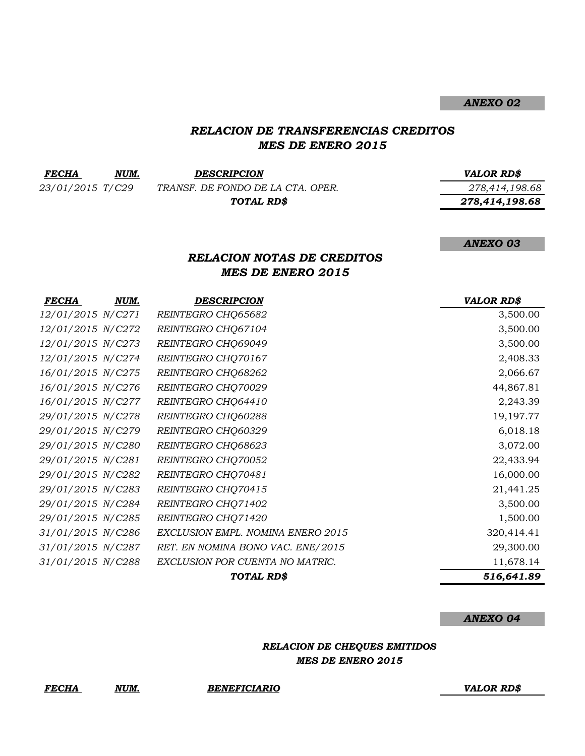***ANEXO 02***

## *RELACION DE TRANSFERENCIAS CREDITOS*
## *MES DE ENERO 2015*

| *FECHA* | *NUM.* | *DESCRIPCION* | *VALOR RD$* |
|---|---|---|---|
| *23/01/2015* | *T/C29* | *TRANSF. DE FONDO DE LA CTA. OPER.* | *278,414,198.68* |
| | | ***TOTAL RD$*** | ***278,414,198.68*** |

***ANEXO 03***

## *RELACION NOTAS DE CREDITOS*
## *MES DE ENERO 2015*

| *FECHA* | *NUM.* | *DESCRIPCION* | *VALOR RD$* |
|---|---|---|---|
| *12/01/2015* | *N/C271* | *REINTEGRO CHQ65682* | 3,500.00 |
| *12/01/2015* | *N/C272* | *REINTEGRO CHQ67104* | 3,500.00 |
| *12/01/2015* | *N/C273* | *REINTEGRO CHQ69049* | 3,500.00 |
| *12/01/2015* | *N/C274* | *REINTEGRO CHQ70167* | 2,408.33 |
| *16/01/2015* | *N/C275* | *REINTEGRO CHQ68262* | 2,066.67 |
| *16/01/2015* | *N/C276* | *REINTEGRO CHQ70029* | 44,867.81 |
| *16/01/2015* | *N/C277* | *REINTEGRO CHQ64410* | 2,243.39 |
| *29/01/2015* | *N/C278* | *REINTEGRO CHQ60288* | 19,197.77 |
| *29/01/2015* | *N/C279* | *REINTEGRO CHQ60329* | 6,018.18 |
| *29/01/2015* | *N/C280* | *REINTEGRO CHQ68623* | 3,072.00 |
| *29/01/2015* | *N/C281* | *REINTEGRO CHQ70052* | 22,433.94 |
| *29/01/2015* | *N/C282* | *REINTEGRO CHQ70481* | 16,000.00 |
| *29/01/2015* | *N/C283* | *REINTEGRO CHQ70415* | 21,441.25 |
| *29/01/2015* | *N/C284* | *REINTEGRO CHQ71402* | 3,500.00 |
| *29/01/2015* | *N/C285* | *REINTEGRO CHQ71420* | 1,500.00 |
| *31/01/2015* | *N/C286* | *EXCLUSION EMPL. NOMINA ENERO 2015* | 320,414.41 |
| *31/01/2015* | *N/C287* | *RET. EN NOMINA BONO VAC. ENE/2015* | 29,300.00 |
| *31/01/2015* | *N/C288* | *EXCLUSION POR CUENTA NO MATRIC.* | 11,678.14 |
| | | ***TOTAL RD$*** | ***516,641.89*** |

***ANEXO 04***

## *RELACION DE CHEQUES EMITIDOS*
## *MES DE ENERO 2015*

| *FECHA* | *NUM.* | *BENEFICIARIO* | *VALOR RD$* |
|---|---|---|---|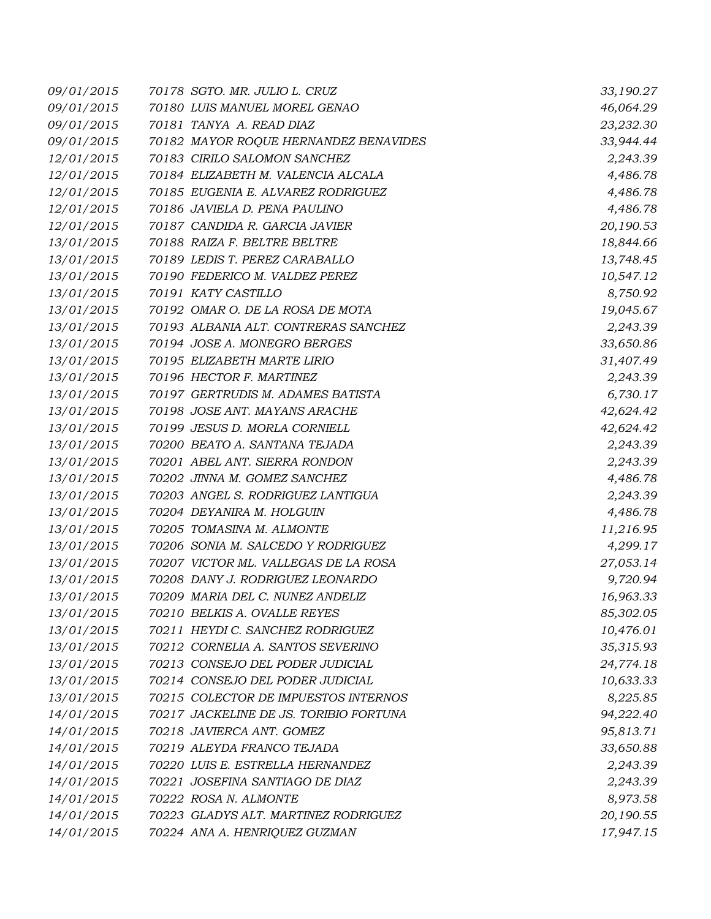| | | |
|---|---|---|
| *09/01/2015* | *70178 SGTO. MR. JULIO L. CRUZ* | *33,190.27* |
| *09/01/2015* | *70180 LUIS MANUEL MOREL GENAO* | *46,064.29* |
| *09/01/2015* | *70181 TANYA A. READ DIAZ* | *23,232.30* |
| *09/01/2015* | *70182 MAYOR ROQUE HERNANDEZ BENAVIDES* | *33,944.44* |
| *12/01/2015* | *70183 CIRILO SALOMON SANCHEZ* | *2,243.39* |
| *12/01/2015* | *70184 ELIZABETH M. VALENCIA ALCALA* | *4,486.78* |
| *12/01/2015* | *70185 EUGENIA E. ALVAREZ RODRIGUEZ* | *4,486.78* |
| *12/01/2015* | *70186 JAVIELA D. PENA PAULINO* | *4,486.78* |
| *12/01/2015* | *70187 CANDIDA R. GARCIA JAVIER* | *20,190.53* |
| *13/01/2015* | *70188 RAIZA F. BELTRE BELTRE* | *18,844.66* |
| *13/01/2015* | *70189 LEDIS T. PEREZ CARABALLO* | *13,748.45* |
| *13/01/2015* | *70190 FEDERICO M. VALDEZ PEREZ* | *10,547.12* |
| *13/01/2015* | *70191 KATY CASTILLO* | *8,750.92* |
| *13/01/2015* | *70192 OMAR O. DE LA ROSA DE MOTA* | *19,045.67* |
| *13/01/2015* | *70193 ALBANIA ALT. CONTRERAS SANCHEZ* | *2,243.39* |
| *13/01/2015* | *70194 JOSE A. MONEGRO BERGES* | *33,650.86* |
| *13/01/2015* | *70195 ELIZABETH MARTE LIRIO* | *31,407.49* |
| *13/01/2015* | *70196 HECTOR F. MARTINEZ* | *2,243.39* |
| *13/01/2015* | *70197 GERTRUDIS M. ADAMES BATISTA* | *6,730.17* |
| *13/01/2015* | *70198 JOSE ANT. MAYANS ARACHE* | *42,624.42* |
| *13/01/2015* | *70199 JESUS D. MORLA CORNIELL* | *42,624.42* |
| *13/01/2015* | *70200 BEATO A. SANTANA TEJADA* | *2,243.39* |
| *13/01/2015* | *70201 ABEL ANT. SIERRA RONDON* | *2,243.39* |
| *13/01/2015* | *70202 JINNA M. GOMEZ SANCHEZ* | *4,486.78* |
| *13/01/2015* | *70203 ANGEL S. RODRIGUEZ LANTIGUA* | *2,243.39* |
| *13/01/2015* | *70204 DEYANIRA M. HOLGUIN* | *4,486.78* |
| *13/01/2015* | *70205 TOMASINA M. ALMONTE* | *11,216.95* |
| *13/01/2015* | *70206 SONIA M. SALCEDO Y RODRIGUEZ* | *4,299.17* |
| *13/01/2015* | *70207 VICTOR ML. VALLEGAS DE LA ROSA* | *27,053.14* |
| *13/01/2015* | *70208 DANY J. RODRIGUEZ LEONARDO* | *9,720.94* |
| *13/01/2015* | *70209 MARIA DEL C. NUNEZ ANDELIZ* | *16,963.33* |
| *13/01/2015* | *70210 BELKIS A. OVALLE REYES* | *85,302.05* |
| *13/01/2015* | *70211 HEYDI C. SANCHEZ RODRIGUEZ* | *10,476.01* |
| *13/01/2015* | *70212 CORNELIA A. SANTOS SEVERINO* | *35,315.93* |
| *13/01/2015* | *70213 CONSEJO DEL PODER JUDICIAL* | *24,774.18* |
| *13/01/2015* | *70214 CONSEJO DEL PODER JUDICIAL* | *10,633.33* |
| *13/01/2015* | *70215 COLECTOR DE IMPUESTOS INTERNOS* | *8,225.85* |
| *14/01/2015* | *70217 JACKELINE DE JS. TORIBIO FORTUNA* | *94,222.40* |
| *14/01/2015* | *70218 JAVIERCA ANT. GOMEZ* | *95,813.71* |
| *14/01/2015* | *70219 ALEYDA FRANCO TEJADA* | *33,650.88* |
| *14/01/2015* | *70220 LUIS E. ESTRELLA HERNANDEZ* | *2,243.39* |
| *14/01/2015* | *70221 JOSEFINA SANTIAGO DE DIAZ* | *2,243.39* |
| *14/01/2015* | *70222 ROSA N. ALMONTE* | *8,973.58* |
| *14/01/2015* | *70223 GLADYS ALT. MARTINEZ RODRIGUEZ* | *20,190.55* |
| *14/01/2015* | *70224 ANA A. HENRIQUEZ GUZMAN* | *17,947.15* |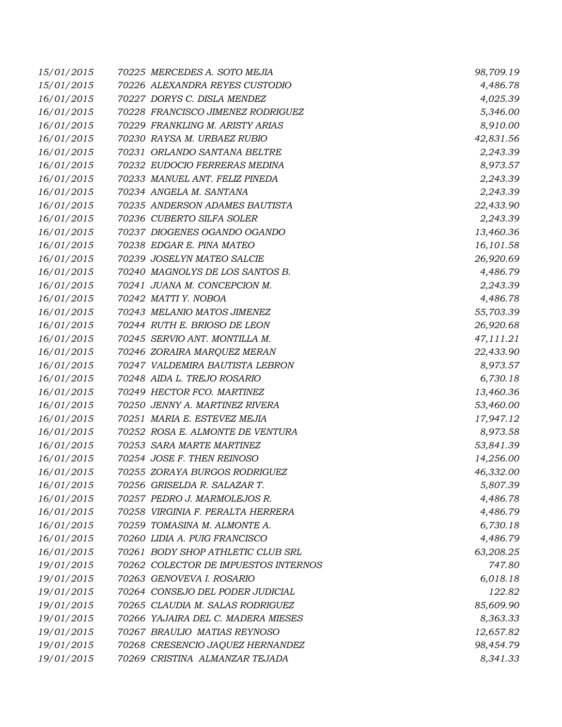| | | | |
|---|---|---|---|
| *15/01/2015* | *70225* | *MERCEDES A. SOTO MEJIA* | *98,709.19* |
| *15/01/2015* | *70226* | *ALEXANDRA REYES CUSTODIO* | *4,486.78* |
| *16/01/2015* | *70227* | *DORYS C. DISLA MENDEZ* | *4,025.39* |
| *16/01/2015* | *70228* | *FRANCISCO JIMENEZ RODRIGUEZ* | *5,346.00* |
| *16/01/2015* | *70229* | *FRANKLING M. ARISTY ARIAS* | *8,910.00* |
| *16/01/2015* | *70230* | *RAYSA M. URBAEZ RUBIO* | *42,831.56* |
| *16/01/2015* | *70231* | *ORLANDO SANTANA BELTRE* | *2,243.39* |
| *16/01/2015* | *70232* | *EUDOCIO FERRERAS MEDINA* | *8,973.57* |
| *16/01/2015* | *70233* | *MANUEL ANT. FELIZ PINEDA* | *2,243.39* |
| *16/01/2015* | *70234* | *ANGELA M. SANTANA* | *2,243.39* |
| *16/01/2015* | *70235* | *ANDERSON ADAMES BAUTISTA* | *22,433.90* |
| *16/01/2015* | *70236* | *CUBERTO SILFA SOLER* | *2,243.39* |
| *16/01/2015* | *70237* | *DIOGENES OGANDO OGANDO* | *13,460.36* |
| *16/01/2015* | *70238* | *EDGAR E. PINA MATEO* | *16,101.58* |
| *16/01/2015* | *70239* | *JOSELYN MATEO SALCIE* | *26,920.69* |
| *16/01/2015* | *70240* | *MAGNOLYS DE LOS SANTOS B.* | *4,486.79* |
| *16/01/2015* | *70241* | *JUANA M. CONCEPCION M.* | *2,243.39* |
| *16/01/2015* | *70242* | *MATTI Y. NOBOA* | *4,486.78* |
| *16/01/2015* | *70243* | *MELANIO MATOS JIMENEZ* | *55,703.39* |
| *16/01/2015* | *70244* | *RUTH E. BRIOSO DE LEON* | *26,920.68* |
| *16/01/2015* | *70245* | *SERVIO ANT. MONTILLA M.* | *47,111.21* |
| *16/01/2015* | *70246* | *ZORAIRA MARQUEZ MERAN* | *22,433.90* |
| *16/01/2015* | *70247* | *VALDEMIRA BAUTISTA LEBRON* | *8,973.57* |
| *16/01/2015* | *70248* | *AIDA L. TREJO ROSARIO* | *6,730.18* |
| *16/01/2015* | *70249* | *HECTOR FCO. MARTINEZ* | *13,460.36* |
| *16/01/2015* | *70250* | *JENNY A. MARTINEZ RIVERA* | *53,460.00* |
| *16/01/2015* | *70251* | *MARIA E. ESTEVEZ MEJIA* | *17,947.12* |
| *16/01/2015* | *70252* | *ROSA E. ALMONTE DE VENTURA* | *8,973.58* |
| *16/01/2015* | *70253* | *SARA MARTE MARTINEZ* | *53,841.39* |
| *16/01/2015* | *70254* | *JOSE F. THEN REINOSO* | *14,256.00* |
| *16/01/2015* | *70255* | *ZORAYA BURGOS RODRIGUEZ* | *46,332.00* |
| *16/01/2015* | *70256* | *GRISELDA R. SALAZAR T.* | *5,807.39* |
| *16/01/2015* | *70257* | *PEDRO J. MARMOLEJOS R.* | *4,486.78* |
| *16/01/2015* | *70258* | *VIRGINIA F. PERALTA HERRERA* | *4,486.79* |
| *16/01/2015* | *70259* | *TOMASINA M. ALMONTE A.* | *6,730.18* |
| *16/01/2015* | *70260* | *LIDIA A. PUIG FRANCISCO* | *4,486.79* |
| *16/01/2015* | *70261* | *BODY SHOP ATHLETIC CLUB SRL* | *63,208.25* |
| *19/01/2015* | *70262* | *COLECTOR DE IMPUESTOS INTERNOS* | *747.80* |
| *19/01/2015* | *70263* | *GENOVEVA I. ROSARIO* | *6,018.18* |
| *19/01/2015* | *70264* | *CONSEJO DEL PODER JUDICIAL* | *122.82* |
| *19/01/2015* | *70265* | *CLAUDIA M. SALAS RODRIGUEZ* | *85,609.90* |
| *19/01/2015* | *70266* | *YAJAIRA DEL C. MADERA MIESES* | *8,363.33* |
| *19/01/2015* | *70267* | *BRAULIO MATIAS REYNOSO* | *12,657.82* |
| *19/01/2015* | *70268* | *CRESENCIO JAQUEZ HERNANDEZ* | *98,454.79* |
| *19/01/2015* | *70269* | *CRISTINA ALMANZAR TEJADA* | *8,341.33* |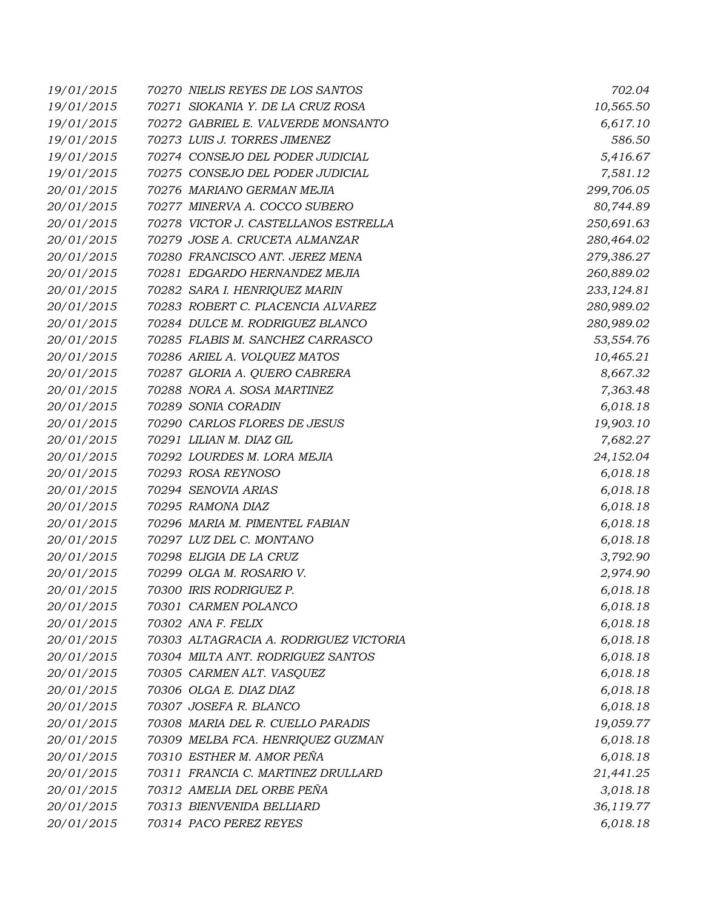| | | |
|---|---|---|
| 19/01/2015 | 70270 NIELIS REYES DE LOS SANTOS | 702.04 |
| 19/01/2015 | 70271 SIOKANIA Y. DE LA CRUZ ROSA | 10,565.50 |
| 19/01/2015 | 70272 GABRIEL E. VALVERDE MONSANTO | 6,617.10 |
| 19/01/2015 | 70273 LUIS J. TORRES JIMENEZ | 586.50 |
| 19/01/2015 | 70274 CONSEJO DEL PODER JUDICIAL | 5,416.67 |
| 19/01/2015 | 70275 CONSEJO DEL PODER JUDICIAL | 7,581.12 |
| 20/01/2015 | 70276 MARIANO GERMAN MEJIA | 299,706.05 |
| 20/01/2015 | 70277 MINERVA A. COCCO SUBERO | 80,744.89 |
| 20/01/2015 | 70278 VICTOR J. CASTELLANOS ESTRELLA | 250,691.63 |
| 20/01/2015 | 70279 JOSE A. CRUCETA ALMANZAR | 280,464.02 |
| 20/01/2015 | 70280 FRANCISCO ANT. JEREZ MENA | 279,386.27 |
| 20/01/2015 | 70281 EDGARDO HERNANDEZ MEJIA | 260,889.02 |
| 20/01/2015 | 70282 SARA I. HENRIQUEZ MARIN | 233,124.81 |
| 20/01/2015 | 70283 ROBERT C. PLACENCIA ALVAREZ | 280,989.02 |
| 20/01/2015 | 70284 DULCE M. RODRIGUEZ BLANCO | 280,989.02 |
| 20/01/2015 | 70285 FLABIS M. SANCHEZ CARRASCO | 53,554.76 |
| 20/01/2015 | 70286 ARIEL A. VOLQUEZ MATOS | 10,465.21 |
| 20/01/2015 | 70287 GLORIA A. QUERO CABRERA | 8,667.32 |
| 20/01/2015 | 70288 NORA A. SOSA MARTINEZ | 7,363.48 |
| 20/01/2015 | 70289 SONIA CORADIN | 6,018.18 |
| 20/01/2015 | 70290 CARLOS FLORES DE JESUS | 19,903.10 |
| 20/01/2015 | 70291 LILIAN M. DIAZ GIL | 7,682.27 |
| 20/01/2015 | 70292 LOURDES M. LORA MEJIA | 24,152.04 |
| 20/01/2015 | 70293 ROSA REYNOSO | 6,018.18 |
| 20/01/2015 | 70294 SENOVIA ARIAS | 6,018.18 |
| 20/01/2015 | 70295 RAMONA DIAZ | 6,018.18 |
| 20/01/2015 | 70296 MARIA M. PIMENTEL FABIAN | 6,018.18 |
| 20/01/2015 | 70297 LUZ DEL C. MONTANO | 6,018.18 |
| 20/01/2015 | 70298 ELIGIA DE LA CRUZ | 3,792.90 |
| 20/01/2015 | 70299 OLGA M. ROSARIO V. | 2,974.90 |
| 20/01/2015 | 70300 IRIS RODRIGUEZ P. | 6,018.18 |
| 20/01/2015 | 70301 CARMEN POLANCO | 6,018.18 |
| 20/01/2015 | 70302 ANA F. FELIX | 6,018.18 |
| 20/01/2015 | 70303 ALTAGRACIA A. RODRIGUEZ VICTORIA | 6,018.18 |
| 20/01/2015 | 70304 MILTA ANT. RODRIGUEZ SANTOS | 6,018.18 |
| 20/01/2015 | 70305 CARMEN ALT. VASQUEZ | 6,018.18 |
| 20/01/2015 | 70306 OLGA E. DIAZ DIAZ | 6,018.18 |
| 20/01/2015 | 70307 JOSEFA R. BLANCO | 6,018.18 |
| 20/01/2015 | 70308 MARIA DEL R. CUELLO PARADIS | 19,059.77 |
| 20/01/2015 | 70309 MELBA FCA. HENRIQUEZ GUZMAN | 6,018.18 |
| 20/01/2015 | 70310 ESTHER M. AMOR PEÑA | 6,018.18 |
| 20/01/2015 | 70311 FRANCIA C. MARTINEZ DRULLARD | 21,441.25 |
| 20/01/2015 | 70312 AMELIA DEL ORBE PEÑA | 3,018.18 |
| 20/01/2015 | 70313 BIENVENIDA BELLIARD | 36,119.77 |
| 20/01/2015 | 70314 PACO PEREZ REYES | 6,018.18 |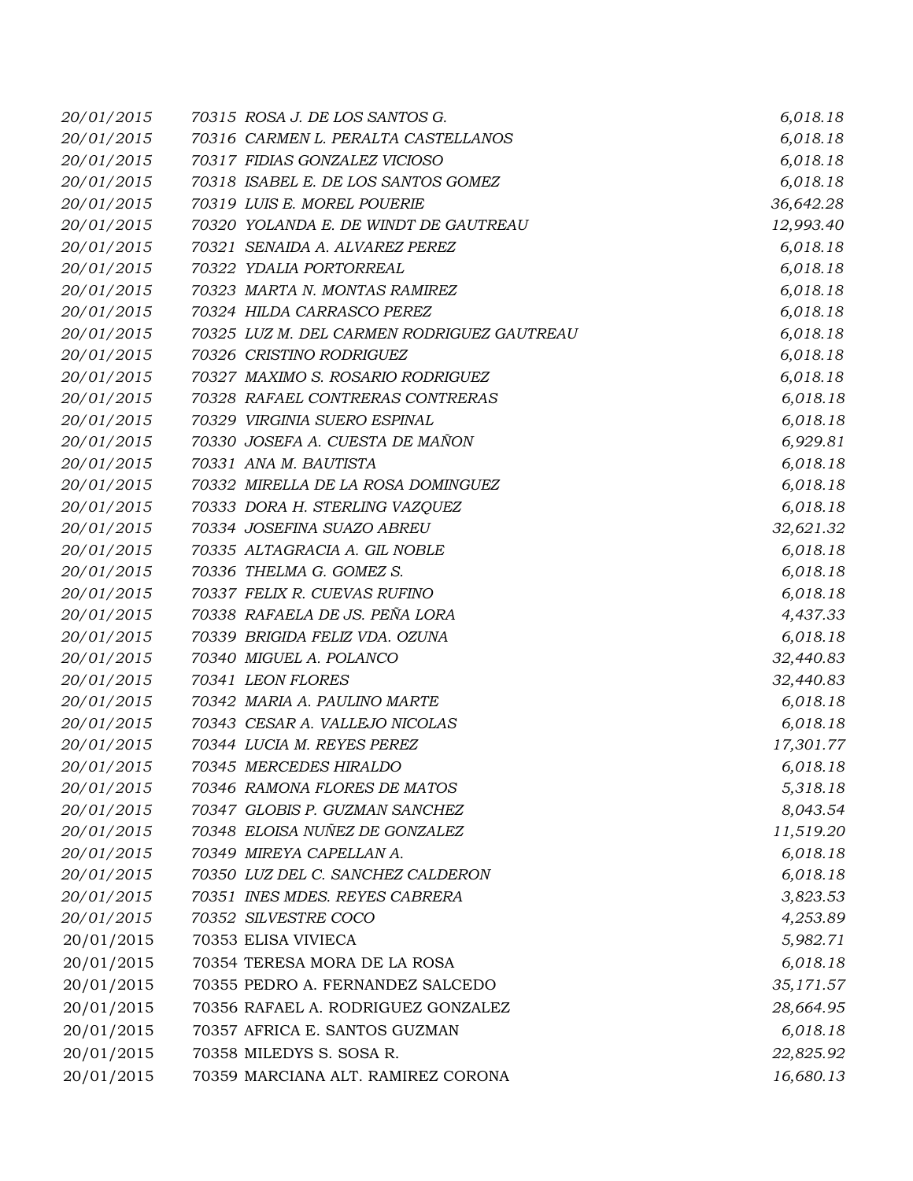| | | |
|---|---|---|
| 20/01/2015 | 70315 ROSA J. DE LOS SANTOS G. | 6,018.18 |
| 20/01/2015 | 70316 CARMEN L. PERALTA CASTELLANOS | 6,018.18 |
| 20/01/2015 | 70317 FIDIAS GONZALEZ VICIOSO | 6,018.18 |
| 20/01/2015 | 70318 ISABEL E. DE LOS SANTOS GOMEZ | 6,018.18 |
| 20/01/2015 | 70319 LUIS E. MOREL POUERIE | 36,642.28 |
| 20/01/2015 | 70320 YOLANDA E. DE WINDT DE GAUTREAU | 12,993.40 |
| 20/01/2015 | 70321 SENAIDA A. ALVAREZ PEREZ | 6,018.18 |
| 20/01/2015 | 70322 YDALIA PORTORREAL | 6,018.18 |
| 20/01/2015 | 70323 MARTA N. MONTAS RAMIREZ | 6,018.18 |
| 20/01/2015 | 70324 HILDA CARRASCO PEREZ | 6,018.18 |
| 20/01/2015 | 70325 LUZ M. DEL CARMEN RODRIGUEZ GAUTREAU | 6,018.18 |
| 20/01/2015 | 70326 CRISTINO RODRIGUEZ | 6,018.18 |
| 20/01/2015 | 70327 MAXIMO S. ROSARIO RODRIGUEZ | 6,018.18 |
| 20/01/2015 | 70328 RAFAEL CONTRERAS CONTRERAS | 6,018.18 |
| 20/01/2015 | 70329 VIRGINIA SUERO ESPINAL | 6,018.18 |
| 20/01/2015 | 70330 JOSEFA A. CUESTA DE MAÑON | 6,929.81 |
| 20/01/2015 | 70331 ANA M. BAUTISTA | 6,018.18 |
| 20/01/2015 | 70332 MIRELLA DE LA ROSA DOMINGUEZ | 6,018.18 |
| 20/01/2015 | 70333 DORA H. STERLING VAZQUEZ | 6,018.18 |
| 20/01/2015 | 70334 JOSEFINA SUAZO ABREU | 32,621.32 |
| 20/01/2015 | 70335 ALTAGRACIA A. GIL NOBLE | 6,018.18 |
| 20/01/2015 | 70336 THELMA G. GOMEZ S. | 6,018.18 |
| 20/01/2015 | 70337 FELIX R. CUEVAS RUFINO | 6,018.18 |
| 20/01/2015 | 70338 RAFAELA DE JS. PEÑA LORA | 4,437.33 |
| 20/01/2015 | 70339 BRIGIDA FELIZ VDA. OZUNA | 6,018.18 |
| 20/01/2015 | 70340 MIGUEL A. POLANCO | 32,440.83 |
| 20/01/2015 | 70341 LEON FLORES | 32,440.83 |
| 20/01/2015 | 70342 MARIA A. PAULINO MARTE | 6,018.18 |
| 20/01/2015 | 70343 CESAR A. VALLEJO NICOLAS | 6,018.18 |
| 20/01/2015 | 70344 LUCIA M. REYES PEREZ | 17,301.77 |
| 20/01/2015 | 70345 MERCEDES HIRALDO | 6,018.18 |
| 20/01/2015 | 70346 RAMONA FLORES DE MATOS | 5,318.18 |
| 20/01/2015 | 70347 GLOBIS P. GUZMAN SANCHEZ | 8,043.54 |
| 20/01/2015 | 70348 ELOISA NUÑEZ DE GONZALEZ | 11,519.20 |
| 20/01/2015 | 70349 MIREYA CAPELLAN A. | 6,018.18 |
| 20/01/2015 | 70350 LUZ DEL C. SANCHEZ CALDERON | 6,018.18 |
| 20/01/2015 | 70351 INES MDES. REYES CABRERA | 3,823.53 |
| 20/01/2015 | 70352 SILVESTRE COCO | 4,253.89 |
| 20/01/2015 | 70353 ELISA VIVIECA | 5,982.71 |
| 20/01/2015 | 70354 TERESA MORA DE LA ROSA | 6,018.18 |
| 20/01/2015 | 70355 PEDRO A. FERNANDEZ SALCEDO | 35,171.57 |
| 20/01/2015 | 70356 RAFAEL A. RODRIGUEZ GONZALEZ | 28,664.95 |
| 20/01/2015 | 70357 AFRICA E. SANTOS GUZMAN | 6,018.18 |
| 20/01/2015 | 70358 MILEDYS S. SOSA R. | 22,825.92 |
| 20/01/2015 | 70359 MARCIANA ALT. RAMIREZ CORONA | 16,680.13 |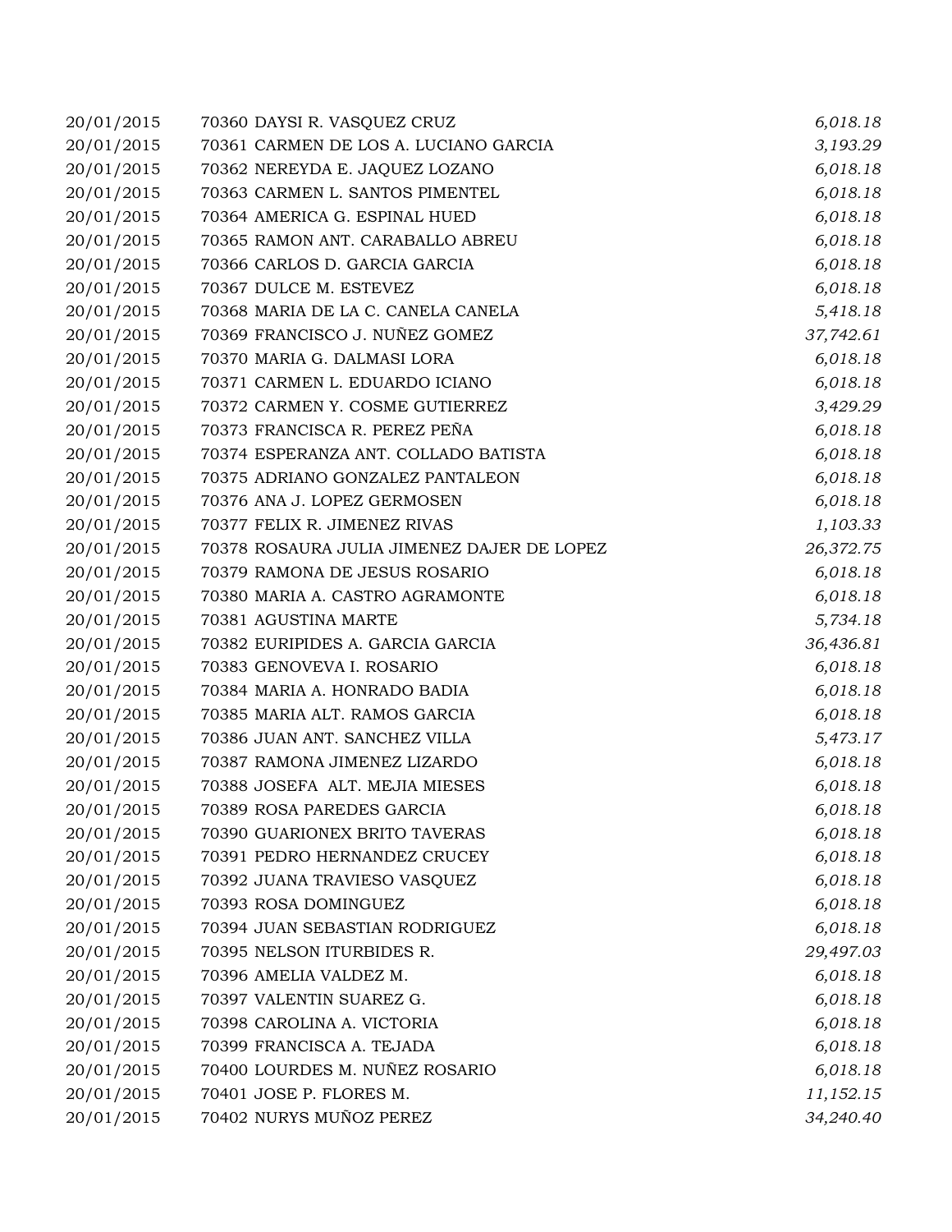| | | |
|---|---|---|
| 20/01/2015 | 70360 DAYSI R. VASQUEZ CRUZ | *6,018.18* |
| 20/01/2015 | 70361 CARMEN DE LOS A. LUCIANO GARCIA | *3,193.29* |
| 20/01/2015 | 70362 NEREYDA E. JAQUEZ LOZANO | *6,018.18* |
| 20/01/2015 | 70363 CARMEN L. SANTOS PIMENTEL | *6,018.18* |
| 20/01/2015 | 70364 AMERICA G. ESPINAL HUED | *6,018.18* |
| 20/01/2015 | 70365 RAMON ANT. CARABALLO ABREU | *6,018.18* |
| 20/01/2015 | 70366 CARLOS D. GARCIA GARCIA | *6,018.18* |
| 20/01/2015 | 70367 DULCE M. ESTEVEZ | *6,018.18* |
| 20/01/2015 | 70368 MARIA DE LA C. CANELA CANELA | *5,418.18* |
| 20/01/2015 | 70369 FRANCISCO J. NUÑEZ GOMEZ | *37,742.61* |
| 20/01/2015 | 70370 MARIA G. DALMASI LORA | *6,018.18* |
| 20/01/2015 | 70371 CARMEN L. EDUARDO ICIANO | *6,018.18* |
| 20/01/2015 | 70372 CARMEN Y. COSME GUTIERREZ | *3,429.29* |
| 20/01/2015 | 70373 FRANCISCA R. PEREZ PEÑA | *6,018.18* |
| 20/01/2015 | 70374 ESPERANZA ANT. COLLADO BATISTA | *6,018.18* |
| 20/01/2015 | 70375 ADRIANO GONZALEZ PANTALEON | *6,018.18* |
| 20/01/2015 | 70376 ANA J. LOPEZ GERMOSEN | *6,018.18* |
| 20/01/2015 | 70377 FELIX R. JIMENEZ RIVAS | *1,103.33* |
| 20/01/2015 | 70378 ROSAURA JULIA JIMENEZ DAJER DE LOPEZ | *26,372.75* |
| 20/01/2015 | 70379 RAMONA DE JESUS ROSARIO | *6,018.18* |
| 20/01/2015 | 70380 MARIA A. CASTRO AGRAMONTE | *6,018.18* |
| 20/01/2015 | 70381 AGUSTINA MARTE | *5,734.18* |
| 20/01/2015 | 70382 EURIPIDES A. GARCIA GARCIA | *36,436.81* |
| 20/01/2015 | 70383 GENOVEVA I. ROSARIO | *6,018.18* |
| 20/01/2015 | 70384 MARIA A. HONRADO BADIA | *6,018.18* |
| 20/01/2015 | 70385 MARIA ALT. RAMOS GARCIA | *6,018.18* |
| 20/01/2015 | 70386 JUAN ANT. SANCHEZ VILLA | *5,473.17* |
| 20/01/2015 | 70387 RAMONA JIMENEZ LIZARDO | *6,018.18* |
| 20/01/2015 | 70388 JOSEFA ALT. MEJIA MIESES | *6,018.18* |
| 20/01/2015 | 70389 ROSA PAREDES GARCIA | *6,018.18* |
| 20/01/2015 | 70390 GUARIONEX BRITO TAVERAS | *6,018.18* |
| 20/01/2015 | 70391 PEDRO HERNANDEZ CRUCEY | *6,018.18* |
| 20/01/2015 | 70392 JUANA TRAVIESO VASQUEZ | *6,018.18* |
| 20/01/2015 | 70393 ROSA DOMINGUEZ | *6,018.18* |
| 20/01/2015 | 70394 JUAN SEBASTIAN RODRIGUEZ | *6,018.18* |
| 20/01/2015 | 70395 NELSON ITURBIDES R. | *29,497.03* |
| 20/01/2015 | 70396 AMELIA VALDEZ M. | *6,018.18* |
| 20/01/2015 | 70397 VALENTIN SUAREZ G. | *6,018.18* |
| 20/01/2015 | 70398 CAROLINA A. VICTORIA | *6,018.18* |
| 20/01/2015 | 70399 FRANCISCA A. TEJADA | *6,018.18* |
| 20/01/2015 | 70400 LOURDES M. NUÑEZ ROSARIO | *6,018.18* |
| 20/01/2015 | 70401 JOSE P. FLORES M. | *11,152.15* |
| 20/01/2015 | 70402 NURYS MUÑOZ PEREZ | *34,240.40* |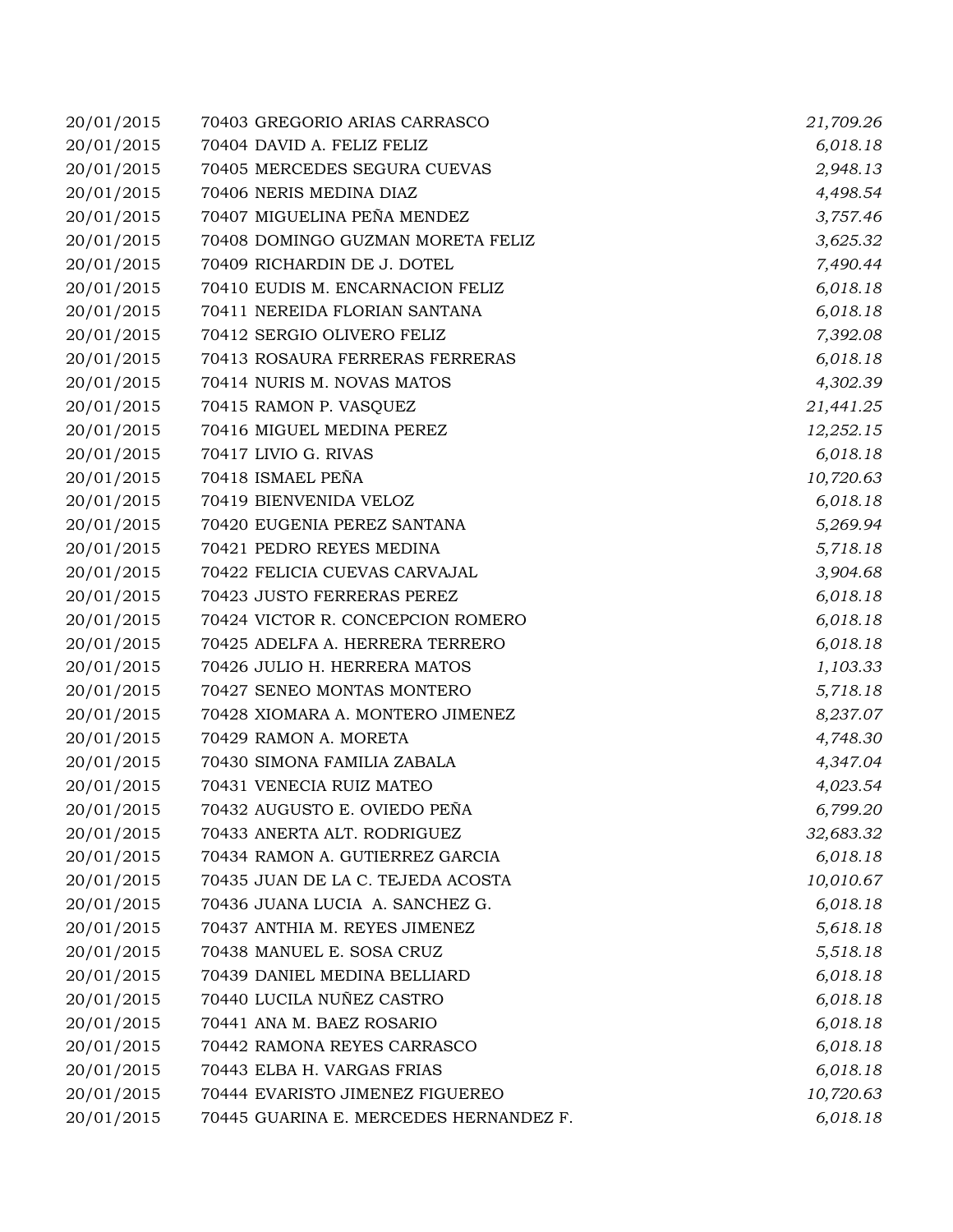| | | |
|---|---|---|
| 20/01/2015 | 70403 GREGORIO ARIAS CARRASCO | *21,709.26* |
| 20/01/2015 | 70404 DAVID A. FELIZ FELIZ | *6,018.18* |
| 20/01/2015 | 70405 MERCEDES SEGURA CUEVAS | *2,948.13* |
| 20/01/2015 | 70406 NERIS MEDINA DIAZ | *4,498.54* |
| 20/01/2015 | 70407 MIGUELINA PEÑA MENDEZ | *3,757.46* |
| 20/01/2015 | 70408 DOMINGO GUZMAN MORETA FELIZ | *3,625.32* |
| 20/01/2015 | 70409 RICHARDIN DE J. DOTEL | *7,490.44* |
| 20/01/2015 | 70410 EUDIS M. ENCARNACION FELIZ | *6,018.18* |
| 20/01/2015 | 70411 NEREIDA FLORIAN SANTANA | *6,018.18* |
| 20/01/2015 | 70412 SERGIO OLIVERO FELIZ | *7,392.08* |
| 20/01/2015 | 70413 ROSAURA FERRERAS FERRERAS | *6,018.18* |
| 20/01/2015 | 70414 NURIS M. NOVAS MATOS | *4,302.39* |
| 20/01/2015 | 70415 RAMON P. VASQUEZ | *21,441.25* |
| 20/01/2015 | 70416 MIGUEL MEDINA PEREZ | *12,252.15* |
| 20/01/2015 | 70417 LIVIO G. RIVAS | *6,018.18* |
| 20/01/2015 | 70418 ISMAEL PEÑA | *10,720.63* |
| 20/01/2015 | 70419 BIENVENIDA VELOZ | *6,018.18* |
| 20/01/2015 | 70420 EUGENIA PEREZ SANTANA | *5,269.94* |
| 20/01/2015 | 70421 PEDRO REYES MEDINA | *5,718.18* |
| 20/01/2015 | 70422 FELICIA CUEVAS CARVAJAL | *3,904.68* |
| 20/01/2015 | 70423 JUSTO FERRERAS PEREZ | *6,018.18* |
| 20/01/2015 | 70424 VICTOR R. CONCEPCION ROMERO | *6,018.18* |
| 20/01/2015 | 70425 ADELFA A. HERRERA TERRERO | *6,018.18* |
| 20/01/2015 | 70426 JULIO H. HERRERA MATOS | *1,103.33* |
| 20/01/2015 | 70427 SENEO MONTAS MONTERO | *5,718.18* |
| 20/01/2015 | 70428 XIOMARA A. MONTERO JIMENEZ | *8,237.07* |
| 20/01/2015 | 70429 RAMON A. MORETA | *4,748.30* |
| 20/01/2015 | 70430 SIMONA FAMILIA ZABALA | *4,347.04* |
| 20/01/2015 | 70431 VENECIA RUIZ MATEO | *4,023.54* |
| 20/01/2015 | 70432 AUGUSTO E. OVIEDO PEÑA | *6,799.20* |
| 20/01/2015 | 70433 ANERTA ALT. RODRIGUEZ | *32,683.32* |
| 20/01/2015 | 70434 RAMON A. GUTIERREZ GARCIA | *6,018.18* |
| 20/01/2015 | 70435 JUAN DE LA C. TEJEDA ACOSTA | *10,010.67* |
| 20/01/2015 | 70436 JUANA LUCIA A. SANCHEZ G. | *6,018.18* |
| 20/01/2015 | 70437 ANTHIA M. REYES JIMENEZ | *5,618.18* |
| 20/01/2015 | 70438 MANUEL E. SOSA CRUZ | *5,518.18* |
| 20/01/2015 | 70439 DANIEL MEDINA BELLIARD | *6,018.18* |
| 20/01/2015 | 70440 LUCILA NUÑEZ CASTRO | *6,018.18* |
| 20/01/2015 | 70441 ANA M. BAEZ ROSARIO | *6,018.18* |
| 20/01/2015 | 70442 RAMONA REYES CARRASCO | *6,018.18* |
| 20/01/2015 | 70443 ELBA H. VARGAS FRIAS | *6,018.18* |
| 20/01/2015 | 70444 EVARISTO JIMENEZ FIGUEREO | *10,720.63* |
| 20/01/2015 | 70445 GUARINA E. MERCEDES HERNANDEZ F. | *6,018.18* |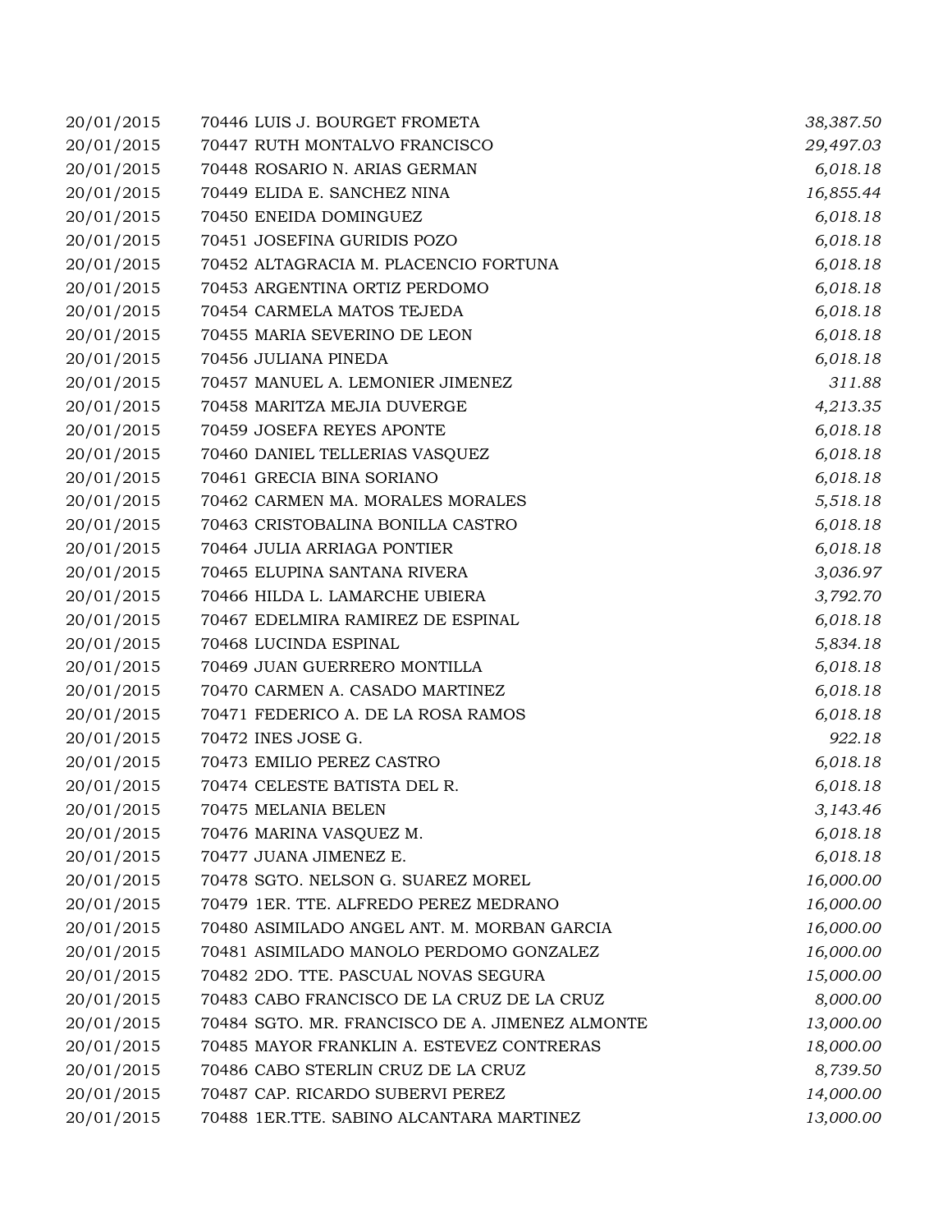| | | |
|---|---|---|
| 20/01/2015 | 70446 LUIS J. BOURGET FROMETA | *38,387.50* |
| 20/01/2015 | 70447 RUTH MONTALVO FRANCISCO | *29,497.03* |
| 20/01/2015 | 70448 ROSARIO N. ARIAS GERMAN | *6,018.18* |
| 20/01/2015 | 70449 ELIDA E. SANCHEZ NINA | *16,855.44* |
| 20/01/2015 | 70450 ENEIDA DOMINGUEZ | *6,018.18* |
| 20/01/2015 | 70451 JOSEFINA GURIDIS POZO | *6,018.18* |
| 20/01/2015 | 70452 ALTAGRACIA M. PLACENCIO FORTUNA | *6,018.18* |
| 20/01/2015 | 70453 ARGENTINA ORTIZ PERDOMO | *6,018.18* |
| 20/01/2015 | 70454 CARMELA MATOS TEJEDA | *6,018.18* |
| 20/01/2015 | 70455 MARIA SEVERINO DE LEON | *6,018.18* |
| 20/01/2015 | 70456 JULIANA PINEDA | *6,018.18* |
| 20/01/2015 | 70457 MANUEL A. LEMONIER JIMENEZ | *311.88* |
| 20/01/2015 | 70458 MARITZA MEJIA DUVERGE | *4,213.35* |
| 20/01/2015 | 70459 JOSEFA REYES APONTE | *6,018.18* |
| 20/01/2015 | 70460 DANIEL TELLERIAS VASQUEZ | *6,018.18* |
| 20/01/2015 | 70461 GRECIA BINA SORIANO | *6,018.18* |
| 20/01/2015 | 70462 CARMEN MA. MORALES MORALES | *5,518.18* |
| 20/01/2015 | 70463 CRISTOBALINA BONILLA CASTRO | *6,018.18* |
| 20/01/2015 | 70464 JULIA ARRIAGA PONTIER | *6,018.18* |
| 20/01/2015 | 70465 ELUPINA SANTANA RIVERA | *3,036.97* |
| 20/01/2015 | 70466 HILDA L. LAMARCHE UBIERA | *3,792.70* |
| 20/01/2015 | 70467 EDELMIRA RAMIREZ DE ESPINAL | *6,018.18* |
| 20/01/2015 | 70468 LUCINDA ESPINAL | *5,834.18* |
| 20/01/2015 | 70469 JUAN GUERRERO MONTILLA | *6,018.18* |
| 20/01/2015 | 70470 CARMEN A. CASADO MARTINEZ | *6,018.18* |
| 20/01/2015 | 70471 FEDERICO A. DE LA ROSA RAMOS | *6,018.18* |
| 20/01/2015 | 70472 INES JOSE G. | *922.18* |
| 20/01/2015 | 70473 EMILIO PEREZ CASTRO | *6,018.18* |
| 20/01/2015 | 70474 CELESTE BATISTA DEL R. | *6,018.18* |
| 20/01/2015 | 70475 MELANIA BELEN | *3,143.46* |
| 20/01/2015 | 70476 MARINA VASQUEZ M. | *6,018.18* |
| 20/01/2015 | 70477 JUANA JIMENEZ E. | *6,018.18* |
| 20/01/2015 | 70478 SGTO. NELSON G. SUAREZ MOREL | *16,000.00* |
| 20/01/2015 | 70479 1ER. TTE. ALFREDO PEREZ MEDRANO | *16,000.00* |
| 20/01/2015 | 70480 ASIMILADO ANGEL ANT. M. MORBAN GARCIA | *16,000.00* |
| 20/01/2015 | 70481 ASIMILADO MANOLO PERDOMO GONZALEZ | *16,000.00* |
| 20/01/2015 | 70482 2DO. TTE. PASCUAL NOVAS SEGURA | *15,000.00* |
| 20/01/2015 | 70483 CABO FRANCISCO DE LA CRUZ DE LA CRUZ | *8,000.00* |
| 20/01/2015 | 70484 SGTO. MR. FRANCISCO DE A. JIMENEZ ALMONTE | *13,000.00* |
| 20/01/2015 | 70485 MAYOR FRANKLIN A. ESTEVEZ CONTRERAS | *18,000.00* |
| 20/01/2015 | 70486 CABO STERLIN CRUZ DE LA CRUZ | *8,739.50* |
| 20/01/2015 | 70487 CAP. RICARDO SUBERVI PEREZ | *14,000.00* |
| 20/01/2015 | 70488 1ER.TTE. SABINO ALCANTARA MARTINEZ | *13,000.00* |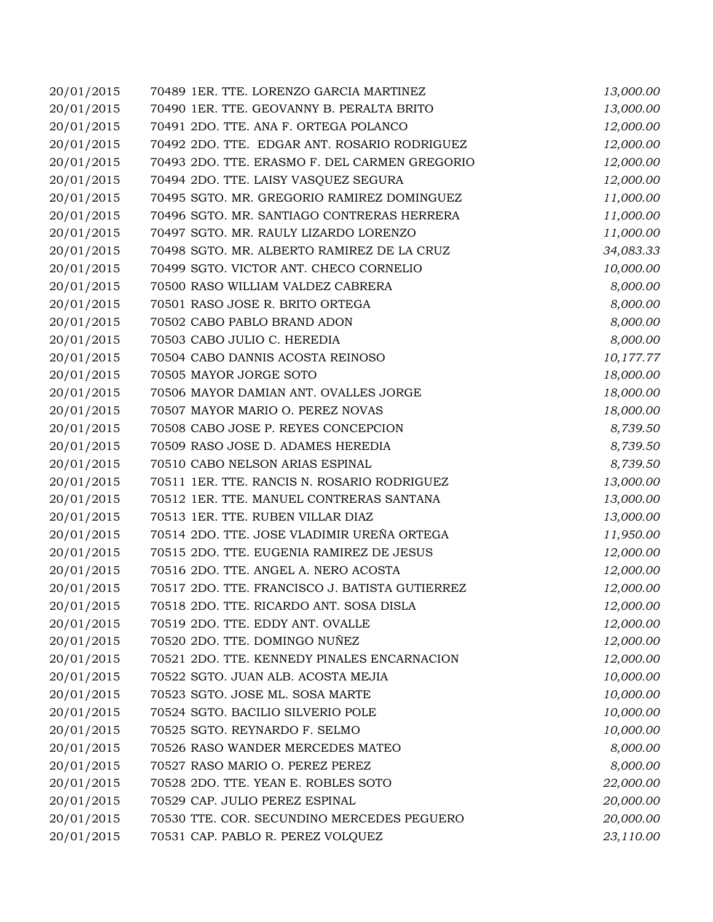| | | |
|---|---|---|
| 20/01/2015 | 70489 1ER. TTE. LORENZO GARCIA MARTINEZ | *13,000.00* |
| 20/01/2015 | 70490 1ER. TTE. GEOVANNY B. PERALTA BRITO | *13,000.00* |
| 20/01/2015 | 70491 2DO. TTE. ANA F. ORTEGA POLANCO | *12,000.00* |
| 20/01/2015 | 70492 2DO. TTE. EDGAR ANT. ROSARIO RODRIGUEZ | *12,000.00* |
| 20/01/2015 | 70493 2DO. TTE. ERASMO F. DEL CARMEN GREGORIO | *12,000.00* |
| 20/01/2015 | 70494 2DO. TTE. LAISY VASQUEZ SEGURA | *12,000.00* |
| 20/01/2015 | 70495 SGTO. MR. GREGORIO RAMIREZ DOMINGUEZ | *11,000.00* |
| 20/01/2015 | 70496 SGTO. MR. SANTIAGO CONTRERAS HERRERA | *11,000.00* |
| 20/01/2015 | 70497 SGTO. MR. RAULY LIZARDO LORENZO | *11,000.00* |
| 20/01/2015 | 70498 SGTO. MR. ALBERTO RAMIREZ DE LA CRUZ | *34,083.33* |
| 20/01/2015 | 70499 SGTO. VICTOR ANT. CHECO CORNELIO | *10,000.00* |
| 20/01/2015 | 70500 RASO WILLIAM VALDEZ CABRERA | *8,000.00* |
| 20/01/2015 | 70501 RASO JOSE R. BRITO ORTEGA | *8,000.00* |
| 20/01/2015 | 70502 CABO PABLO BRAND ADON | *8,000.00* |
| 20/01/2015 | 70503 CABO JULIO C. HEREDIA | *8,000.00* |
| 20/01/2015 | 70504 CABO DANNIS ACOSTA REINOSO | *10,177.77* |
| 20/01/2015 | 70505 MAYOR JORGE SOTO | *18,000.00* |
| 20/01/2015 | 70506 MAYOR DAMIAN ANT. OVALLES JORGE | *18,000.00* |
| 20/01/2015 | 70507 MAYOR MARIO O. PEREZ NOVAS | *18,000.00* |
| 20/01/2015 | 70508 CABO JOSE P. REYES CONCEPCION | *8,739.50* |
| 20/01/2015 | 70509 RASO JOSE D. ADAMES HEREDIA | *8,739.50* |
| 20/01/2015 | 70510 CABO NELSON ARIAS ESPINAL | *8,739.50* |
| 20/01/2015 | 70511 1ER. TTE. RANCIS N. ROSARIO RODRIGUEZ | *13,000.00* |
| 20/01/2015 | 70512 1ER. TTE. MANUEL CONTRERAS SANTANA | *13,000.00* |
| 20/01/2015 | 70513 1ER. TTE. RUBEN VILLAR DIAZ | *13,000.00* |
| 20/01/2015 | 70514 2DO. TTE. JOSE VLADIMIR UREÑA ORTEGA | *11,950.00* |
| 20/01/2015 | 70515 2DO. TTE. EUGENIA RAMIREZ DE JESUS | *12,000.00* |
| 20/01/2015 | 70516 2DO. TTE. ANGEL A. NERO ACOSTA | *12,000.00* |
| 20/01/2015 | 70517 2DO. TTE. FRANCISCO J. BATISTA GUTIERREZ | *12,000.00* |
| 20/01/2015 | 70518 2DO. TTE. RICARDO ANT. SOSA DISLA | *12,000.00* |
| 20/01/2015 | 70519 2DO. TTE. EDDY ANT. OVALLE | *12,000.00* |
| 20/01/2015 | 70520 2DO. TTE. DOMINGO NUÑEZ | *12,000.00* |
| 20/01/2015 | 70521 2DO. TTE. KENNEDY PINALES ENCARNACION | *12,000.00* |
| 20/01/2015 | 70522 SGTO. JUAN ALB. ACOSTA MEJIA | *10,000.00* |
| 20/01/2015 | 70523 SGTO. JOSE ML. SOSA MARTE | *10,000.00* |
| 20/01/2015 | 70524 SGTO. BACILIO SILVERIO POLE | *10,000.00* |
| 20/01/2015 | 70525 SGTO. REYNARDO F. SELMO | *10,000.00* |
| 20/01/2015 | 70526 RASO WANDER MERCEDES MATEO | *8,000.00* |
| 20/01/2015 | 70527 RASO MARIO O. PEREZ PEREZ | *8,000.00* |
| 20/01/2015 | 70528 2DO. TTE. YEAN E. ROBLES SOTO | *22,000.00* |
| 20/01/2015 | 70529 CAP. JULIO PEREZ ESPINAL | *20,000.00* |
| 20/01/2015 | 70530 TTE. COR. SECUNDINO MERCEDES PEGUERO | *20,000.00* |
| 20/01/2015 | 70531 CAP. PABLO R. PEREZ VOLQUEZ | *23,110.00* |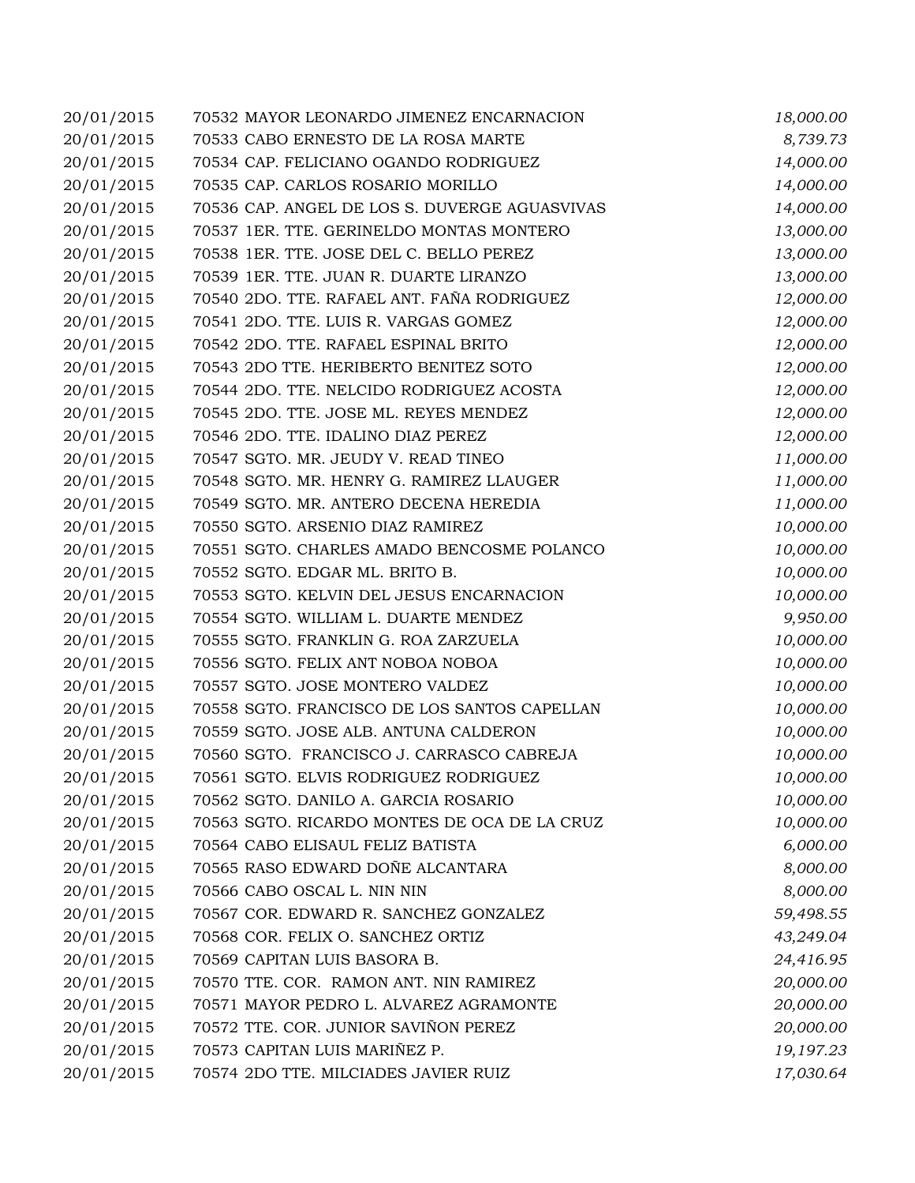| | | |
|---|---|---|
| 20/01/2015 | 70532 MAYOR LEONARDO JIMENEZ ENCARNACION | *18,000.00* |
| 20/01/2015 | 70533 CABO ERNESTO DE LA ROSA MARTE | *8,739.73* |
| 20/01/2015 | 70534 CAP. FELICIANO OGANDO RODRIGUEZ | *14,000.00* |
| 20/01/2015 | 70535 CAP. CARLOS ROSARIO MORILLO | *14,000.00* |
| 20/01/2015 | 70536 CAP. ANGEL DE LOS S. DUVERGE AGUASVIVAS | *14,000.00* |
| 20/01/2015 | 70537 1ER. TTE. GERINELDO MONTAS MONTERO | *13,000.00* |
| 20/01/2015 | 70538 1ER. TTE. JOSE DEL C. BELLO PEREZ | *13,000.00* |
| 20/01/2015 | 70539 1ER. TTE. JUAN R. DUARTE LIRANZO | *13,000.00* |
| 20/01/2015 | 70540 2DO. TTE. RAFAEL ANT. FAÑA RODRIGUEZ | *12,000.00* |
| 20/01/2015 | 70541 2DO. TTE. LUIS R. VARGAS GOMEZ | *12,000.00* |
| 20/01/2015 | 70542 2DO. TTE. RAFAEL ESPINAL BRITO | *12,000.00* |
| 20/01/2015 | 70543 2DO TTE. HERIBERTO BENITEZ SOTO | *12,000.00* |
| 20/01/2015 | 70544 2DO. TTE. NELCIDO RODRIGUEZ ACOSTA | *12,000.00* |
| 20/01/2015 | 70545 2DO. TTE. JOSE ML. REYES MENDEZ | *12,000.00* |
| 20/01/2015 | 70546 2DO. TTE. IDALINO DIAZ PEREZ | *12,000.00* |
| 20/01/2015 | 70547 SGTO. MR. JEUDY V. READ TINEO | *11,000.00* |
| 20/01/2015 | 70548 SGTO. MR. HENRY G. RAMIREZ LLAUGER | *11,000.00* |
| 20/01/2015 | 70549 SGTO. MR. ANTERO DECENA HEREDIA | *11,000.00* |
| 20/01/2015 | 70550 SGTO. ARSENIO DIAZ RAMIREZ | *10,000.00* |
| 20/01/2015 | 70551 SGTO. CHARLES AMADO BENCOSME POLANCO | *10,000.00* |
| 20/01/2015 | 70552 SGTO. EDGAR ML. BRITO B. | *10,000.00* |
| 20/01/2015 | 70553 SGTO. KELVIN DEL JESUS ENCARNACION | *10,000.00* |
| 20/01/2015 | 70554 SGTO. WILLIAM L. DUARTE MENDEZ | *9,950.00* |
| 20/01/2015 | 70555 SGTO. FRANKLIN G. ROA ZARZUELA | *10,000.00* |
| 20/01/2015 | 70556 SGTO. FELIX ANT NOBOA NOBOA | *10,000.00* |
| 20/01/2015 | 70557 SGTO. JOSE MONTERO VALDEZ | *10,000.00* |
| 20/01/2015 | 70558 SGTO. FRANCISCO DE LOS SANTOS CAPELLAN | *10,000.00* |
| 20/01/2015 | 70559 SGTO. JOSE ALB. ANTUNA CALDERON | *10,000.00* |
| 20/01/2015 | 70560 SGTO. FRANCISCO J. CARRASCO CABREJA | *10,000.00* |
| 20/01/2015 | 70561 SGTO. ELVIS RODRIGUEZ RODRIGUEZ | *10,000.00* |
| 20/01/2015 | 70562 SGTO. DANILO A. GARCIA ROSARIO | *10,000.00* |
| 20/01/2015 | 70563 SGTO. RICARDO MONTES DE OCA DE LA CRUZ | *10,000.00* |
| 20/01/2015 | 70564 CABO ELISAUL FELIZ BATISTA | *6,000.00* |
| 20/01/2015 | 70565 RASO EDWARD DOÑE ALCANTARA | *8,000.00* |
| 20/01/2015 | 70566 CABO OSCAL L. NIN NIN | *8,000.00* |
| 20/01/2015 | 70567 COR. EDWARD R. SANCHEZ GONZALEZ | *59,498.55* |
| 20/01/2015 | 70568 COR. FELIX O. SANCHEZ ORTIZ | *43,249.04* |
| 20/01/2015 | 70569 CAPITAN LUIS BASORA B. | *24,416.95* |
| 20/01/2015 | 70570 TTE. COR. RAMON ANT. NIN RAMIREZ | *20,000.00* |
| 20/01/2015 | 70571 MAYOR PEDRO L. ALVAREZ AGRAMONTE | *20,000.00* |
| 20/01/2015 | 70572 TTE. COR. JUNIOR SAVIÑON PEREZ | *20,000.00* |
| 20/01/2015 | 70573 CAPITAN LUIS MARIÑEZ P. | *19,197.23* |
| 20/01/2015 | 70574 2DO TTE. MILCIADES JAVIER RUIZ | *17,030.64* |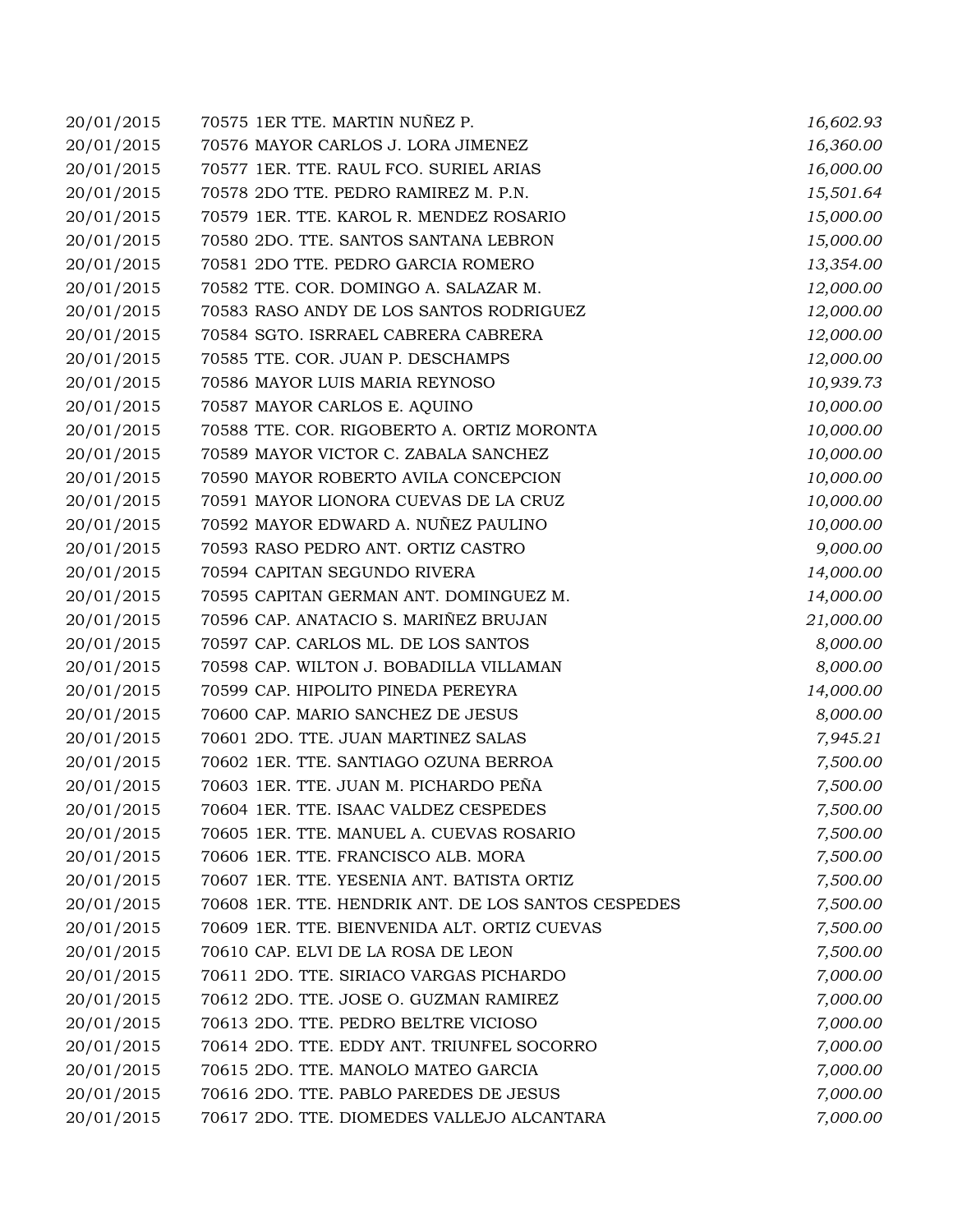| | | |
|---|---|---|
| 20/01/2015 | 70575 1ER TTE. MARTIN NUÑEZ P. | *16,602.93* |
| 20/01/2015 | 70576 MAYOR CARLOS J. LORA JIMENEZ | *16,360.00* |
| 20/01/2015 | 70577 1ER. TTE. RAUL FCO. SURIEL ARIAS | *16,000.00* |
| 20/01/2015 | 70578 2DO TTE. PEDRO RAMIREZ M. P.N. | *15,501.64* |
| 20/01/2015 | 70579 1ER. TTE. KAROL R. MENDEZ ROSARIO | *15,000.00* |
| 20/01/2015 | 70580 2DO. TTE. SANTOS SANTANA LEBRON | *15,000.00* |
| 20/01/2015 | 70581 2DO TTE. PEDRO GARCIA ROMERO | *13,354.00* |
| 20/01/2015 | 70582 TTE. COR. DOMINGO A. SALAZAR M. | *12,000.00* |
| 20/01/2015 | 70583 RASO ANDY DE LOS SANTOS RODRIGUEZ | *12,000.00* |
| 20/01/2015 | 70584 SGTO. ISRRAEL CABRERA CABRERA | *12,000.00* |
| 20/01/2015 | 70585 TTE. COR. JUAN P. DESCHAMPS | *12,000.00* |
| 20/01/2015 | 70586 MAYOR LUIS MARIA REYNOSO | *10,939.73* |
| 20/01/2015 | 70587 MAYOR CARLOS E. AQUINO | *10,000.00* |
| 20/01/2015 | 70588 TTE. COR. RIGOBERTO A. ORTIZ MORONTA | *10,000.00* |
| 20/01/2015 | 70589 MAYOR VICTOR C. ZABALA SANCHEZ | *10,000.00* |
| 20/01/2015 | 70590 MAYOR ROBERTO AVILA CONCEPCION | *10,000.00* |
| 20/01/2015 | 70591 MAYOR LIONORA CUEVAS DE LA CRUZ | *10,000.00* |
| 20/01/2015 | 70592 MAYOR EDWARD A. NUÑEZ PAULINO | *10,000.00* |
| 20/01/2015 | 70593 RASO PEDRO ANT. ORTIZ CASTRO | *9,000.00* |
| 20/01/2015 | 70594 CAPITAN SEGUNDO RIVERA | *14,000.00* |
| 20/01/2015 | 70595 CAPITAN GERMAN ANT. DOMINGUEZ M. | *14,000.00* |
| 20/01/2015 | 70596 CAP. ANATACIO S. MARIÑEZ BRUJAN | *21,000.00* |
| 20/01/2015 | 70597 CAP. CARLOS ML. DE LOS SANTOS | *8,000.00* |
| 20/01/2015 | 70598 CAP. WILTON J. BOBADILLA VILLAMAN | *8,000.00* |
| 20/01/2015 | 70599 CAP. HIPOLITO PINEDA PEREYRA | *14,000.00* |
| 20/01/2015 | 70600 CAP. MARIO SANCHEZ DE JESUS | *8,000.00* |
| 20/01/2015 | 70601 2DO. TTE. JUAN MARTINEZ SALAS | *7,945.21* |
| 20/01/2015 | 70602 1ER. TTE. SANTIAGO OZUNA BERROA | *7,500.00* |
| 20/01/2015 | 70603 1ER. TTE. JUAN M. PICHARDO PEÑA | *7,500.00* |
| 20/01/2015 | 70604 1ER. TTE. ISAAC VALDEZ CESPEDES | *7,500.00* |
| 20/01/2015 | 70605 1ER. TTE. MANUEL A. CUEVAS ROSARIO | *7,500.00* |
| 20/01/2015 | 70606 1ER. TTE. FRANCISCO ALB. MORA | *7,500.00* |
| 20/01/2015 | 70607 1ER. TTE. YESENIA ANT. BATISTA ORTIZ | *7,500.00* |
| 20/01/2015 | 70608 1ER. TTE. HENDRIK ANT. DE LOS SANTOS CESPEDES | *7,500.00* |
| 20/01/2015 | 70609 1ER. TTE. BIENVENIDA ALT. ORTIZ CUEVAS | *7,500.00* |
| 20/01/2015 | 70610 CAP. ELVI DE LA ROSA DE LEON | *7,500.00* |
| 20/01/2015 | 70611 2DO. TTE. SIRIACO VARGAS PICHARDO | *7,000.00* |
| 20/01/2015 | 70612 2DO. TTE. JOSE O. GUZMAN RAMIREZ | *7,000.00* |
| 20/01/2015 | 70613 2DO. TTE. PEDRO BELTRE VICIOSO | *7,000.00* |
| 20/01/2015 | 70614 2DO. TTE. EDDY ANT. TRIUNFEL SOCORRO | *7,000.00* |
| 20/01/2015 | 70615 2DO. TTE. MANOLO MATEO GARCIA | *7,000.00* |
| 20/01/2015 | 70616 2DO. TTE. PABLO PAREDES DE JESUS | *7,000.00* |
| 20/01/2015 | 70617 2DO. TTE. DIOMEDES VALLEJO ALCANTARA | *7,000.00* |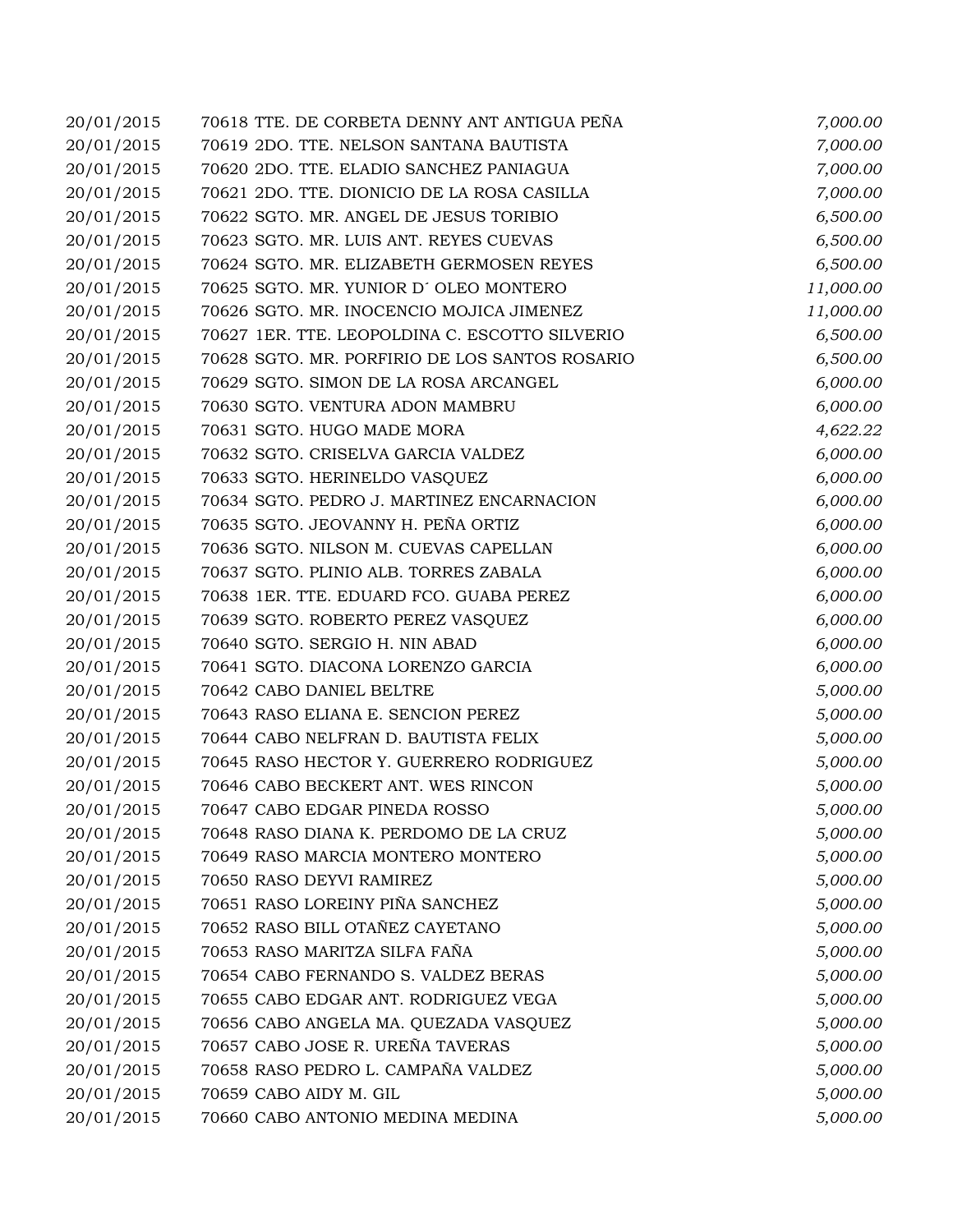| | | |
|---|---|---|
| 20/01/2015 | 70618 TTE. DE CORBETA DENNY ANT ANTIGUA PEÑA | *7,000.00* |
| 20/01/2015 | 70619 2DO. TTE. NELSON SANTANA BAUTISTA | *7,000.00* |
| 20/01/2015 | 70620 2DO. TTE. ELADIO SANCHEZ PANIAGUA | *7,000.00* |
| 20/01/2015 | 70621 2DO. TTE. DIONICIO DE LA ROSA CASILLA | *7,000.00* |
| 20/01/2015 | 70622 SGTO. MR. ANGEL DE JESUS TORIBIO | *6,500.00* |
| 20/01/2015 | 70623 SGTO. MR. LUIS ANT. REYES CUEVAS | *6,500.00* |
| 20/01/2015 | 70624 SGTO. MR. ELIZABETH GERMOSEN REYES | *6,500.00* |
| 20/01/2015 | 70625 SGTO. MR. YUNIOR D´ OLEO MONTERO | *11,000.00* |
| 20/01/2015 | 70626 SGTO. MR. INOCENCIO MOJICA JIMENEZ | *11,000.00* |
| 20/01/2015 | 70627 1ER. TTE. LEOPOLDINA C. ESCOTTO SILVERIO | *6,500.00* |
| 20/01/2015 | 70628 SGTO. MR. PORFIRIO DE LOS SANTOS ROSARIO | *6,500.00* |
| 20/01/2015 | 70629 SGTO. SIMON DE LA ROSA ARCANGEL | *6,000.00* |
| 20/01/2015 | 70630 SGTO. VENTURA ADON MAMBRU | *6,000.00* |
| 20/01/2015 | 70631 SGTO. HUGO MADE MORA | *4,622.22* |
| 20/01/2015 | 70632 SGTO. CRISELVA GARCIA VALDEZ | *6,000.00* |
| 20/01/2015 | 70633 SGTO. HERINELDO VASQUEZ | *6,000.00* |
| 20/01/2015 | 70634 SGTO. PEDRO J. MARTINEZ ENCARNACION | *6,000.00* |
| 20/01/2015 | 70635 SGTO. JEOVANNY H. PEÑA ORTIZ | *6,000.00* |
| 20/01/2015 | 70636 SGTO. NILSON M. CUEVAS CAPELLAN | *6,000.00* |
| 20/01/2015 | 70637 SGTO. PLINIO ALB. TORRES ZABALA | *6,000.00* |
| 20/01/2015 | 70638 1ER. TTE. EDUARD FCO. GUABA PEREZ | *6,000.00* |
| 20/01/2015 | 70639 SGTO. ROBERTO PEREZ VASQUEZ | *6,000.00* |
| 20/01/2015 | 70640 SGTO. SERGIO H. NIN ABAD | *6,000.00* |
| 20/01/2015 | 70641 SGTO. DIACONA LORENZO GARCIA | *6,000.00* |
| 20/01/2015 | 70642 CABO DANIEL BELTRE | *5,000.00* |
| 20/01/2015 | 70643 RASO ELIANA E. SENCION PEREZ | *5,000.00* |
| 20/01/2015 | 70644 CABO NELFRAN D. BAUTISTA FELIX | *5,000.00* |
| 20/01/2015 | 70645 RASO HECTOR Y. GUERRERO RODRIGUEZ | *5,000.00* |
| 20/01/2015 | 70646 CABO BECKERT ANT. WES RINCON | *5,000.00* |
| 20/01/2015 | 70647 CABO EDGAR PINEDA ROSSO | *5,000.00* |
| 20/01/2015 | 70648 RASO DIANA K. PERDOMO DE LA CRUZ | *5,000.00* |
| 20/01/2015 | 70649 RASO MARCIA MONTERO MONTERO | *5,000.00* |
| 20/01/2015 | 70650 RASO DEYVI RAMIREZ | *5,000.00* |
| 20/01/2015 | 70651 RASO LOREINY PIÑA SANCHEZ | *5,000.00* |
| 20/01/2015 | 70652 RASO BILL OTAÑEZ CAYETANO | *5,000.00* |
| 20/01/2015 | 70653 RASO MARITZA SILFA FAÑA | *5,000.00* |
| 20/01/2015 | 70654 CABO FERNANDO S. VALDEZ BERAS | *5,000.00* |
| 20/01/2015 | 70655 CABO EDGAR ANT. RODRIGUEZ VEGA | *5,000.00* |
| 20/01/2015 | 70656 CABO ANGELA MA. QUEZADA VASQUEZ | *5,000.00* |
| 20/01/2015 | 70657 CABO JOSE R. UREÑA TAVERAS | *5,000.00* |
| 20/01/2015 | 70658 RASO PEDRO L. CAMPAÑA VALDEZ | *5,000.00* |
| 20/01/2015 | 70659 CABO AIDY M. GIL | *5,000.00* |
| 20/01/2015 | 70660 CABO ANTONIO MEDINA MEDINA | *5,000.00* |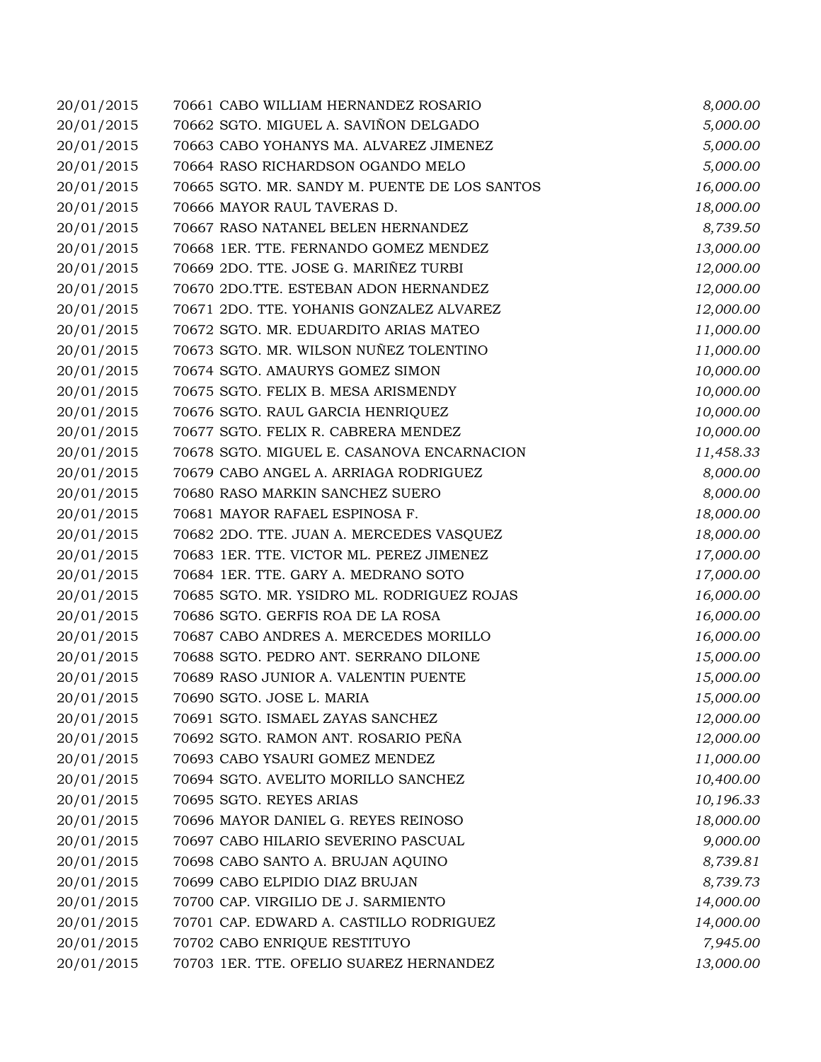| | | |
|---|---|---|
| 20/01/2015 | 70661 CABO WILLIAM HERNANDEZ ROSARIO | *8,000.00* |
| 20/01/2015 | 70662 SGTO. MIGUEL A. SAVIÑON DELGADO | *5,000.00* |
| 20/01/2015 | 70663 CABO YOHANYS MA. ALVAREZ JIMENEZ | *5,000.00* |
| 20/01/2015 | 70664 RASO RICHARDSON OGANDO MELO | *5,000.00* |
| 20/01/2015 | 70665 SGTO. MR. SANDY M. PUENTE DE LOS SANTOS | *16,000.00* |
| 20/01/2015 | 70666 MAYOR RAUL TAVERAS D. | *18,000.00* |
| 20/01/2015 | 70667 RASO NATANEL BELEN HERNANDEZ | *8,739.50* |
| 20/01/2015 | 70668 1ER. TTE. FERNANDO GOMEZ MENDEZ | *13,000.00* |
| 20/01/2015 | 70669 2DO. TTE. JOSE G. MARIÑEZ TURBI | *12,000.00* |
| 20/01/2015 | 70670 2DO.TTE. ESTEBAN ADON HERNANDEZ | *12,000.00* |
| 20/01/2015 | 70671 2DO. TTE. YOHANIS GONZALEZ ALVAREZ | *12,000.00* |
| 20/01/2015 | 70672 SGTO. MR. EDUARDITO ARIAS MATEO | *11,000.00* |
| 20/01/2015 | 70673 SGTO. MR. WILSON NUÑEZ TOLENTINO | *11,000.00* |
| 20/01/2015 | 70674 SGTO. AMAURYS GOMEZ SIMON | *10,000.00* |
| 20/01/2015 | 70675 SGTO. FELIX B. MESA ARISMENDY | *10,000.00* |
| 20/01/2015 | 70676 SGTO. RAUL GARCIA HENRIQUEZ | *10,000.00* |
| 20/01/2015 | 70677 SGTO. FELIX R. CABRERA MENDEZ | *10,000.00* |
| 20/01/2015 | 70678 SGTO. MIGUEL E. CASANOVA ENCARNACION | *11,458.33* |
| 20/01/2015 | 70679 CABO ANGEL A. ARRIAGA RODRIGUEZ | *8,000.00* |
| 20/01/2015 | 70680 RASO MARKIN SANCHEZ SUERO | *8,000.00* |
| 20/01/2015 | 70681 MAYOR RAFAEL ESPINOSA F. | *18,000.00* |
| 20/01/2015 | 70682 2DO. TTE. JUAN A. MERCEDES VASQUEZ | *18,000.00* |
| 20/01/2015 | 70683 1ER. TTE. VICTOR ML. PEREZ JIMENEZ | *17,000.00* |
| 20/01/2015 | 70684 1ER. TTE. GARY A. MEDRANO SOTO | *17,000.00* |
| 20/01/2015 | 70685 SGTO. MR. YSIDRO ML. RODRIGUEZ ROJAS | *16,000.00* |
| 20/01/2015 | 70686 SGTO. GERFIS ROA DE LA ROSA | *16,000.00* |
| 20/01/2015 | 70687 CABO ANDRES A. MERCEDES MORILLO | *16,000.00* |
| 20/01/2015 | 70688 SGTO. PEDRO ANT. SERRANO DILONE | *15,000.00* |
| 20/01/2015 | 70689 RASO JUNIOR A. VALENTIN PUENTE | *15,000.00* |
| 20/01/2015 | 70690 SGTO. JOSE L. MARIA | *15,000.00* |
| 20/01/2015 | 70691 SGTO. ISMAEL ZAYAS SANCHEZ | *12,000.00* |
| 20/01/2015 | 70692 SGTO. RAMON ANT. ROSARIO PEÑA | *12,000.00* |
| 20/01/2015 | 70693 CABO YSAURI GOMEZ MENDEZ | *11,000.00* |
| 20/01/2015 | 70694 SGTO. AVELITO MORILLO SANCHEZ | *10,400.00* |
| 20/01/2015 | 70695 SGTO. REYES ARIAS | *10,196.33* |
| 20/01/2015 | 70696 MAYOR DANIEL G. REYES REINOSO | *18,000.00* |
| 20/01/2015 | 70697 CABO HILARIO SEVERINO PASCUAL | *9,000.00* |
| 20/01/2015 | 70698 CABO SANTO A. BRUJAN AQUINO | *8,739.81* |
| 20/01/2015 | 70699 CABO ELPIDIO DIAZ BRUJAN | *8,739.73* |
| 20/01/2015 | 70700 CAP. VIRGILIO DE J. SARMIENTO | *14,000.00* |
| 20/01/2015 | 70701 CAP. EDWARD A. CASTILLO RODRIGUEZ | *14,000.00* |
| 20/01/2015 | 70702 CABO ENRIQUE RESTITUYO | *7,945.00* |
| 20/01/2015 | 70703 1ER. TTE. OFELIO SUAREZ HERNANDEZ | *13,000.00* |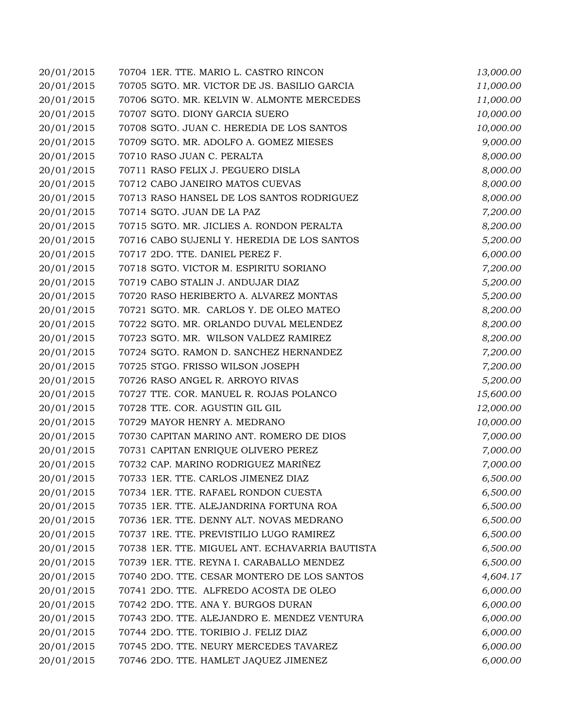| | | |
|---|---|---|
| 20/01/2015 | 70704 1ER. TTE. MARIO L. CASTRO RINCON | *13,000.00* |
| 20/01/2015 | 70705 SGTO. MR. VICTOR DE JS. BASILIO GARCIA | *11,000.00* |
| 20/01/2015 | 70706 SGTO. MR. KELVIN W. ALMONTE MERCEDES | *11,000.00* |
| 20/01/2015 | 70707 SGTO. DIONY GARCIA SUERO | *10,000.00* |
| 20/01/2015 | 70708 SGTO. JUAN C. HEREDIA DE LOS SANTOS | *10,000.00* |
| 20/01/2015 | 70709 SGTO. MR. ADOLFO A. GOMEZ MIESES | *9,000.00* |
| 20/01/2015 | 70710 RASO JUAN C. PERALTA | *8,000.00* |
| 20/01/2015 | 70711 RASO FELIX J. PEGUERO DISLA | *8,000.00* |
| 20/01/2015 | 70712 CABO JANEIRO MATOS CUEVAS | *8,000.00* |
| 20/01/2015 | 70713 RASO HANSEL DE LOS SANTOS RODRIGUEZ | *8,000.00* |
| 20/01/2015 | 70714 SGTO. JUAN DE LA PAZ | *7,200.00* |
| 20/01/2015 | 70715 SGTO. MR. JICLIES A. RONDON PERALTA | *8,200.00* |
| 20/01/2015 | 70716 CABO SUJENLI Y. HEREDIA DE LOS SANTOS | *5,200.00* |
| 20/01/2015 | 70717 2DO. TTE. DANIEL PEREZ F. | *6,000.00* |
| 20/01/2015 | 70718 SGTO. VICTOR M. ESPIRITU SORIANO | *7,200.00* |
| 20/01/2015 | 70719 CABO STALIN J. ANDUJAR DIAZ | *5,200.00* |
| 20/01/2015 | 70720 RASO HERIBERTO A. ALVAREZ MONTAS | *5,200.00* |
| 20/01/2015 | 70721 SGTO. MR. CARLOS Y. DE OLEO MATEO | *8,200.00* |
| 20/01/2015 | 70722 SGTO. MR. ORLANDO DUVAL MELENDEZ | *8,200.00* |
| 20/01/2015 | 70723 SGTO. MR. WILSON VALDEZ RAMIREZ | *8,200.00* |
| 20/01/2015 | 70724 SGTO. RAMON D. SANCHEZ HERNANDEZ | *7,200.00* |
| 20/01/2015 | 70725 STGO. FRISSO WILSON JOSEPH | *7,200.00* |
| 20/01/2015 | 70726 RASO ANGEL R. ARROYO RIVAS | *5,200.00* |
| 20/01/2015 | 70727 TTE. COR. MANUEL R. ROJAS POLANCO | *15,600.00* |
| 20/01/2015 | 70728 TTE. COR. AGUSTIN GIL GIL | *12,000.00* |
| 20/01/2015 | 70729 MAYOR HENRY A. MEDRANO | *10,000.00* |
| 20/01/2015 | 70730 CAPITAN MARINO ANT. ROMERO DE DIOS | *7,000.00* |
| 20/01/2015 | 70731 CAPITAN ENRIQUE OLIVERO PEREZ | *7,000.00* |
| 20/01/2015 | 70732 CAP. MARINO RODRIGUEZ MARIÑEZ | *7,000.00* |
| 20/01/2015 | 70733 1ER. TTE. CARLOS JIMENEZ DIAZ | *6,500.00* |
| 20/01/2015 | 70734 1ER. TTE. RAFAEL RONDON CUESTA | *6,500.00* |
| 20/01/2015 | 70735 1ER. TTE. ALEJANDRINA FORTUNA ROA | *6,500.00* |
| 20/01/2015 | 70736 1ER. TTE. DENNY ALT. NOVAS MEDRANO | *6,500.00* |
| 20/01/2015 | 70737 1RE. TTE. PREVISTILIO LUGO RAMIREZ | *6,500.00* |
| 20/01/2015 | 70738 1ER. TTE. MIGUEL ANT. ECHAVARRIA BAUTISTA | *6,500.00* |
| 20/01/2015 | 70739 1ER. TTE. REYNA I. CARABALLO MENDEZ | *6,500.00* |
| 20/01/2015 | 70740 2DO. TTE. CESAR MONTERO DE LOS SANTOS | *4,604.17* |
| 20/01/2015 | 70741 2DO. TTE. ALFREDO ACOSTA DE OLEO | *6,000.00* |
| 20/01/2015 | 70742 2DO. TTE. ANA Y. BURGOS DURAN | *6,000.00* |
| 20/01/2015 | 70743 2DO. TTE. ALEJANDRO E. MENDEZ VENTURA | *6,000.00* |
| 20/01/2015 | 70744 2DO. TTE. TORIBIO J. FELIZ DIAZ | *6,000.00* |
| 20/01/2015 | 70745 2DO. TTE. NEURY MERCEDES TAVAREZ | *6,000.00* |
| 20/01/2015 | 70746 2DO. TTE. HAMLET JAQUEZ JIMENEZ | *6,000.00* |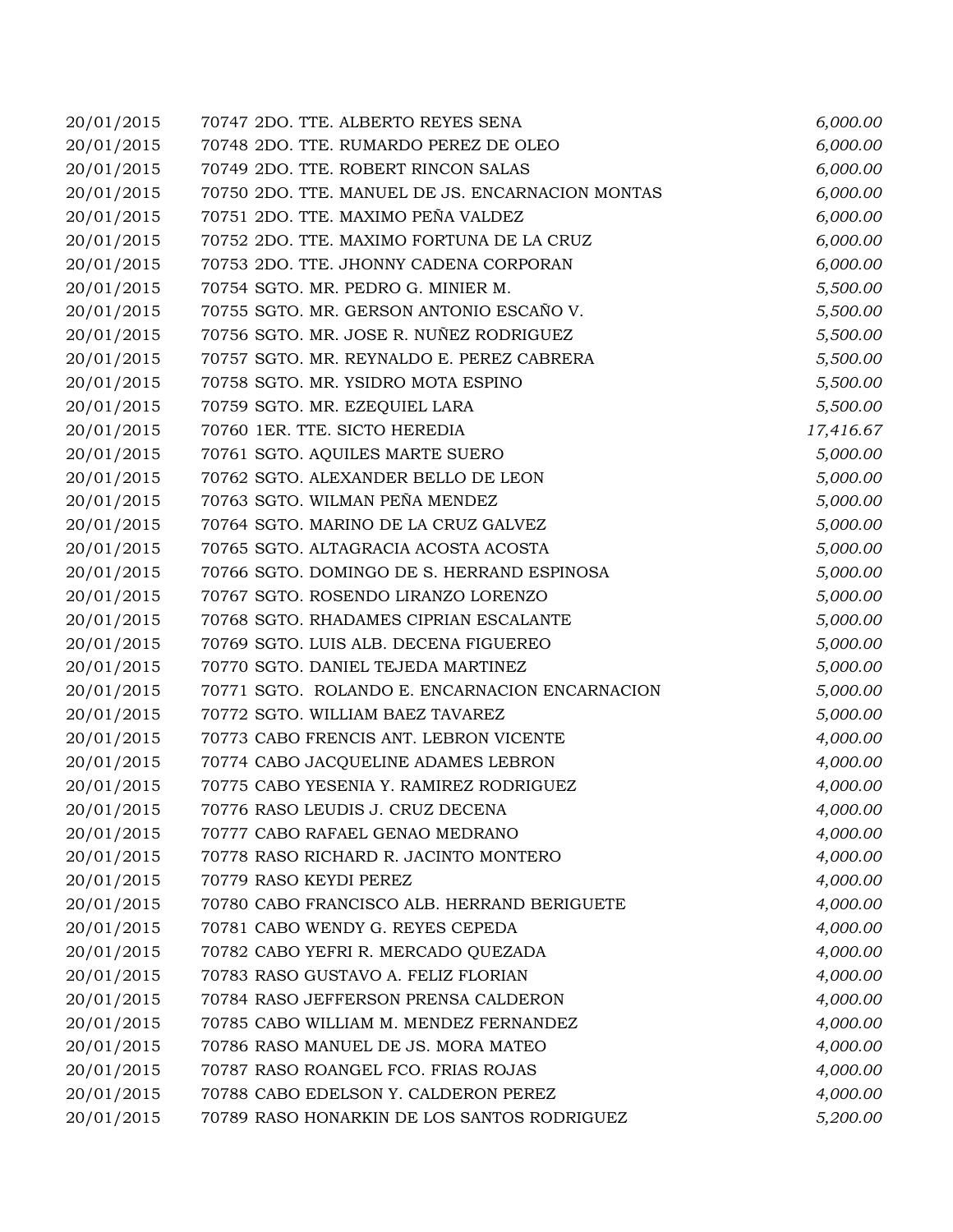| | | |
|---|---|---|
| 20/01/2015 | 70747 2DO. TTE. ALBERTO REYES SENA | *6,000.00* |
| 20/01/2015 | 70748 2DO. TTE. RUMARDO PEREZ DE OLEO | *6,000.00* |
| 20/01/2015 | 70749 2DO. TTE. ROBERT RINCON SALAS | *6,000.00* |
| 20/01/2015 | 70750 2DO. TTE. MANUEL DE JS. ENCARNACION MONTAS | *6,000.00* |
| 20/01/2015 | 70751 2DO. TTE. MAXIMO PEÑA VALDEZ | *6,000.00* |
| 20/01/2015 | 70752 2DO. TTE. MAXIMO FORTUNA DE LA CRUZ | *6,000.00* |
| 20/01/2015 | 70753 2DO. TTE. JHONNY CADENA CORPORAN | *6,000.00* |
| 20/01/2015 | 70754 SGTO. MR. PEDRO G. MINIER M. | *5,500.00* |
| 20/01/2015 | 70755 SGTO. MR. GERSON ANTONIO ESCAÑO V. | *5,500.00* |
| 20/01/2015 | 70756 SGTO. MR. JOSE R. NUÑEZ RODRIGUEZ | *5,500.00* |
| 20/01/2015 | 70757 SGTO. MR. REYNALDO E. PEREZ CABRERA | *5,500.00* |
| 20/01/2015 | 70758 SGTO. MR. YSIDRO MOTA ESPINO | *5,500.00* |
| 20/01/2015 | 70759 SGTO. MR. EZEQUIEL LARA | *5,500.00* |
| 20/01/2015 | 70760 1ER. TTE. SICTO HEREDIA | *17,416.67* |
| 20/01/2015 | 70761 SGTO. AQUILES MARTE SUERO | *5,000.00* |
| 20/01/2015 | 70762 SGTO. ALEXANDER BELLO DE LEON | *5,000.00* |
| 20/01/2015 | 70763 SGTO. WILMAN PEÑA MENDEZ | *5,000.00* |
| 20/01/2015 | 70764 SGTO. MARINO DE LA CRUZ GALVEZ | *5,000.00* |
| 20/01/2015 | 70765 SGTO. ALTAGRACIA ACOSTA ACOSTA | *5,000.00* |
| 20/01/2015 | 70766 SGTO. DOMINGO DE S. HERRAND ESPINOSA | *5,000.00* |
| 20/01/2015 | 70767 SGTO. ROSENDO LIRANZO LORENZO | *5,000.00* |
| 20/01/2015 | 70768 SGTO. RHADAMES CIPRIAN ESCALANTE | *5,000.00* |
| 20/01/2015 | 70769 SGTO. LUIS ALB. DECENA FIGUEREO | *5,000.00* |
| 20/01/2015 | 70770 SGTO. DANIEL TEJEDA MARTINEZ | *5,000.00* |
| 20/01/2015 | 70771 SGTO. ROLANDO E. ENCARNACION ENCARNACION | *5,000.00* |
| 20/01/2015 | 70772 SGTO. WILLIAM BAEZ TAVAREZ | *5,000.00* |
| 20/01/2015 | 70773 CABO FRENCIS ANT. LEBRON VICENTE | *4,000.00* |
| 20/01/2015 | 70774 CABO JACQUELINE ADAMES LEBRON | *4,000.00* |
| 20/01/2015 | 70775 CABO YESENIA Y. RAMIREZ RODRIGUEZ | *4,000.00* |
| 20/01/2015 | 70776 RASO LEUDIS J. CRUZ DECENA | *4,000.00* |
| 20/01/2015 | 70777 CABO RAFAEL GENAO MEDRANO | *4,000.00* |
| 20/01/2015 | 70778 RASO RICHARD R. JACINTO MONTERO | *4,000.00* |
| 20/01/2015 | 70779 RASO KEYDI PEREZ | *4,000.00* |
| 20/01/2015 | 70780 CABO FRANCISCO ALB. HERRAND BERIGUETE | *4,000.00* |
| 20/01/2015 | 70781 CABO WENDY G. REYES CEPEDA | *4,000.00* |
| 20/01/2015 | 70782 CABO YEFRI R. MERCADO QUEZADA | *4,000.00* |
| 20/01/2015 | 70783 RASO GUSTAVO A. FELIZ FLORIAN | *4,000.00* |
| 20/01/2015 | 70784 RASO JEFFERSON PRENSA CALDERON | *4,000.00* |
| 20/01/2015 | 70785 CABO WILLIAM M. MENDEZ FERNANDEZ | *4,000.00* |
| 20/01/2015 | 70786 RASO MANUEL DE JS. MORA MATEO | *4,000.00* |
| 20/01/2015 | 70787 RASO ROANGEL FCO. FRIAS ROJAS | *4,000.00* |
| 20/01/2015 | 70788 CABO EDELSON Y. CALDERON PEREZ | *4,000.00* |
| 20/01/2015 | 70789 RASO HONARKIN DE LOS SANTOS RODRIGUEZ | *5,200.00* |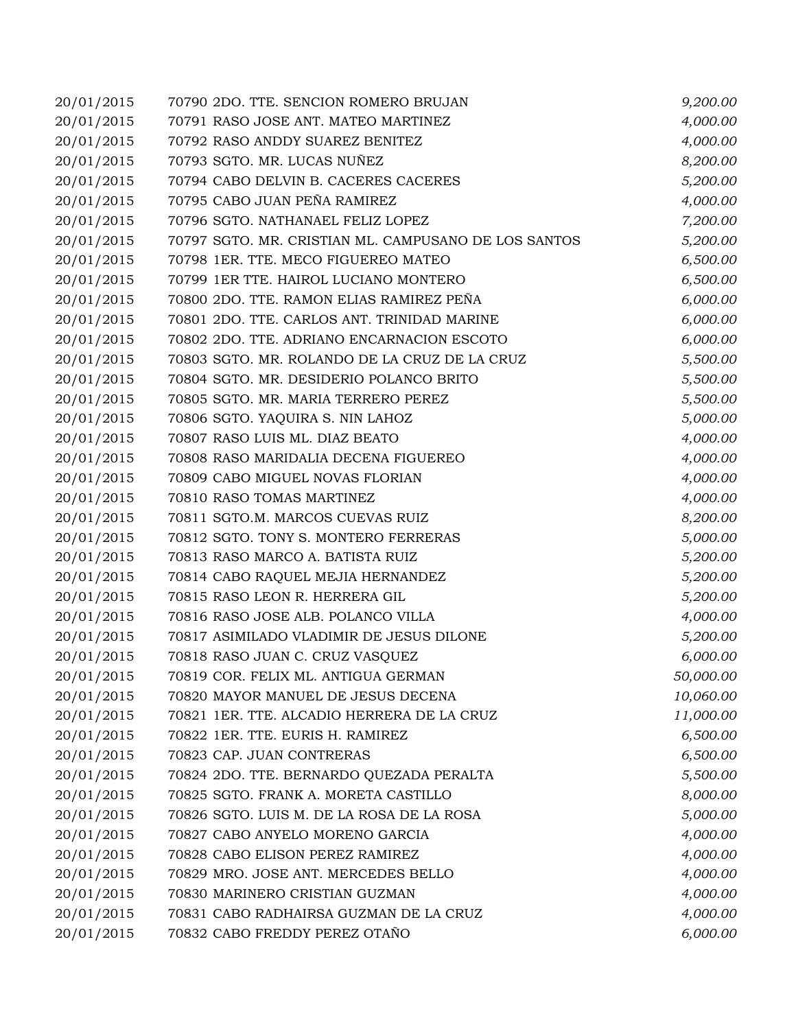| | | |
|---|---|---|
| 20/01/2015 | 70790 2DO. TTE. SENCION ROMERO BRUJAN | *9,200.00* |
| 20/01/2015 | 70791 RASO JOSE ANT. MATEO MARTINEZ | *4,000.00* |
| 20/01/2015 | 70792 RASO ANDDY SUAREZ BENITEZ | *4,000.00* |
| 20/01/2015 | 70793 SGTO. MR. LUCAS NUÑEZ | *8,200.00* |
| 20/01/2015 | 70794 CABO DELVIN B. CACERES CACERES | *5,200.00* |
| 20/01/2015 | 70795 CABO JUAN PEÑA RAMIREZ | *4,000.00* |
| 20/01/2015 | 70796 SGTO. NATHANAEL FELIZ LOPEZ | *7,200.00* |
| 20/01/2015 | 70797 SGTO. MR. CRISTIAN ML. CAMPUSANO DE LOS SANTOS | *5,200.00* |
| 20/01/2015 | 70798 1ER. TTE. MECO FIGUEREO MATEO | *6,500.00* |
| 20/01/2015 | 70799 1ER TTE. HAIROL LUCIANO MONTERO | *6,500.00* |
| 20/01/2015 | 70800 2DO. TTE. RAMON ELIAS RAMIREZ PEÑA | *6,000.00* |
| 20/01/2015 | 70801 2DO. TTE. CARLOS ANT. TRINIDAD MARINE | *6,000.00* |
| 20/01/2015 | 70802 2DO. TTE. ADRIANO ENCARNACION ESCOTO | *6,000.00* |
| 20/01/2015 | 70803 SGTO. MR. ROLANDO DE LA CRUZ DE LA CRUZ | *5,500.00* |
| 20/01/2015 | 70804 SGTO. MR. DESIDERIO POLANCO BRITO | *5,500.00* |
| 20/01/2015 | 70805 SGTO. MR. MARIA TERRERO PEREZ | *5,500.00* |
| 20/01/2015 | 70806 SGTO. YAQUIRA S. NIN LAHOZ | *5,000.00* |
| 20/01/2015 | 70807 RASO LUIS ML. DIAZ BEATO | *4,000.00* |
| 20/01/2015 | 70808 RASO MARIDALIA DECENA FIGUEREO | *4,000.00* |
| 20/01/2015 | 70809 CABO MIGUEL NOVAS FLORIAN | *4,000.00* |
| 20/01/2015 | 70810 RASO TOMAS MARTINEZ | *4,000.00* |
| 20/01/2015 | 70811 SGTO.M. MARCOS CUEVAS RUIZ | *8,200.00* |
| 20/01/2015 | 70812 SGTO. TONY S. MONTERO FERRERAS | *5,000.00* |
| 20/01/2015 | 70813 RASO MARCO A. BATISTA RUIZ | *5,200.00* |
| 20/01/2015 | 70814 CABO RAQUEL MEJIA HERNANDEZ | *5,200.00* |
| 20/01/2015 | 70815 RASO LEON R. HERRERA GIL | *5,200.00* |
| 20/01/2015 | 70816 RASO JOSE ALB. POLANCO VILLA | *4,000.00* |
| 20/01/2015 | 70817 ASIMILADO VLADIMIR DE JESUS DILONE | *5,200.00* |
| 20/01/2015 | 70818 RASO JUAN C. CRUZ VASQUEZ | *6,000.00* |
| 20/01/2015 | 70819 COR. FELIX ML. ANTIGUA GERMAN | *50,000.00* |
| 20/01/2015 | 70820 MAYOR MANUEL DE JESUS DECENA | *10,060.00* |
| 20/01/2015 | 70821 1ER. TTE. ALCADIO HERRERA DE LA CRUZ | *11,000.00* |
| 20/01/2015 | 70822 1ER. TTE. EURIS H. RAMIREZ | *6,500.00* |
| 20/01/2015 | 70823 CAP. JUAN CONTRERAS | *6,500.00* |
| 20/01/2015 | 70824 2DO. TTE. BERNARDO QUEZADA PERALTA | *5,500.00* |
| 20/01/2015 | 70825 SGTO. FRANK A. MORETA CASTILLO | *8,000.00* |
| 20/01/2015 | 70826 SGTO. LUIS M. DE LA ROSA DE LA ROSA | *5,000.00* |
| 20/01/2015 | 70827 CABO ANYELO MORENO GARCIA | *4,000.00* |
| 20/01/2015 | 70828 CABO ELISON PEREZ RAMIREZ | *4,000.00* |
| 20/01/2015 | 70829 MRO. JOSE ANT. MERCEDES BELLO | *4,000.00* |
| 20/01/2015 | 70830 MARINERO CRISTIAN GUZMAN | *4,000.00* |
| 20/01/2015 | 70831 CABO RADHAIRSA GUZMAN DE LA CRUZ | *4,000.00* |
| 20/01/2015 | 70832 CABO FREDDY PEREZ OTAÑO | *6,000.00* |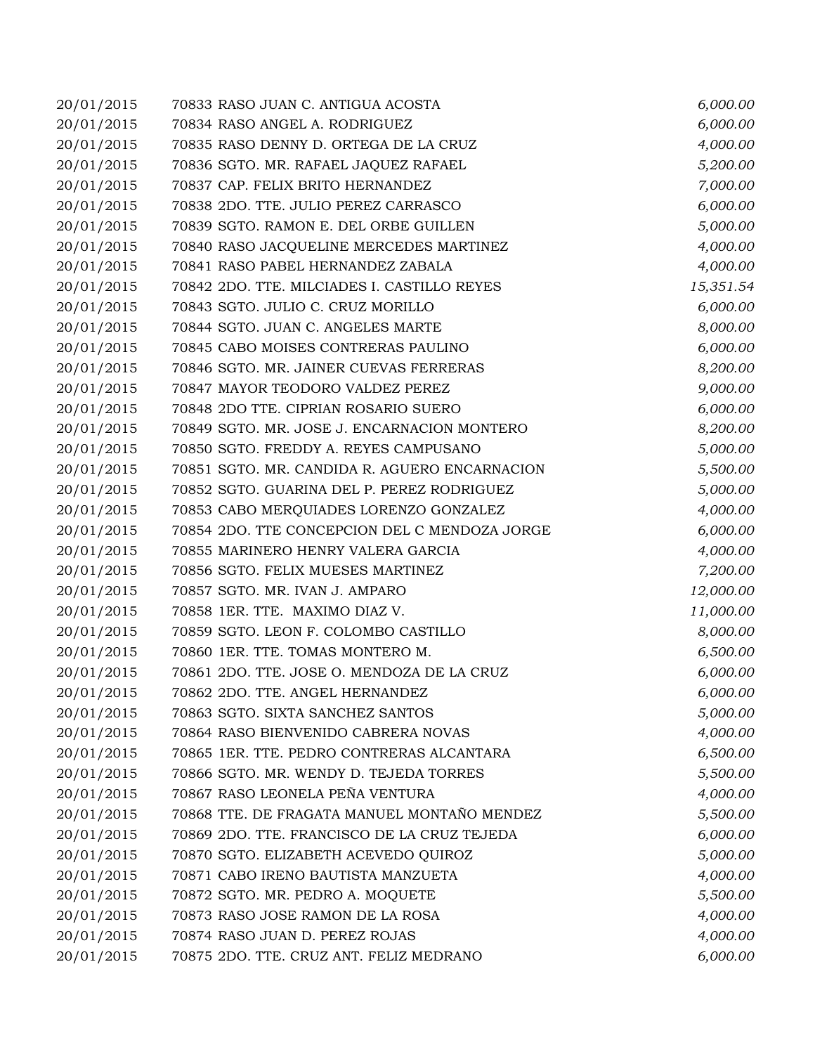| | | |
|---|---|---|
| 20/01/2015 | 70833 RASO JUAN C. ANTIGUA ACOSTA | *6,000.00* |
| 20/01/2015 | 70834 RASO ANGEL A. RODRIGUEZ | *6,000.00* |
| 20/01/2015 | 70835 RASO DENNY D. ORTEGA DE LA CRUZ | *4,000.00* |
| 20/01/2015 | 70836 SGTO. MR. RAFAEL JAQUEZ RAFAEL | *5,200.00* |
| 20/01/2015 | 70837 CAP. FELIX BRITO HERNANDEZ | *7,000.00* |
| 20/01/2015 | 70838 2DO. TTE. JULIO PEREZ CARRASCO | *6,000.00* |
| 20/01/2015 | 70839 SGTO. RAMON E. DEL ORBE GUILLEN | *5,000.00* |
| 20/01/2015 | 70840 RASO JACQUELINE MERCEDES MARTINEZ | *4,000.00* |
| 20/01/2015 | 70841 RASO PABEL HERNANDEZ ZABALA | *4,000.00* |
| 20/01/2015 | 70842 2DO. TTE. MILCIADES I. CASTILLO REYES | *15,351.54* |
| 20/01/2015 | 70843 SGTO. JULIO C. CRUZ MORILLO | *6,000.00* |
| 20/01/2015 | 70844 SGTO. JUAN C. ANGELES MARTE | *8,000.00* |
| 20/01/2015 | 70845 CABO MOISES CONTRERAS PAULINO | *6,000.00* |
| 20/01/2015 | 70846 SGTO. MR. JAINER CUEVAS FERRERAS | *8,200.00* |
| 20/01/2015 | 70847 MAYOR TEODORO VALDEZ PEREZ | *9,000.00* |
| 20/01/2015 | 70848 2DO TTE. CIPRIAN ROSARIO SUERO | *6,000.00* |
| 20/01/2015 | 70849 SGTO. MR. JOSE J. ENCARNACION MONTERO | *8,200.00* |
| 20/01/2015 | 70850 SGTO. FREDDY A. REYES CAMPUSANO | *5,000.00* |
| 20/01/2015 | 70851 SGTO. MR. CANDIDA R. AGUERO ENCARNACION | *5,500.00* |
| 20/01/2015 | 70852 SGTO. GUARINA DEL P. PEREZ RODRIGUEZ | *5,000.00* |
| 20/01/2015 | 70853 CABO MERQUIADES LORENZO GONZALEZ | *4,000.00* |
| 20/01/2015 | 70854 2DO. TTE CONCEPCION DEL C MENDOZA JORGE | *6,000.00* |
| 20/01/2015 | 70855 MARINERO HENRY VALERA GARCIA | *4,000.00* |
| 20/01/2015 | 70856 SGTO. FELIX MUESES MARTINEZ | *7,200.00* |
| 20/01/2015 | 70857 SGTO. MR. IVAN J. AMPARO | *12,000.00* |
| 20/01/2015 | 70858 1ER. TTE. MAXIMO DIAZ V. | *11,000.00* |
| 20/01/2015 | 70859 SGTO. LEON F. COLOMBO CASTILLO | *8,000.00* |
| 20/01/2015 | 70860 1ER. TTE. TOMAS MONTERO M. | *6,500.00* |
| 20/01/2015 | 70861 2DO. TTE. JOSE O. MENDOZA DE LA CRUZ | *6,000.00* |
| 20/01/2015 | 70862 2DO. TTE. ANGEL HERNANDEZ | *6,000.00* |
| 20/01/2015 | 70863 SGTO. SIXTA SANCHEZ SANTOS | *5,000.00* |
| 20/01/2015 | 70864 RASO BIENVENIDO CABRERA NOVAS | *4,000.00* |
| 20/01/2015 | 70865 1ER. TTE. PEDRO CONTRERAS ALCANTARA | *6,500.00* |
| 20/01/2015 | 70866 SGTO. MR. WENDY D. TEJEDA TORRES | *5,500.00* |
| 20/01/2015 | 70867 RASO LEONELA PEÑA VENTURA | *4,000.00* |
| 20/01/2015 | 70868 TTE. DE FRAGATA MANUEL MONTAÑO MENDEZ | *5,500.00* |
| 20/01/2015 | 70869 2DO. TTE. FRANCISCO DE LA CRUZ TEJEDA | *6,000.00* |
| 20/01/2015 | 70870 SGTO. ELIZABETH ACEVEDO QUIROZ | *5,000.00* |
| 20/01/2015 | 70871 CABO IRENO BAUTISTA MANZUETA | *4,000.00* |
| 20/01/2015 | 70872 SGTO. MR. PEDRO A. MOQUETE | *5,500.00* |
| 20/01/2015 | 70873 RASO JOSE RAMON DE LA ROSA | *4,000.00* |
| 20/01/2015 | 70874 RASO JUAN D. PEREZ ROJAS | *4,000.00* |
| 20/01/2015 | 70875 2DO. TTE. CRUZ ANT. FELIZ MEDRANO | *6,000.00* |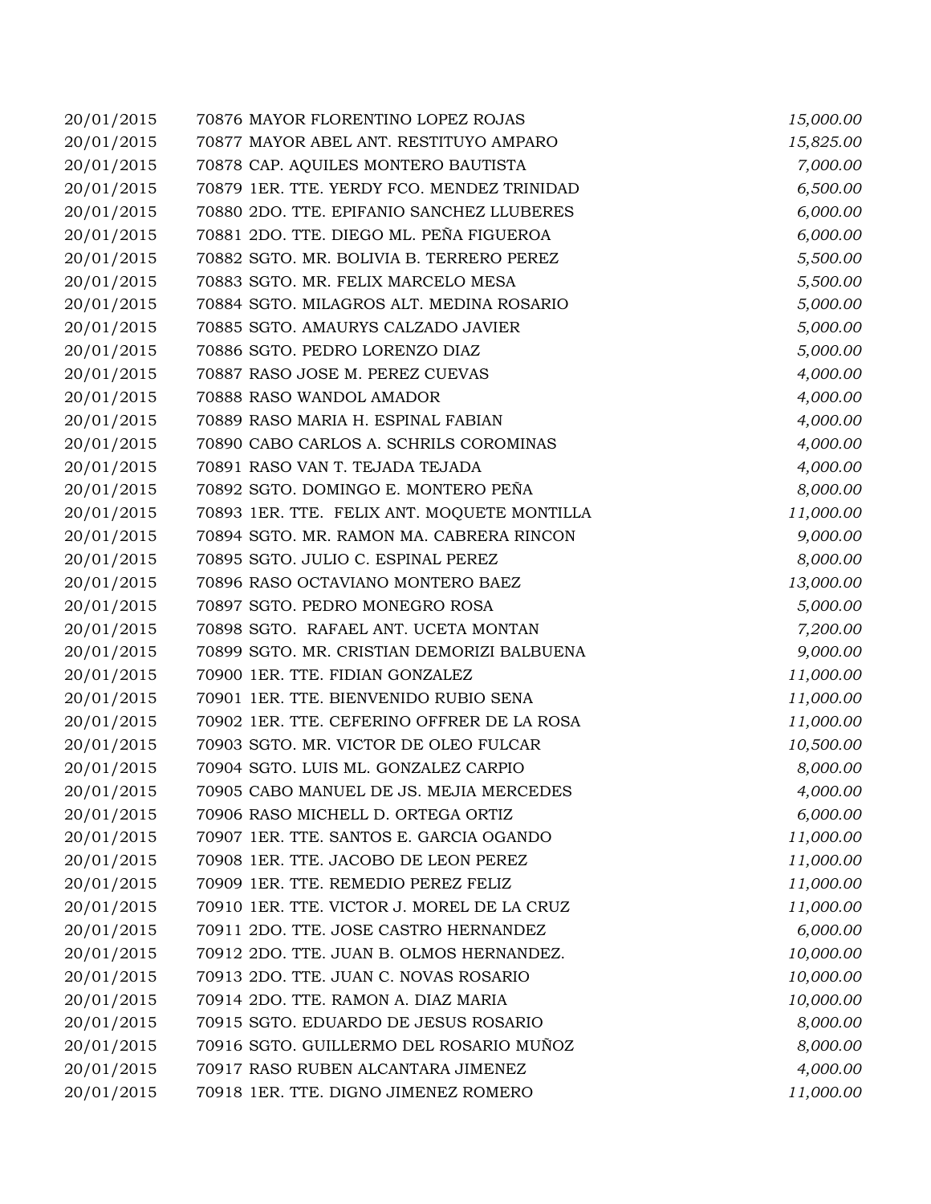| | | |
|---|---|---|
| 20/01/2015 | 70876 MAYOR FLORENTINO LOPEZ ROJAS | *15,000.00* |
| 20/01/2015 | 70877 MAYOR ABEL ANT. RESTITUYO AMPARO | *15,825.00* |
| 20/01/2015 | 70878 CAP. AQUILES MONTERO BAUTISTA | *7,000.00* |
| 20/01/2015 | 70879 1ER. TTE. YERDY FCO. MENDEZ TRINIDAD | *6,500.00* |
| 20/01/2015 | 70880 2DO. TTE. EPIFANIO SANCHEZ LLUBERES | *6,000.00* |
| 20/01/2015 | 70881 2DO. TTE. DIEGO ML. PEÑA FIGUEROA | *6,000.00* |
| 20/01/2015 | 70882 SGTO. MR. BOLIVIA B. TERRERO PEREZ | *5,500.00* |
| 20/01/2015 | 70883 SGTO. MR. FELIX MARCELO MESA | *5,500.00* |
| 20/01/2015 | 70884 SGTO. MILAGROS ALT. MEDINA ROSARIO | *5,000.00* |
| 20/01/2015 | 70885 SGTO. AMAURYS CALZADO JAVIER | *5,000.00* |
| 20/01/2015 | 70886 SGTO. PEDRO LORENZO DIAZ | *5,000.00* |
| 20/01/2015 | 70887 RASO JOSE M. PEREZ CUEVAS | *4,000.00* |
| 20/01/2015 | 70888 RASO WANDOL AMADOR | *4,000.00* |
| 20/01/2015 | 70889 RASO MARIA H. ESPINAL FABIAN | *4,000.00* |
| 20/01/2015 | 70890 CABO CARLOS A. SCHRILS COROMINAS | *4,000.00* |
| 20/01/2015 | 70891 RASO VAN T. TEJADA TEJADA | *4,000.00* |
| 20/01/2015 | 70892 SGTO. DOMINGO E. MONTERO PEÑA | *8,000.00* |
| 20/01/2015 | 70893 1ER. TTE. FELIX ANT. MOQUETE MONTILLA | *11,000.00* |
| 20/01/2015 | 70894 SGTO. MR. RAMON MA. CABRERA RINCON | *9,000.00* |
| 20/01/2015 | 70895 SGTO. JULIO C. ESPINAL PEREZ | *8,000.00* |
| 20/01/2015 | 70896 RASO OCTAVIANO MONTERO BAEZ | *13,000.00* |
| 20/01/2015 | 70897 SGTO. PEDRO MONEGRO ROSA | *5,000.00* |
| 20/01/2015 | 70898 SGTO. RAFAEL ANT. UCETA MONTAN | *7,200.00* |
| 20/01/2015 | 70899 SGTO. MR. CRISTIAN DEMORIZI BALBUENA | *9,000.00* |
| 20/01/2015 | 70900 1ER. TTE. FIDIAN GONZALEZ | *11,000.00* |
| 20/01/2015 | 70901 1ER. TTE. BIENVENIDO RUBIO SENA | *11,000.00* |
| 20/01/2015 | 70902 1ER. TTE. CEFERINO OFFRER DE LA ROSA | *11,000.00* |
| 20/01/2015 | 70903 SGTO. MR. VICTOR DE OLEO FULCAR | *10,500.00* |
| 20/01/2015 | 70904 SGTO. LUIS ML. GONZALEZ CARPIO | *8,000.00* |
| 20/01/2015 | 70905 CABO MANUEL DE JS. MEJIA MERCEDES | *4,000.00* |
| 20/01/2015 | 70906 RASO MICHELL D. ORTEGA ORTIZ | *6,000.00* |
| 20/01/2015 | 70907 1ER. TTE. SANTOS E. GARCIA OGANDO | *11,000.00* |
| 20/01/2015 | 70908 1ER. TTE. JACOBO DE LEON PEREZ | *11,000.00* |
| 20/01/2015 | 70909 1ER. TTE. REMEDIO PEREZ FELIZ | *11,000.00* |
| 20/01/2015 | 70910 1ER. TTE. VICTOR J. MOREL DE LA CRUZ | *11,000.00* |
| 20/01/2015 | 70911 2DO. TTE. JOSE CASTRO HERNANDEZ | *6,000.00* |
| 20/01/2015 | 70912 2DO. TTE. JUAN B. OLMOS HERNANDEZ. | *10,000.00* |
| 20/01/2015 | 70913 2DO. TTE. JUAN C. NOVAS ROSARIO | *10,000.00* |
| 20/01/2015 | 70914 2DO. TTE. RAMON A. DIAZ MARIA | *10,000.00* |
| 20/01/2015 | 70915 SGTO. EDUARDO DE JESUS ROSARIO | *8,000.00* |
| 20/01/2015 | 70916 SGTO. GUILLERMO DEL ROSARIO MUÑOZ | *8,000.00* |
| 20/01/2015 | 70917 RASO RUBEN ALCANTARA JIMENEZ | *4,000.00* |
| 20/01/2015 | 70918 1ER. TTE. DIGNO JIMENEZ ROMERO | *11,000.00* |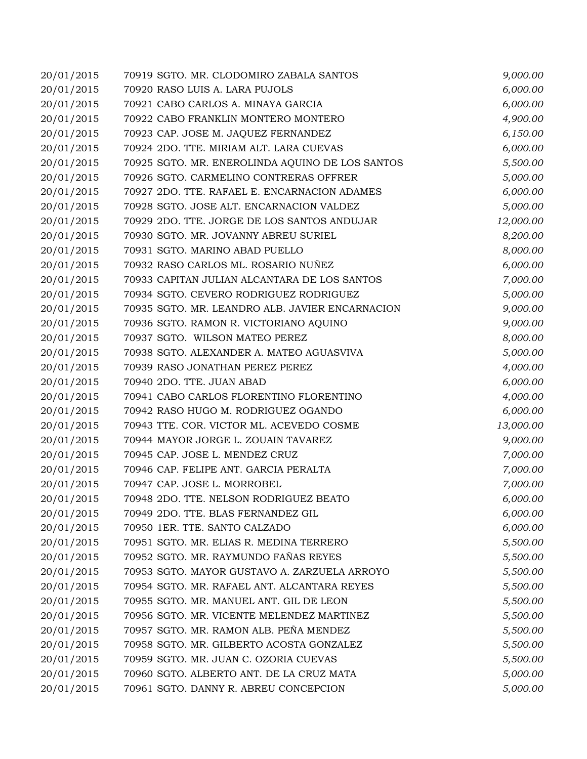| | | |
|---|---|---|
| 20/01/2015 | 70919 SGTO. MR. CLODOMIRO ZABALA SANTOS | *9,000.00* |
| 20/01/2015 | 70920 RASO LUIS A. LARA PUJOLS | *6,000.00* |
| 20/01/2015 | 70921 CABO CARLOS A. MINAYA GARCIA | *6,000.00* |
| 20/01/2015 | 70922 CABO FRANKLIN MONTERO MONTERO | *4,900.00* |
| 20/01/2015 | 70923 CAP. JOSE M. JAQUEZ FERNANDEZ | *6,150.00* |
| 20/01/2015 | 70924 2DO. TTE. MIRIAM ALT. LARA CUEVAS | *6,000.00* |
| 20/01/2015 | 70925 SGTO. MR. ENEROLINDA AQUINO DE LOS SANTOS | *5,500.00* |
| 20/01/2015 | 70926 SGTO. CARMELINO CONTRERAS OFFRER | *5,000.00* |
| 20/01/2015 | 70927 2DO. TTE. RAFAEL E. ENCARNACION ADAMES | *6,000.00* |
| 20/01/2015 | 70928 SGTO. JOSE ALT. ENCARNACION VALDEZ | *5,000.00* |
| 20/01/2015 | 70929 2DO. TTE. JORGE DE LOS SANTOS ANDUJAR | *12,000.00* |
| 20/01/2015 | 70930 SGTO. MR. JOVANNY ABREU SURIEL | *8,200.00* |
| 20/01/2015 | 70931 SGTO. MARINO ABAD PUELLO | *8,000.00* |
| 20/01/2015 | 70932 RASO CARLOS ML. ROSARIO NUÑEZ | *6,000.00* |
| 20/01/2015 | 70933 CAPITAN JULIAN ALCANTARA DE LOS SANTOS | *7,000.00* |
| 20/01/2015 | 70934 SGTO. CEVERO RODRIGUEZ RODRIGUEZ | *5,000.00* |
| 20/01/2015 | 70935 SGTO. MR. LEANDRO ALB. JAVIER ENCARNACION | *9,000.00* |
| 20/01/2015 | 70936 SGTO. RAMON R. VICTORIANO AQUINO | *9,000.00* |
| 20/01/2015 | 70937 SGTO. WILSON MATEO PEREZ | *8,000.00* |
| 20/01/2015 | 70938 SGTO. ALEXANDER A. MATEO AGUASVIVA | *5,000.00* |
| 20/01/2015 | 70939 RASO JONATHAN PEREZ PEREZ | *4,000.00* |
| 20/01/2015 | 70940 2DO. TTE. JUAN ABAD | *6,000.00* |
| 20/01/2015 | 70941 CABO CARLOS FLORENTINO FLORENTINO | *4,000.00* |
| 20/01/2015 | 70942 RASO HUGO M. RODRIGUEZ OGANDO | *6,000.00* |
| 20/01/2015 | 70943 TTE. COR. VICTOR ML. ACEVEDO COSME | *13,000.00* |
| 20/01/2015 | 70944 MAYOR JORGE L. ZOUAIN TAVAREZ | *9,000.00* |
| 20/01/2015 | 70945 CAP. JOSE L. MENDEZ CRUZ | *7,000.00* |
| 20/01/2015 | 70946 CAP. FELIPE ANT. GARCIA PERALTA | *7,000.00* |
| 20/01/2015 | 70947 CAP. JOSE L. MORROBEL | *7,000.00* |
| 20/01/2015 | 70948 2DO. TTE. NELSON RODRIGUEZ BEATO | *6,000.00* |
| 20/01/2015 | 70949 2DO. TTE. BLAS FERNANDEZ GIL | *6,000.00* |
| 20/01/2015 | 70950 1ER. TTE. SANTO CALZADO | *6,000.00* |
| 20/01/2015 | 70951 SGTO. MR. ELIAS R. MEDINA TERRERO | *5,500.00* |
| 20/01/2015 | 70952 SGTO. MR. RAYMUNDO FAÑAS REYES | *5,500.00* |
| 20/01/2015 | 70953 SGTO. MAYOR GUSTAVO A. ZARZUELA ARROYO | *5,500.00* |
| 20/01/2015 | 70954 SGTO. MR. RAFAEL ANT. ALCANTARA REYES | *5,500.00* |
| 20/01/2015 | 70955 SGTO. MR. MANUEL ANT. GIL DE LEON | *5,500.00* |
| 20/01/2015 | 70956 SGTO. MR. VICENTE MELENDEZ MARTINEZ | *5,500.00* |
| 20/01/2015 | 70957 SGTO. MR. RAMON ALB. PEÑA MENDEZ | *5,500.00* |
| 20/01/2015 | 70958 SGTO. MR. GILBERTO ACOSTA GONZALEZ | *5,500.00* |
| 20/01/2015 | 70959 SGTO. MR. JUAN C. OZORIA CUEVAS | *5,500.00* |
| 20/01/2015 | 70960 SGTO. ALBERTO ANT. DE LA CRUZ MATA | *5,000.00* |
| 20/01/2015 | 70961 SGTO. DANNY R. ABREU CONCEPCION | *5,000.00* |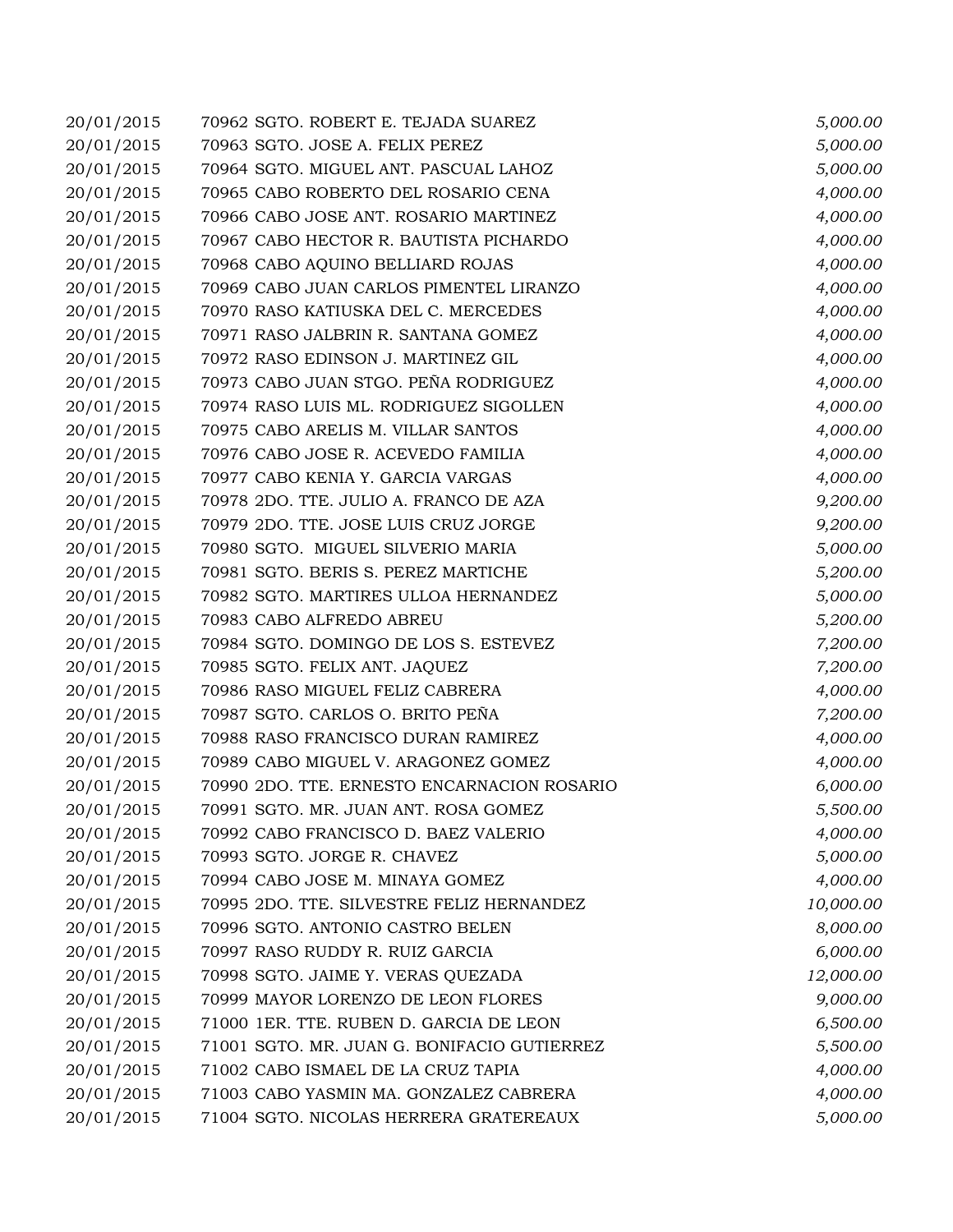| | | |
|---|---|---|
| 20/01/2015 | 70962 SGTO. ROBERT E. TEJADA SUAREZ | *5,000.00* |
| 20/01/2015 | 70963 SGTO. JOSE A. FELIX PEREZ | *5,000.00* |
| 20/01/2015 | 70964 SGTO. MIGUEL ANT. PASCUAL LAHOZ | *5,000.00* |
| 20/01/2015 | 70965 CABO ROBERTO DEL ROSARIO CENA | *4,000.00* |
| 20/01/2015 | 70966 CABO JOSE ANT. ROSARIO MARTINEZ | *4,000.00* |
| 20/01/2015 | 70967 CABO HECTOR R. BAUTISTA PICHARDO | *4,000.00* |
| 20/01/2015 | 70968 CABO AQUINO BELLIARD ROJAS | *4,000.00* |
| 20/01/2015 | 70969 CABO JUAN CARLOS PIMENTEL LIRANZO | *4,000.00* |
| 20/01/2015 | 70970 RASO KATIUSKA DEL C. MERCEDES | *4,000.00* |
| 20/01/2015 | 70971 RASO JALBRIN R. SANTANA GOMEZ | *4,000.00* |
| 20/01/2015 | 70972 RASO EDINSON J. MARTINEZ GIL | *4,000.00* |
| 20/01/2015 | 70973 CABO JUAN STGO. PEÑA RODRIGUEZ | *4,000.00* |
| 20/01/2015 | 70974 RASO LUIS ML. RODRIGUEZ SIGOLLEN | *4,000.00* |
| 20/01/2015 | 70975 CABO ARELIS M. VILLAR SANTOS | *4,000.00* |
| 20/01/2015 | 70976 CABO JOSE R. ACEVEDO FAMILIA | *4,000.00* |
| 20/01/2015 | 70977 CABO KENIA Y. GARCIA VARGAS | *4,000.00* |
| 20/01/2015 | 70978 2DO. TTE. JULIO A. FRANCO DE AZA | *9,200.00* |
| 20/01/2015 | 70979 2DO. TTE. JOSE LUIS CRUZ JORGE | *9,200.00* |
| 20/01/2015 | 70980 SGTO. MIGUEL SILVERIO MARIA | *5,000.00* |
| 20/01/2015 | 70981 SGTO. BERIS S. PEREZ MARTICHE | *5,200.00* |
| 20/01/2015 | 70982 SGTO. MARTIRES ULLOA HERNANDEZ | *5,000.00* |
| 20/01/2015 | 70983 CABO ALFREDO ABREU | *5,200.00* |
| 20/01/2015 | 70984 SGTO. DOMINGO DE LOS S. ESTEVEZ | *7,200.00* |
| 20/01/2015 | 70985 SGTO. FELIX ANT. JAQUEZ | *7,200.00* |
| 20/01/2015 | 70986 RASO MIGUEL FELIZ CABRERA | *4,000.00* |
| 20/01/2015 | 70987 SGTO. CARLOS O. BRITO PEÑA | *7,200.00* |
| 20/01/2015 | 70988 RASO FRANCISCO DURAN RAMIREZ | *4,000.00* |
| 20/01/2015 | 70989 CABO MIGUEL V. ARAGONEZ GOMEZ | *4,000.00* |
| 20/01/2015 | 70990 2DO. TTE. ERNESTO ENCARNACION ROSARIO | *6,000.00* |
| 20/01/2015 | 70991 SGTO. MR. JUAN ANT. ROSA GOMEZ | *5,500.00* |
| 20/01/2015 | 70992 CABO FRANCISCO D. BAEZ VALERIO | *4,000.00* |
| 20/01/2015 | 70993 SGTO. JORGE R. CHAVEZ | *5,000.00* |
| 20/01/2015 | 70994 CABO JOSE M. MINAYA GOMEZ | *4,000.00* |
| 20/01/2015 | 70995 2DO. TTE. SILVESTRE FELIZ HERNANDEZ | *10,000.00* |
| 20/01/2015 | 70996 SGTO. ANTONIO CASTRO BELEN | *8,000.00* |
| 20/01/2015 | 70997 RASO RUDDY R. RUIZ GARCIA | *6,000.00* |
| 20/01/2015 | 70998 SGTO. JAIME Y. VERAS QUEZADA | *12,000.00* |
| 20/01/2015 | 70999 MAYOR LORENZO DE LEON FLORES | *9,000.00* |
| 20/01/2015 | 71000 1ER. TTE. RUBEN D. GARCIA DE LEON | *6,500.00* |
| 20/01/2015 | 71001 SGTO. MR. JUAN G. BONIFACIO GUTIERREZ | *5,500.00* |
| 20/01/2015 | 71002 CABO ISMAEL DE LA CRUZ TAPIA | *4,000.00* |
| 20/01/2015 | 71003 CABO YASMIN MA. GONZALEZ CABRERA | *4,000.00* |
| 20/01/2015 | 71004 SGTO. NICOLAS HERRERA GRATEREAUX | *5,000.00* |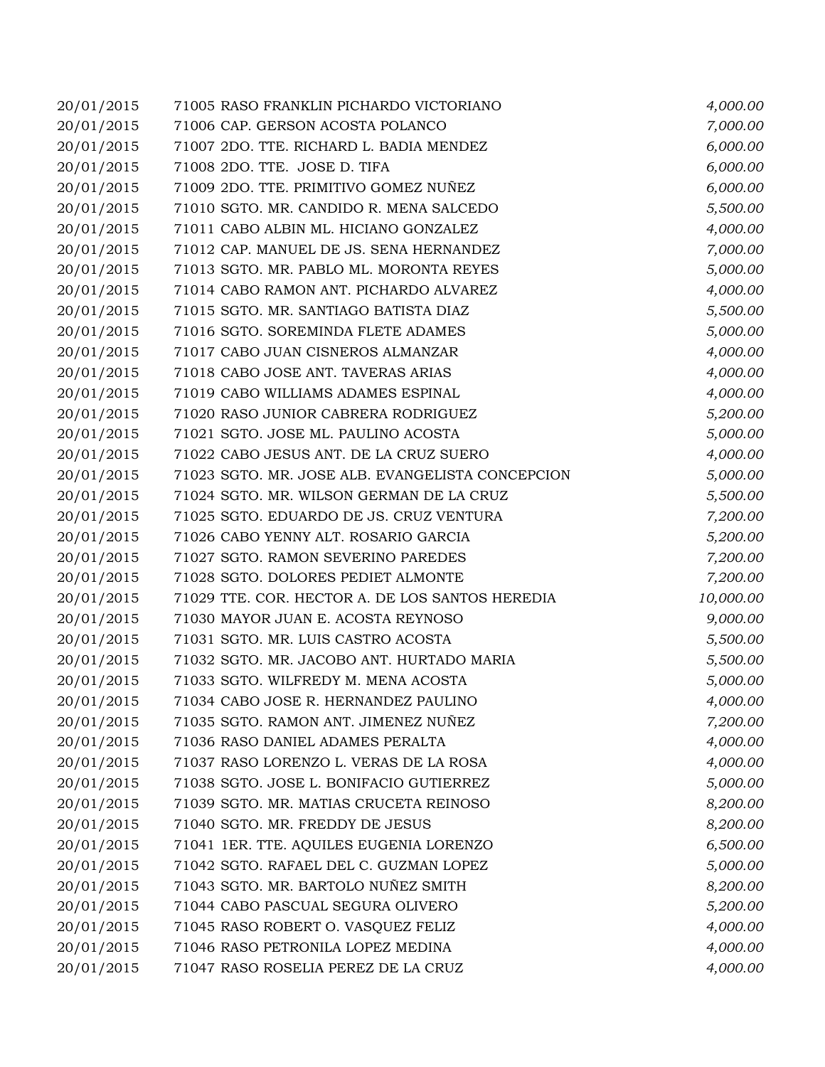| | | |
|---|---|---|
| 20/01/2015 | 71005 RASO FRANKLIN PICHARDO VICTORIANO | *4,000.00* |
| 20/01/2015 | 71006 CAP. GERSON ACOSTA POLANCO | *7,000.00* |
| 20/01/2015 | 71007 2DO. TTE. RICHARD L. BADIA MENDEZ | *6,000.00* |
| 20/01/2015 | 71008 2DO. TTE. JOSE D. TIFA | *6,000.00* |
| 20/01/2015 | 71009 2DO. TTE. PRIMITIVO GOMEZ NUÑEZ | *6,000.00* |
| 20/01/2015 | 71010 SGTO. MR. CANDIDO R. MENA SALCEDO | *5,500.00* |
| 20/01/2015 | 71011 CABO ALBIN ML. HICIANO GONZALEZ | *4,000.00* |
| 20/01/2015 | 71012 CAP. MANUEL DE JS. SENA HERNANDEZ | *7,000.00* |
| 20/01/2015 | 71013 SGTO. MR. PABLO ML. MORONTA REYES | *5,000.00* |
| 20/01/2015 | 71014 CABO RAMON ANT. PICHARDO ALVAREZ | *4,000.00* |
| 20/01/2015 | 71015 SGTO. MR. SANTIAGO BATISTA DIAZ | *5,500.00* |
| 20/01/2015 | 71016 SGTO. SOREMINDA FLETE ADAMES | *5,000.00* |
| 20/01/2015 | 71017 CABO JUAN CISNEROS ALMANZAR | *4,000.00* |
| 20/01/2015 | 71018 CABO JOSE ANT. TAVERAS ARIAS | *4,000.00* |
| 20/01/2015 | 71019 CABO WILLIAMS ADAMES ESPINAL | *4,000.00* |
| 20/01/2015 | 71020 RASO JUNIOR CABRERA RODRIGUEZ | *5,200.00* |
| 20/01/2015 | 71021 SGTO. JOSE ML. PAULINO ACOSTA | *5,000.00* |
| 20/01/2015 | 71022 CABO JESUS ANT. DE LA CRUZ SUERO | *4,000.00* |
| 20/01/2015 | 71023 SGTO. MR. JOSE ALB. EVANGELISTA CONCEPCION | *5,000.00* |
| 20/01/2015 | 71024 SGTO. MR. WILSON GERMAN DE LA CRUZ | *5,500.00* |
| 20/01/2015 | 71025 SGTO. EDUARDO DE JS. CRUZ VENTURA | *7,200.00* |
| 20/01/2015 | 71026 CABO YENNY ALT. ROSARIO GARCIA | *5,200.00* |
| 20/01/2015 | 71027 SGTO. RAMON SEVERINO PAREDES | *7,200.00* |
| 20/01/2015 | 71028 SGTO. DOLORES PEDIET ALMONTE | *7,200.00* |
| 20/01/2015 | 71029 TTE. COR. HECTOR A. DE LOS SANTOS HEREDIA | *10,000.00* |
| 20/01/2015 | 71030 MAYOR JUAN E. ACOSTA REYNOSO | *9,000.00* |
| 20/01/2015 | 71031 SGTO. MR. LUIS CASTRO ACOSTA | *5,500.00* |
| 20/01/2015 | 71032 SGTO. MR. JACOBO ANT. HURTADO MARIA | *5,500.00* |
| 20/01/2015 | 71033 SGTO. WILFREDY M. MENA ACOSTA | *5,000.00* |
| 20/01/2015 | 71034 CABO JOSE R. HERNANDEZ PAULINO | *4,000.00* |
| 20/01/2015 | 71035 SGTO. RAMON ANT. JIMENEZ NUÑEZ | *7,200.00* |
| 20/01/2015 | 71036 RASO DANIEL ADAMES PERALTA | *4,000.00* |
| 20/01/2015 | 71037 RASO LORENZO L. VERAS DE LA ROSA | *4,000.00* |
| 20/01/2015 | 71038 SGTO. JOSE L. BONIFACIO GUTIERREZ | *5,000.00* |
| 20/01/2015 | 71039 SGTO. MR. MATIAS CRUCETA REINOSO | *8,200.00* |
| 20/01/2015 | 71040 SGTO. MR. FREDDY DE JESUS | *8,200.00* |
| 20/01/2015 | 71041 1ER. TTE. AQUILES EUGENIA LORENZO | *6,500.00* |
| 20/01/2015 | 71042 SGTO. RAFAEL DEL C. GUZMAN LOPEZ | *5,000.00* |
| 20/01/2015 | 71043 SGTO. MR. BARTOLO NUÑEZ SMITH | *8,200.00* |
| 20/01/2015 | 71044 CABO PASCUAL SEGURA OLIVERO | *5,200.00* |
| 20/01/2015 | 71045 RASO ROBERT O. VASQUEZ FELIZ | *4,000.00* |
| 20/01/2015 | 71046 RASO PETRONILA LOPEZ MEDINA | *4,000.00* |
| 20/01/2015 | 71047 RASO ROSELIA PEREZ DE LA CRUZ | *4,000.00* |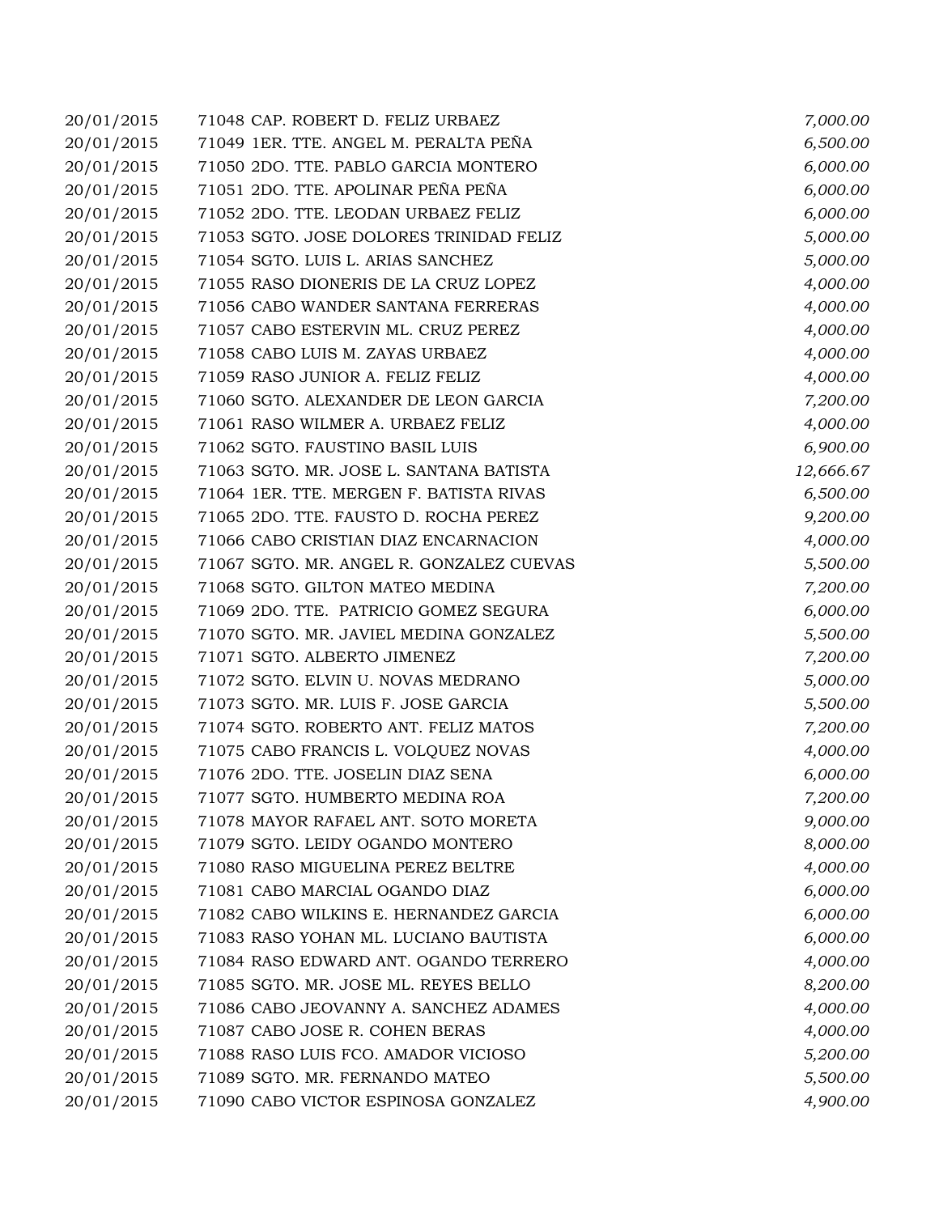| | | |
|---|---|---|
| 20/01/2015 | 71048 CAP. ROBERT D. FELIZ URBAEZ | *7,000.00* |
| 20/01/2015 | 71049 1ER. TTE. ANGEL M. PERALTA PEÑA | *6,500.00* |
| 20/01/2015 | 71050 2DO. TTE. PABLO GARCIA MONTERO | *6,000.00* |
| 20/01/2015 | 71051 2DO. TTE. APOLINAR PEÑA PEÑA | *6,000.00* |
| 20/01/2015 | 71052 2DO. TTE. LEODAN URBAEZ FELIZ | *6,000.00* |
| 20/01/2015 | 71053 SGTO. JOSE DOLORES TRINIDAD FELIZ | *5,000.00* |
| 20/01/2015 | 71054 SGTO. LUIS L. ARIAS SANCHEZ | *5,000.00* |
| 20/01/2015 | 71055 RASO DIONERIS DE LA CRUZ LOPEZ | *4,000.00* |
| 20/01/2015 | 71056 CABO WANDER SANTANA FERRERAS | *4,000.00* |
| 20/01/2015 | 71057 CABO ESTERVIN ML. CRUZ PEREZ | *4,000.00* |
| 20/01/2015 | 71058 CABO LUIS M. ZAYAS URBAEZ | *4,000.00* |
| 20/01/2015 | 71059 RASO JUNIOR A. FELIZ FELIZ | *4,000.00* |
| 20/01/2015 | 71060 SGTO. ALEXANDER DE LEON GARCIA | *7,200.00* |
| 20/01/2015 | 71061 RASO WILMER A. URBAEZ FELIZ | *4,000.00* |
| 20/01/2015 | 71062 SGTO. FAUSTINO BASIL LUIS | *6,900.00* |
| 20/01/2015 | 71063 SGTO. MR. JOSE L. SANTANA BATISTA | *12,666.67* |
| 20/01/2015 | 71064 1ER. TTE. MERGEN F. BATISTA RIVAS | *6,500.00* |
| 20/01/2015 | 71065 2DO. TTE. FAUSTO D. ROCHA PEREZ | *9,200.00* |
| 20/01/2015 | 71066 CABO CRISTIAN DIAZ ENCARNACION | *4,000.00* |
| 20/01/2015 | 71067 SGTO. MR. ANGEL R. GONZALEZ CUEVAS | *5,500.00* |
| 20/01/2015 | 71068 SGTO. GILTON MATEO MEDINA | *7,200.00* |
| 20/01/2015 | 71069 2DO. TTE. PATRICIO GOMEZ SEGURA | *6,000.00* |
| 20/01/2015 | 71070 SGTO. MR. JAVIEL MEDINA GONZALEZ | *5,500.00* |
| 20/01/2015 | 71071 SGTO. ALBERTO JIMENEZ | *7,200.00* |
| 20/01/2015 | 71072 SGTO. ELVIN U. NOVAS MEDRANO | *5,000.00* |
| 20/01/2015 | 71073 SGTO. MR. LUIS F. JOSE GARCIA | *5,500.00* |
| 20/01/2015 | 71074 SGTO. ROBERTO ANT. FELIZ MATOS | *7,200.00* |
| 20/01/2015 | 71075 CABO FRANCIS L. VOLQUEZ NOVAS | *4,000.00* |
| 20/01/2015 | 71076 2DO. TTE. JOSELIN DIAZ SENA | *6,000.00* |
| 20/01/2015 | 71077 SGTO. HUMBERTO MEDINA ROA | *7,200.00* |
| 20/01/2015 | 71078 MAYOR RAFAEL ANT. SOTO MORETA | *9,000.00* |
| 20/01/2015 | 71079 SGTO. LEIDY OGANDO MONTERO | *8,000.00* |
| 20/01/2015 | 71080 RASO MIGUELINA PEREZ BELTRE | *4,000.00* |
| 20/01/2015 | 71081 CABO MARCIAL OGANDO DIAZ | *6,000.00* |
| 20/01/2015 | 71082 CABO WILKINS E. HERNANDEZ GARCIA | *6,000.00* |
| 20/01/2015 | 71083 RASO YOHAN ML. LUCIANO BAUTISTA | *6,000.00* |
| 20/01/2015 | 71084 RASO EDWARD ANT. OGANDO TERRERO | *4,000.00* |
| 20/01/2015 | 71085 SGTO. MR. JOSE ML. REYES BELLO | *8,200.00* |
| 20/01/2015 | 71086 CABO JEOVANNY A. SANCHEZ ADAMES | *4,000.00* |
| 20/01/2015 | 71087 CABO JOSE R. COHEN BERAS | *4,000.00* |
| 20/01/2015 | 71088 RASO LUIS FCO. AMADOR VICIOSO | *5,200.00* |
| 20/01/2015 | 71089 SGTO. MR. FERNANDO MATEO | *5,500.00* |
| 20/01/2015 | 71090 CABO VICTOR ESPINOSA GONZALEZ | *4,900.00* |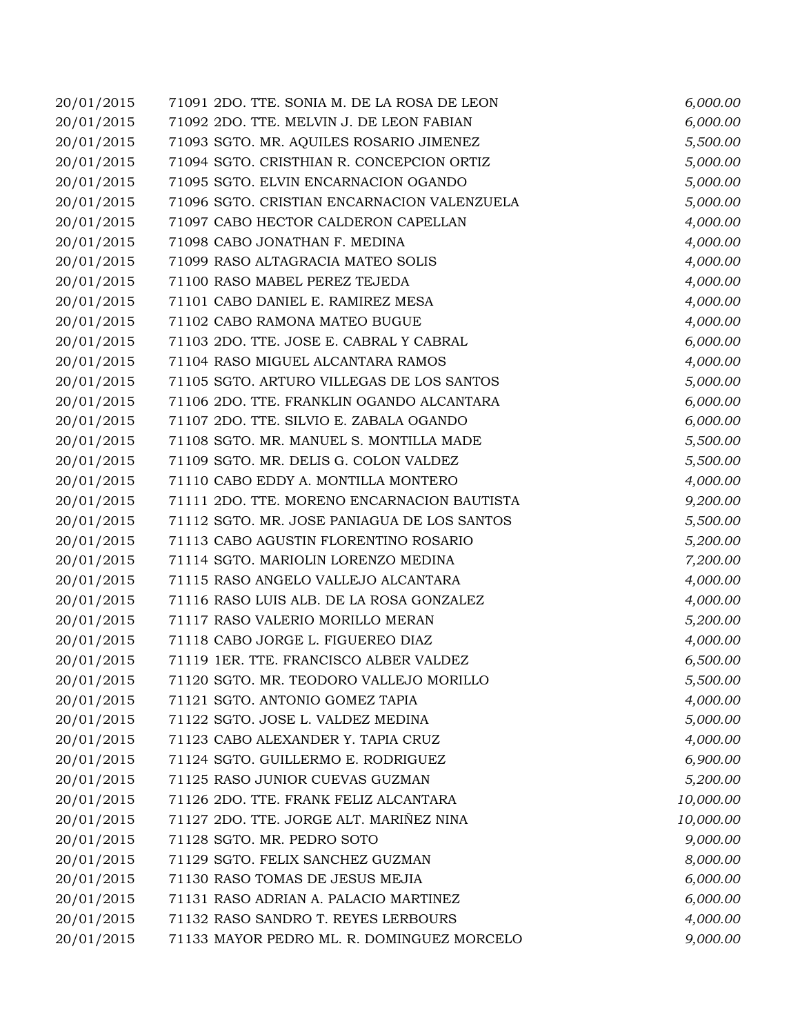| | | |
|---|---|---|
| 20/01/2015 | 71091 2DO. TTE. SONIA M. DE LA ROSA DE LEON | *6,000.00* |
| 20/01/2015 | 71092 2DO. TTE. MELVIN J. DE LEON FABIAN | *6,000.00* |
| 20/01/2015 | 71093 SGTO. MR. AQUILES ROSARIO JIMENEZ | *5,500.00* |
| 20/01/2015 | 71094 SGTO. CRISTHIAN R. CONCEPCION ORTIZ | *5,000.00* |
| 20/01/2015 | 71095 SGTO. ELVIN ENCARNACION OGANDO | *5,000.00* |
| 20/01/2015 | 71096 SGTO. CRISTIAN ENCARNACION VALENZUELA | *5,000.00* |
| 20/01/2015 | 71097 CABO HECTOR CALDERON CAPELLAN | *4,000.00* |
| 20/01/2015 | 71098 CABO JONATHAN F. MEDINA | *4,000.00* |
| 20/01/2015 | 71099 RASO ALTAGRACIA MATEO SOLIS | *4,000.00* |
| 20/01/2015 | 71100 RASO MABEL PEREZ TEJEDA | *4,000.00* |
| 20/01/2015 | 71101 CABO DANIEL E. RAMIREZ MESA | *4,000.00* |
| 20/01/2015 | 71102 CABO RAMONA MATEO BUGUE | *4,000.00* |
| 20/01/2015 | 71103 2DO. TTE. JOSE E. CABRAL Y CABRAL | *6,000.00* |
| 20/01/2015 | 71104 RASO MIGUEL ALCANTARA RAMOS | *4,000.00* |
| 20/01/2015 | 71105 SGTO. ARTURO VILLEGAS DE LOS SANTOS | *5,000.00* |
| 20/01/2015 | 71106 2DO. TTE. FRANKLIN OGANDO ALCANTARA | *6,000.00* |
| 20/01/2015 | 71107 2DO. TTE. SILVIO E. ZABALA OGANDO | *6,000.00* |
| 20/01/2015 | 71108 SGTO. MR. MANUEL S. MONTILLA MADE | *5,500.00* |
| 20/01/2015 | 71109 SGTO. MR. DELIS G. COLON VALDEZ | *5,500.00* |
| 20/01/2015 | 71110 CABO EDDY A. MONTILLA MONTERO | *4,000.00* |
| 20/01/2015 | 71111 2DO. TTE. MORENO ENCARNACION BAUTISTA | *9,200.00* |
| 20/01/2015 | 71112 SGTO. MR. JOSE PANIAGUA DE LOS SANTOS | *5,500.00* |
| 20/01/2015 | 71113 CABO AGUSTIN FLORENTINO ROSARIO | *5,200.00* |
| 20/01/2015 | 71114 SGTO. MARIOLIN LORENZO MEDINA | *7,200.00* |
| 20/01/2015 | 71115 RASO ANGELO VALLEJO ALCANTARA | *4,000.00* |
| 20/01/2015 | 71116 RASO LUIS ALB. DE LA ROSA GONZALEZ | *4,000.00* |
| 20/01/2015 | 71117 RASO VALERIO MORILLO MERAN | *5,200.00* |
| 20/01/2015 | 71118 CABO JORGE L. FIGUEREO DIAZ | *4,000.00* |
| 20/01/2015 | 71119 1ER. TTE. FRANCISCO ALBER VALDEZ | *6,500.00* |
| 20/01/2015 | 71120 SGTO. MR. TEODORO VALLEJO MORILLO | *5,500.00* |
| 20/01/2015 | 71121 SGTO. ANTONIO GOMEZ TAPIA | *4,000.00* |
| 20/01/2015 | 71122 SGTO. JOSE L. VALDEZ MEDINA | *5,000.00* |
| 20/01/2015 | 71123 CABO ALEXANDER Y. TAPIA CRUZ | *4,000.00* |
| 20/01/2015 | 71124 SGTO. GUILLERMO E. RODRIGUEZ | *6,900.00* |
| 20/01/2015 | 71125 RASO JUNIOR CUEVAS GUZMAN | *5,200.00* |
| 20/01/2015 | 71126 2DO. TTE. FRANK FELIZ ALCANTARA | *10,000.00* |
| 20/01/2015 | 71127 2DO. TTE. JORGE ALT. MARIÑEZ NINA | *10,000.00* |
| 20/01/2015 | 71128 SGTO. MR. PEDRO SOTO | *9,000.00* |
| 20/01/2015 | 71129 SGTO. FELIX SANCHEZ GUZMAN | *8,000.00* |
| 20/01/2015 | 71130 RASO TOMAS DE JESUS MEJIA | *6,000.00* |
| 20/01/2015 | 71131 RASO ADRIAN A. PALACIO MARTINEZ | *6,000.00* |
| 20/01/2015 | 71132 RASO SANDRO T. REYES LERBOURS | *4,000.00* |
| 20/01/2015 | 71133 MAYOR PEDRO ML. R. DOMINGUEZ MORCELO | *9,000.00* |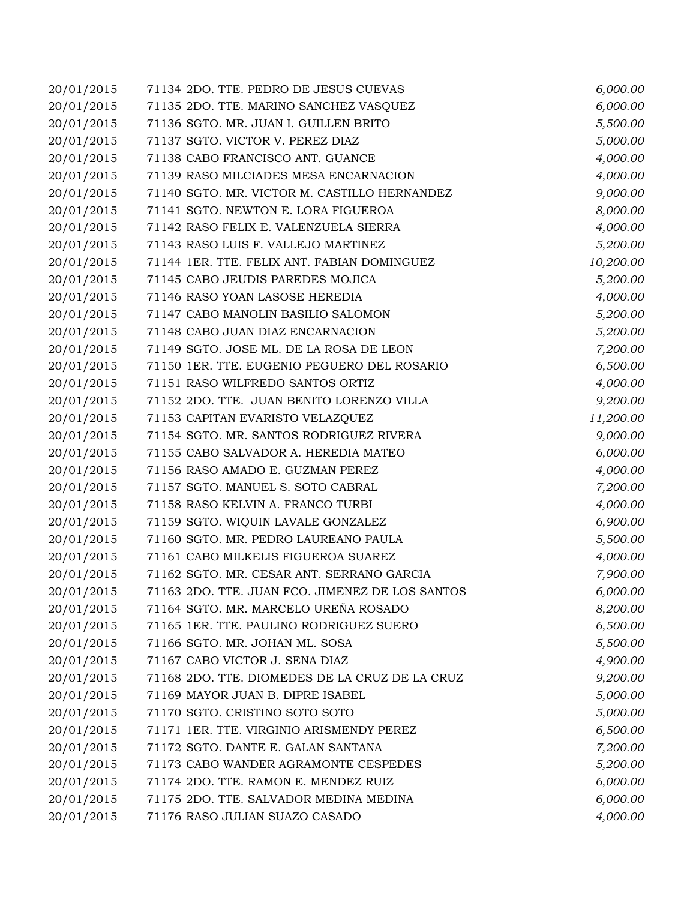| | | |
|---|---|---|
| 20/01/2015 | 71134 2DO. TTE. PEDRO DE JESUS CUEVAS | *6,000.00* |
| 20/01/2015 | 71135 2DO. TTE. MARINO SANCHEZ VASQUEZ | *6,000.00* |
| 20/01/2015 | 71136 SGTO. MR. JUAN I. GUILLEN BRITO | *5,500.00* |
| 20/01/2015 | 71137 SGTO. VICTOR V. PEREZ DIAZ | *5,000.00* |
| 20/01/2015 | 71138 CABO FRANCISCO ANT. GUANCE | *4,000.00* |
| 20/01/2015 | 71139 RASO MILCIADES MESA ENCARNACION | *4,000.00* |
| 20/01/2015 | 71140 SGTO. MR. VICTOR M. CASTILLO HERNANDEZ | *9,000.00* |
| 20/01/2015 | 71141 SGTO. NEWTON E. LORA FIGUEROA | *8,000.00* |
| 20/01/2015 | 71142 RASO FELIX E. VALENZUELA SIERRA | *4,000.00* |
| 20/01/2015 | 71143 RASO LUIS F. VALLEJO MARTINEZ | *5,200.00* |
| 20/01/2015 | 71144 1ER. TTE. FELIX ANT. FABIAN DOMINGUEZ | *10,200.00* |
| 20/01/2015 | 71145 CABO JEUDIS PAREDES MOJICA | *5,200.00* |
| 20/01/2015 | 71146 RASO YOAN LASOSE HEREDIA | *4,000.00* |
| 20/01/2015 | 71147 CABO MANOLIN BASILIO SALOMON | *5,200.00* |
| 20/01/2015 | 71148 CABO JUAN DIAZ ENCARNACION | *5,200.00* |
| 20/01/2015 | 71149 SGTO. JOSE ML. DE LA ROSA DE LEON | *7,200.00* |
| 20/01/2015 | 71150 1ER. TTE. EUGENIO PEGUERO DEL ROSARIO | *6,500.00* |
| 20/01/2015 | 71151 RASO WILFREDO SANTOS ORTIZ | *4,000.00* |
| 20/01/2015 | 71152 2DO. TTE. JUAN BENITO LORENZO VILLA | *9,200.00* |
| 20/01/2015 | 71153 CAPITAN EVARISTO VELAZQUEZ | *11,200.00* |
| 20/01/2015 | 71154 SGTO. MR. SANTOS RODRIGUEZ RIVERA | *9,000.00* |
| 20/01/2015 | 71155 CABO SALVADOR A. HEREDIA MATEO | *6,000.00* |
| 20/01/2015 | 71156 RASO AMADO E. GUZMAN PEREZ | *4,000.00* |
| 20/01/2015 | 71157 SGTO. MANUEL S. SOTO CABRAL | *7,200.00* |
| 20/01/2015 | 71158 RASO KELVIN A. FRANCO TURBI | *4,000.00* |
| 20/01/2015 | 71159 SGTO. WIQUIN LAVALE GONZALEZ | *6,900.00* |
| 20/01/2015 | 71160 SGTO. MR. PEDRO LAUREANO PAULA | *5,500.00* |
| 20/01/2015 | 71161 CABO MILKELIS FIGUEROA SUAREZ | *4,000.00* |
| 20/01/2015 | 71162 SGTO. MR. CESAR ANT. SERRANO GARCIA | *7,900.00* |
| 20/01/2015 | 71163 2DO. TTE. JUAN FCO. JIMENEZ DE LOS SANTOS | *6,000.00* |
| 20/01/2015 | 71164 SGTO. MR. MARCELO UREÑA ROSADO | *8,200.00* |
| 20/01/2015 | 71165 1ER. TTE. PAULINO RODRIGUEZ SUERO | *6,500.00* |
| 20/01/2015 | 71166 SGTO. MR. JOHAN ML. SOSA | *5,500.00* |
| 20/01/2015 | 71167 CABO VICTOR J. SENA DIAZ | *4,900.00* |
| 20/01/2015 | 71168 2DO. TTE. DIOMEDES DE LA CRUZ DE LA CRUZ | *9,200.00* |
| 20/01/2015 | 71169 MAYOR JUAN B. DIPRE ISABEL | *5,000.00* |
| 20/01/2015 | 71170 SGTO. CRISTINO SOTO SOTO | *5,000.00* |
| 20/01/2015 | 71171 1ER. TTE. VIRGINIO ARISMENDY PEREZ | *6,500.00* |
| 20/01/2015 | 71172 SGTO. DANTE E. GALAN SANTANA | *7,200.00* |
| 20/01/2015 | 71173 CABO WANDER AGRAMONTE CESPEDES | *5,200.00* |
| 20/01/2015 | 71174 2DO. TTE. RAMON E. MENDEZ RUIZ | *6,000.00* |
| 20/01/2015 | 71175 2DO. TTE. SALVADOR MEDINA MEDINA | *6,000.00* |
| 20/01/2015 | 71176 RASO JULIAN SUAZO CASADO | *4,000.00* |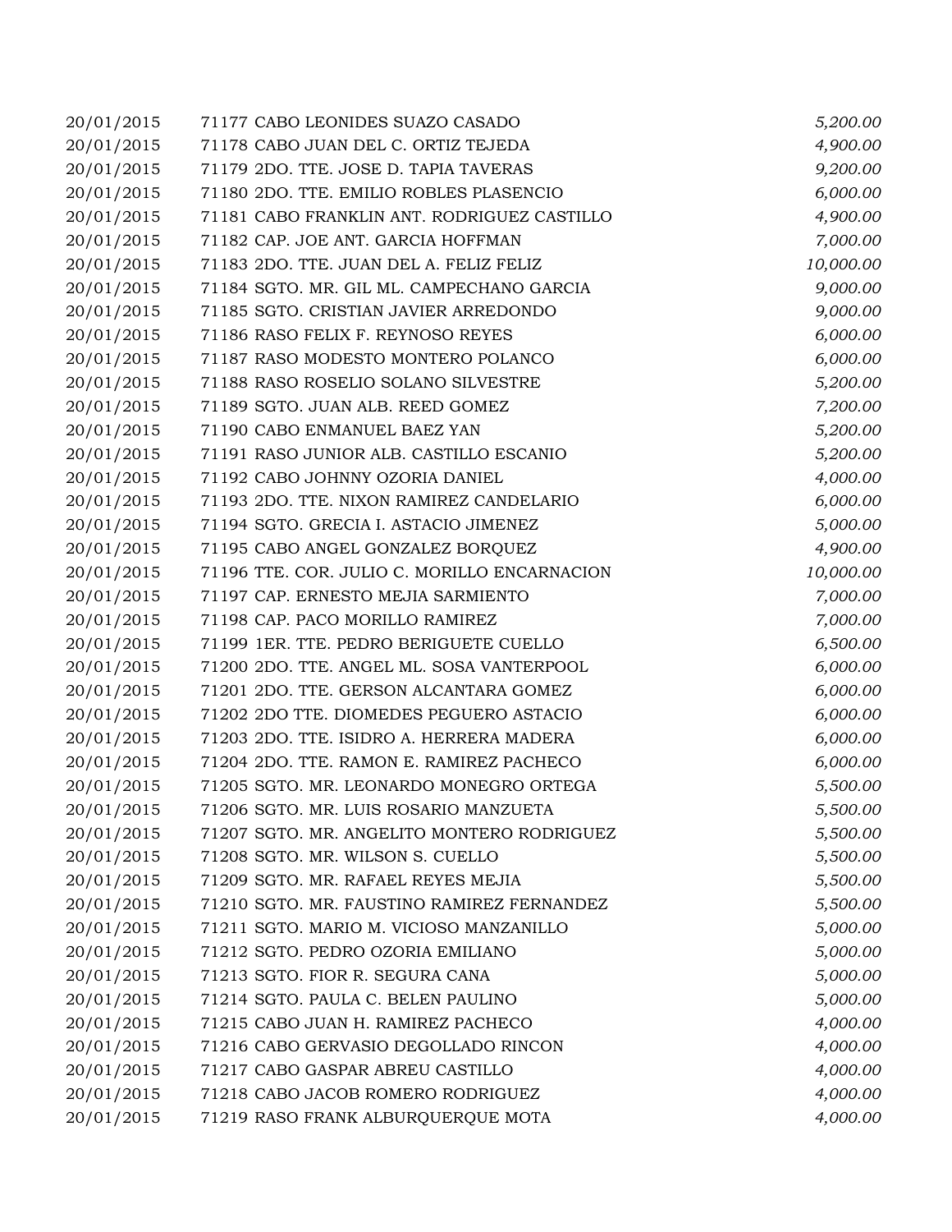| | | |
|---|---|---|
| 20/01/2015 | 71177 CABO LEONIDES SUAZO CASADO | *5,200.00* |
| 20/01/2015 | 71178 CABO JUAN DEL C. ORTIZ TEJEDA | *4,900.00* |
| 20/01/2015 | 71179 2DO. TTE. JOSE D. TAPIA TAVERAS | *9,200.00* |
| 20/01/2015 | 71180 2DO. TTE. EMILIO ROBLES PLASENCIO | *6,000.00* |
| 20/01/2015 | 71181 CABO FRANKLIN ANT. RODRIGUEZ CASTILLO | *4,900.00* |
| 20/01/2015 | 71182 CAP. JOE ANT. GARCIA HOFFMAN | *7,000.00* |
| 20/01/2015 | 71183 2DO. TTE. JUAN DEL A. FELIZ FELIZ | *10,000.00* |
| 20/01/2015 | 71184 SGTO. MR. GIL ML. CAMPECHANO GARCIA | *9,000.00* |
| 20/01/2015 | 71185 SGTO. CRISTIAN JAVIER ARREDONDO | *9,000.00* |
| 20/01/2015 | 71186 RASO FELIX F. REYNOSO REYES | *6,000.00* |
| 20/01/2015 | 71187 RASO MODESTO MONTERO POLANCO | *6,000.00* |
| 20/01/2015 | 71188 RASO ROSELIO SOLANO SILVESTRE | *5,200.00* |
| 20/01/2015 | 71189 SGTO. JUAN ALB. REED GOMEZ | *7,200.00* |
| 20/01/2015 | 71190 CABO ENMANUEL BAEZ YAN | *5,200.00* |
| 20/01/2015 | 71191 RASO JUNIOR ALB. CASTILLO ESCANIO | *5,200.00* |
| 20/01/2015 | 71192 CABO JOHNNY OZORIA DANIEL | *4,000.00* |
| 20/01/2015 | 71193 2DO. TTE. NIXON RAMIREZ CANDELARIO | *6,000.00* |
| 20/01/2015 | 71194 SGTO. GRECIA I. ASTACIO JIMENEZ | *5,000.00* |
| 20/01/2015 | 71195 CABO ANGEL GONZALEZ BORQUEZ | *4,900.00* |
| 20/01/2015 | 71196 TTE. COR. JULIO C. MORILLO ENCARNACION | *10,000.00* |
| 20/01/2015 | 71197 CAP. ERNESTO MEJIA SARMIENTO | *7,000.00* |
| 20/01/2015 | 71198 CAP. PACO MORILLO RAMIREZ | *7,000.00* |
| 20/01/2015 | 71199 1ER. TTE. PEDRO BERIGUETE CUELLO | *6,500.00* |
| 20/01/2015 | 71200 2DO. TTE. ANGEL ML. SOSA VANTERPOOL | *6,000.00* |
| 20/01/2015 | 71201 2DO. TTE. GERSON ALCANTARA GOMEZ | *6,000.00* |
| 20/01/2015 | 71202 2DO TTE. DIOMEDES PEGUERO ASTACIO | *6,000.00* |
| 20/01/2015 | 71203 2DO. TTE. ISIDRO A. HERRERA MADERA | *6,000.00* |
| 20/01/2015 | 71204 2DO. TTE. RAMON E. RAMIREZ PACHECO | *6,000.00* |
| 20/01/2015 | 71205 SGTO. MR. LEONARDO MONEGRO ORTEGA | *5,500.00* |
| 20/01/2015 | 71206 SGTO. MR. LUIS ROSARIO MANZUETA | *5,500.00* |
| 20/01/2015 | 71207 SGTO. MR. ANGELITO MONTERO RODRIGUEZ | *5,500.00* |
| 20/01/2015 | 71208 SGTO. MR. WILSON S. CUELLO | *5,500.00* |
| 20/01/2015 | 71209 SGTO. MR. RAFAEL REYES MEJIA | *5,500.00* |
| 20/01/2015 | 71210 SGTO. MR. FAUSTINO RAMIREZ FERNANDEZ | *5,500.00* |
| 20/01/2015 | 71211 SGTO. MARIO M. VICIOSO MANZANILLO | *5,000.00* |
| 20/01/2015 | 71212 SGTO. PEDRO OZORIA EMILIANO | *5,000.00* |
| 20/01/2015 | 71213 SGTO. FIOR R. SEGURA CANA | *5,000.00* |
| 20/01/2015 | 71214 SGTO. PAULA C. BELEN PAULINO | *5,000.00* |
| 20/01/2015 | 71215 CABO JUAN H. RAMIREZ PACHECO | *4,000.00* |
| 20/01/2015 | 71216 CABO GERVASIO DEGOLLADO RINCON | *4,000.00* |
| 20/01/2015 | 71217 CABO GASPAR ABREU CASTILLO | *4,000.00* |
| 20/01/2015 | 71218 CABO JACOB ROMERO RODRIGUEZ | *4,000.00* |
| 20/01/2015 | 71219 RASO FRANK ALBURQUERQUE MOTA | *4,000.00* |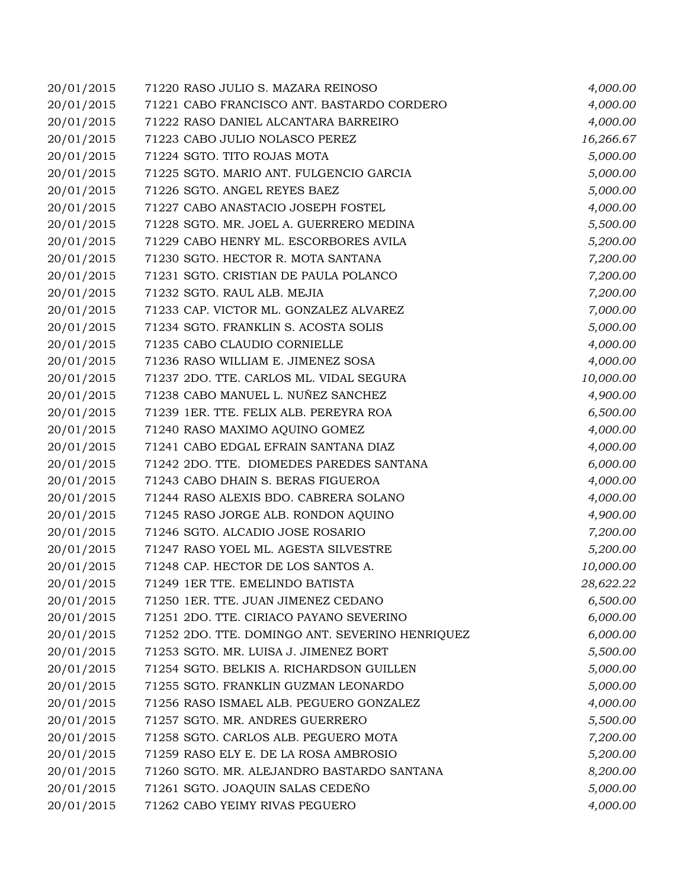| | | |
|---|---|---|
| 20/01/2015 | 71220 RASO JULIO S. MAZARA REINOSO | *4,000.00* |
| 20/01/2015 | 71221 CABO FRANCISCO ANT. BASTARDO CORDERO | *4,000.00* |
| 20/01/2015 | 71222 RASO DANIEL ALCANTARA BARREIRO | *4,000.00* |
| 20/01/2015 | 71223 CABO JULIO NOLASCO PEREZ | *16,266.67* |
| 20/01/2015 | 71224 SGTO. TITO ROJAS MOTA | *5,000.00* |
| 20/01/2015 | 71225 SGTO. MARIO ANT. FULGENCIO GARCIA | *5,000.00* |
| 20/01/2015 | 71226 SGTO. ANGEL REYES BAEZ | *5,000.00* |
| 20/01/2015 | 71227 CABO ANASTACIO JOSEPH FOSTEL | *4,000.00* |
| 20/01/2015 | 71228 SGTO. MR. JOEL A. GUERRERO MEDINA | *5,500.00* |
| 20/01/2015 | 71229 CABO HENRY ML. ESCORBORES AVILA | *5,200.00* |
| 20/01/2015 | 71230 SGTO. HECTOR R. MOTA SANTANA | *7,200.00* |
| 20/01/2015 | 71231 SGTO. CRISTIAN DE PAULA POLANCO | *7,200.00* |
| 20/01/2015 | 71232 SGTO. RAUL ALB. MEJIA | *7,200.00* |
| 20/01/2015 | 71233 CAP. VICTOR ML. GONZALEZ ALVAREZ | *7,000.00* |
| 20/01/2015 | 71234 SGTO. FRANKLIN S. ACOSTA SOLIS | *5,000.00* |
| 20/01/2015 | 71235 CABO CLAUDIO CORNIELLE | *4,000.00* |
| 20/01/2015 | 71236 RASO WILLIAM E. JIMENEZ SOSA | *4,000.00* |
| 20/01/2015 | 71237 2DO. TTE. CARLOS ML. VIDAL SEGURA | *10,000.00* |
| 20/01/2015 | 71238 CABO MANUEL L. NUÑEZ SANCHEZ | *4,900.00* |
| 20/01/2015 | 71239 1ER. TTE. FELIX ALB. PEREYRA ROA | *6,500.00* |
| 20/01/2015 | 71240 RASO MAXIMO AQUINO GOMEZ | *4,000.00* |
| 20/01/2015 | 71241 CABO EDGAL EFRAIN SANTANA DIAZ | *4,000.00* |
| 20/01/2015 | 71242 2DO. TTE. DIOMEDES PAREDES SANTANA | *6,000.00* |
| 20/01/2015 | 71243 CABO DHAIN S. BERAS FIGUEROA | *4,000.00* |
| 20/01/2015 | 71244 RASO ALEXIS BDO. CABRERA SOLANO | *4,000.00* |
| 20/01/2015 | 71245 RASO JORGE ALB. RONDON AQUINO | *4,900.00* |
| 20/01/2015 | 71246 SGTO. ALCADIO JOSE ROSARIO | *7,200.00* |
| 20/01/2015 | 71247 RASO YOEL ML. AGESTA SILVESTRE | *5,200.00* |
| 20/01/2015 | 71248 CAP. HECTOR DE LOS SANTOS A. | *10,000.00* |
| 20/01/2015 | 71249 1ER TTE. EMELINDO BATISTA | *28,622.22* |
| 20/01/2015 | 71250 1ER. TTE. JUAN JIMENEZ CEDANO | *6,500.00* |
| 20/01/2015 | 71251 2DO. TTE. CIRIACO PAYANO SEVERINO | *6,000.00* |
| 20/01/2015 | 71252 2DO. TTE. DOMINGO ANT. SEVERINO HENRIQUEZ | *6,000.00* |
| 20/01/2015 | 71253 SGTO. MR. LUISA J. JIMENEZ BORT | *5,500.00* |
| 20/01/2015 | 71254 SGTO. BELKIS A. RICHARDSON GUILLEN | *5,000.00* |
| 20/01/2015 | 71255 SGTO. FRANKLIN GUZMAN LEONARDO | *5,000.00* |
| 20/01/2015 | 71256 RASO ISMAEL ALB. PEGUERO GONZALEZ | *4,000.00* |
| 20/01/2015 | 71257 SGTO. MR. ANDRES GUERRERO | *5,500.00* |
| 20/01/2015 | 71258 SGTO. CARLOS ALB. PEGUERO MOTA | *7,200.00* |
| 20/01/2015 | 71259 RASO ELY E. DE LA ROSA AMBROSIO | *5,200.00* |
| 20/01/2015 | 71260 SGTO. MR. ALEJANDRO BASTARDO SANTANA | *8,200.00* |
| 20/01/2015 | 71261 SGTO. JOAQUIN SALAS CEDEÑO | *5,000.00* |
| 20/01/2015 | 71262 CABO YEIMY RIVAS PEGUERO | *4,000.00* |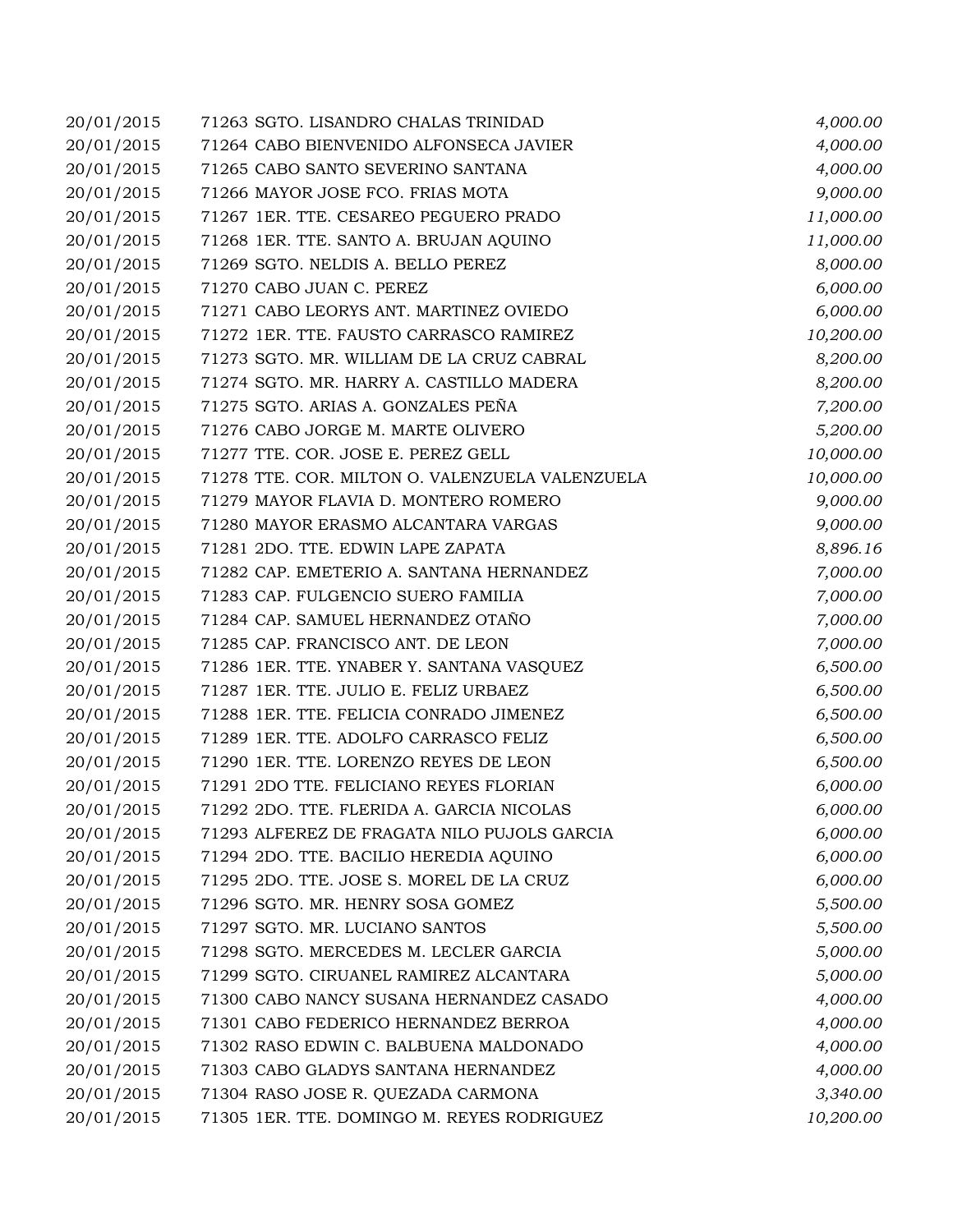| | | |
|---|---|---|
| 20/01/2015 | 71263 SGTO. LISANDRO CHALAS TRINIDAD | *4,000.00* |
| 20/01/2015 | 71264 CABO BIENVENIDO ALFONSECA JAVIER | *4,000.00* |
| 20/01/2015 | 71265 CABO SANTO SEVERINO SANTANA | *4,000.00* |
| 20/01/2015 | 71266 MAYOR JOSE FCO. FRIAS MOTA | *9,000.00* |
| 20/01/2015 | 71267 1ER. TTE. CESAREO PEGUERO PRADO | *11,000.00* |
| 20/01/2015 | 71268 1ER. TTE. SANTO A. BRUJAN AQUINO | *11,000.00* |
| 20/01/2015 | 71269 SGTO. NELDIS A. BELLO PEREZ | *8,000.00* |
| 20/01/2015 | 71270 CABO JUAN C. PEREZ | *6,000.00* |
| 20/01/2015 | 71271 CABO LEORYS ANT. MARTINEZ OVIEDO | *6,000.00* |
| 20/01/2015 | 71272 1ER. TTE. FAUSTO CARRASCO RAMIREZ | *10,200.00* |
| 20/01/2015 | 71273 SGTO. MR. WILLIAM DE LA CRUZ CABRAL | *8,200.00* |
| 20/01/2015 | 71274 SGTO. MR. HARRY A. CASTILLO MADERA | *8,200.00* |
| 20/01/2015 | 71275 SGTO. ARIAS A. GONZALES PEÑA | *7,200.00* |
| 20/01/2015 | 71276 CABO JORGE M. MARTE OLIVERO | *5,200.00* |
| 20/01/2015 | 71277 TTE. COR. JOSE E. PEREZ GELL | *10,000.00* |
| 20/01/2015 | 71278 TTE. COR. MILTON O. VALENZUELA VALENZUELA | *10,000.00* |
| 20/01/2015 | 71279 MAYOR FLAVIA D. MONTERO ROMERO | *9,000.00* |
| 20/01/2015 | 71280 MAYOR ERASMO ALCANTARA VARGAS | *9,000.00* |
| 20/01/2015 | 71281 2DO. TTE. EDWIN LAPE ZAPATA | *8,896.16* |
| 20/01/2015 | 71282 CAP. EMETERIO A. SANTANA HERNANDEZ | *7,000.00* |
| 20/01/2015 | 71283 CAP. FULGENCIO SUERO FAMILIA | *7,000.00* |
| 20/01/2015 | 71284 CAP. SAMUEL HERNANDEZ OTAÑO | *7,000.00* |
| 20/01/2015 | 71285 CAP. FRANCISCO ANT. DE LEON | *7,000.00* |
| 20/01/2015 | 71286 1ER. TTE. YNABER Y. SANTANA VASQUEZ | *6,500.00* |
| 20/01/2015 | 71287 1ER. TTE. JULIO E. FELIZ URBAEZ | *6,500.00* |
| 20/01/2015 | 71288 1ER. TTE. FELICIA CONRADO JIMENEZ | *6,500.00* |
| 20/01/2015 | 71289 1ER. TTE. ADOLFO CARRASCO FELIZ | *6,500.00* |
| 20/01/2015 | 71290 1ER. TTE. LORENZO REYES DE LEON | *6,500.00* |
| 20/01/2015 | 71291 2DO TTE. FELICIANO REYES FLORIAN | *6,000.00* |
| 20/01/2015 | 71292 2DO. TTE. FLERIDA A. GARCIA NICOLAS | *6,000.00* |
| 20/01/2015 | 71293 ALFEREZ DE FRAGATA NILO PUJOLS GARCIA | *6,000.00* |
| 20/01/2015 | 71294 2DO. TTE. BACILIO HEREDIA AQUINO | *6,000.00* |
| 20/01/2015 | 71295 2DO. TTE. JOSE S. MOREL DE LA CRUZ | *6,000.00* |
| 20/01/2015 | 71296 SGTO. MR. HENRY SOSA GOMEZ | *5,500.00* |
| 20/01/2015 | 71297 SGTO. MR. LUCIANO SANTOS | *5,500.00* |
| 20/01/2015 | 71298 SGTO. MERCEDES M. LECLER GARCIA | *5,000.00* |
| 20/01/2015 | 71299 SGTO. CIRUANEL RAMIREZ ALCANTARA | *5,000.00* |
| 20/01/2015 | 71300 CABO NANCY SUSANA HERNANDEZ CASADO | *4,000.00* |
| 20/01/2015 | 71301 CABO FEDERICO HERNANDEZ BERROA | *4,000.00* |
| 20/01/2015 | 71302 RASO EDWIN C. BALBUENA MALDONADO | *4,000.00* |
| 20/01/2015 | 71303 CABO GLADYS SANTANA HERNANDEZ | *4,000.00* |
| 20/01/2015 | 71304 RASO JOSE R. QUEZADA CARMONA | *3,340.00* |
| 20/01/2015 | 71305 1ER. TTE. DOMINGO M. REYES RODRIGUEZ | *10,200.00* |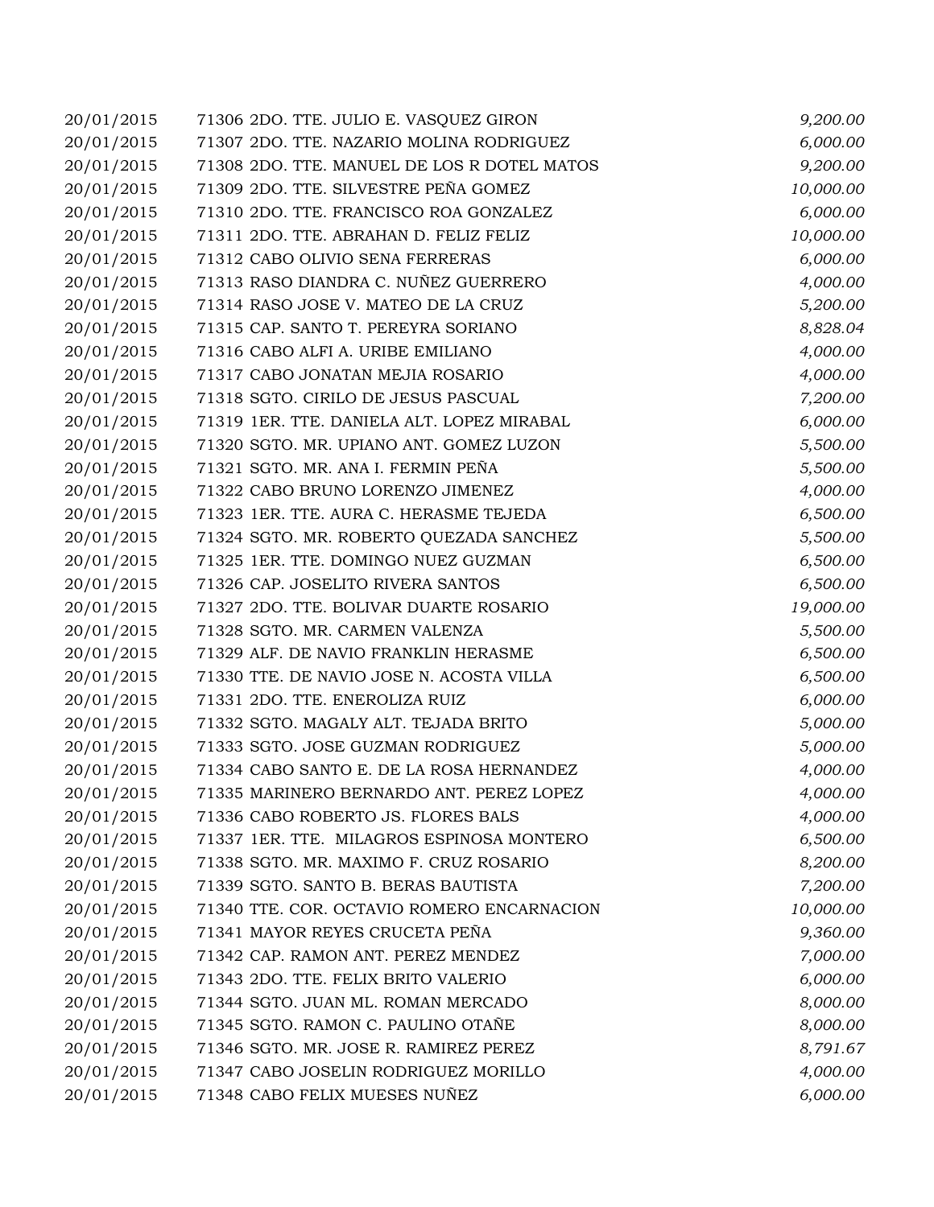| | | |
|---|---|---|
| 20/01/2015 | 71306 2DO. TTE. JULIO E. VASQUEZ GIRON | *9,200.00* |
| 20/01/2015 | 71307 2DO. TTE. NAZARIO MOLINA RODRIGUEZ | *6,000.00* |
| 20/01/2015 | 71308 2DO. TTE. MANUEL DE LOS R DOTEL MATOS | *9,200.00* |
| 20/01/2015 | 71309 2DO. TTE. SILVESTRE PEÑA GOMEZ | *10,000.00* |
| 20/01/2015 | 71310 2DO. TTE. FRANCISCO ROA GONZALEZ | *6,000.00* |
| 20/01/2015 | 71311 2DO. TTE. ABRAHAN D. FELIZ FELIZ | *10,000.00* |
| 20/01/2015 | 71312 CABO OLIVIO SENA FERRERAS | *6,000.00* |
| 20/01/2015 | 71313 RASO DIANDRA C. NUÑEZ GUERRERO | *4,000.00* |
| 20/01/2015 | 71314 RASO JOSE V. MATEO DE LA CRUZ | *5,200.00* |
| 20/01/2015 | 71315 CAP. SANTO T. PEREYRA SORIANO | *8,828.04* |
| 20/01/2015 | 71316 CABO ALFI A. URIBE EMILIANO | *4,000.00* |
| 20/01/2015 | 71317 CABO JONATAN MEJIA ROSARIO | *4,000.00* |
| 20/01/2015 | 71318 SGTO. CIRILO DE JESUS PASCUAL | *7,200.00* |
| 20/01/2015 | 71319 1ER. TTE. DANIELA ALT. LOPEZ MIRABAL | *6,000.00* |
| 20/01/2015 | 71320 SGTO. MR. UPIANO ANT. GOMEZ LUZON | *5,500.00* |
| 20/01/2015 | 71321 SGTO. MR. ANA I. FERMIN PEÑA | *5,500.00* |
| 20/01/2015 | 71322 CABO BRUNO LORENZO JIMENEZ | *4,000.00* |
| 20/01/2015 | 71323 1ER. TTE. AURA C. HERASME TEJEDA | *6,500.00* |
| 20/01/2015 | 71324 SGTO. MR. ROBERTO QUEZADA SANCHEZ | *5,500.00* |
| 20/01/2015 | 71325 1ER. TTE. DOMINGO NUEZ GUZMAN | *6,500.00* |
| 20/01/2015 | 71326 CAP. JOSELITO RIVERA SANTOS | *6,500.00* |
| 20/01/2015 | 71327 2DO. TTE. BOLIVAR DUARTE ROSARIO | *19,000.00* |
| 20/01/2015 | 71328 SGTO. MR. CARMEN VALENZA | *5,500.00* |
| 20/01/2015 | 71329 ALF. DE NAVIO FRANKLIN HERASME | *6,500.00* |
| 20/01/2015 | 71330 TTE. DE NAVIO JOSE N. ACOSTA VILLA | *6,500.00* |
| 20/01/2015 | 71331 2DO. TTE. ENEROLIZA RUIZ | *6,000.00* |
| 20/01/2015 | 71332 SGTO. MAGALY ALT. TEJADA BRITO | *5,000.00* |
| 20/01/2015 | 71333 SGTO. JOSE GUZMAN RODRIGUEZ | *5,000.00* |
| 20/01/2015 | 71334 CABO SANTO E. DE LA ROSA HERNANDEZ | *4,000.00* |
| 20/01/2015 | 71335 MARINERO BERNARDO ANT. PEREZ LOPEZ | *4,000.00* |
| 20/01/2015 | 71336 CABO ROBERTO JS. FLORES BALS | *4,000.00* |
| 20/01/2015 | 71337 1ER. TTE. MILAGROS ESPINOSA MONTERO | *6,500.00* |
| 20/01/2015 | 71338 SGTO. MR. MAXIMO F. CRUZ ROSARIO | *8,200.00* |
| 20/01/2015 | 71339 SGTO. SANTO B. BERAS BAUTISTA | *7,200.00* |
| 20/01/2015 | 71340 TTE. COR. OCTAVIO ROMERO ENCARNACION | *10,000.00* |
| 20/01/2015 | 71341 MAYOR REYES CRUCETA PEÑA | *9,360.00* |
| 20/01/2015 | 71342 CAP. RAMON ANT. PEREZ MENDEZ | *7,000.00* |
| 20/01/2015 | 71343 2DO. TTE. FELIX BRITO VALERIO | *6,000.00* |
| 20/01/2015 | 71344 SGTO. JUAN ML. ROMAN MERCADO | *8,000.00* |
| 20/01/2015 | 71345 SGTO. RAMON C. PAULINO OTAÑE | *8,000.00* |
| 20/01/2015 | 71346 SGTO. MR. JOSE R. RAMIREZ PEREZ | *8,791.67* |
| 20/01/2015 | 71347 CABO JOSELIN RODRIGUEZ MORILLO | *4,000.00* |
| 20/01/2015 | 71348 CABO FELIX MUESES NUÑEZ | *6,000.00* |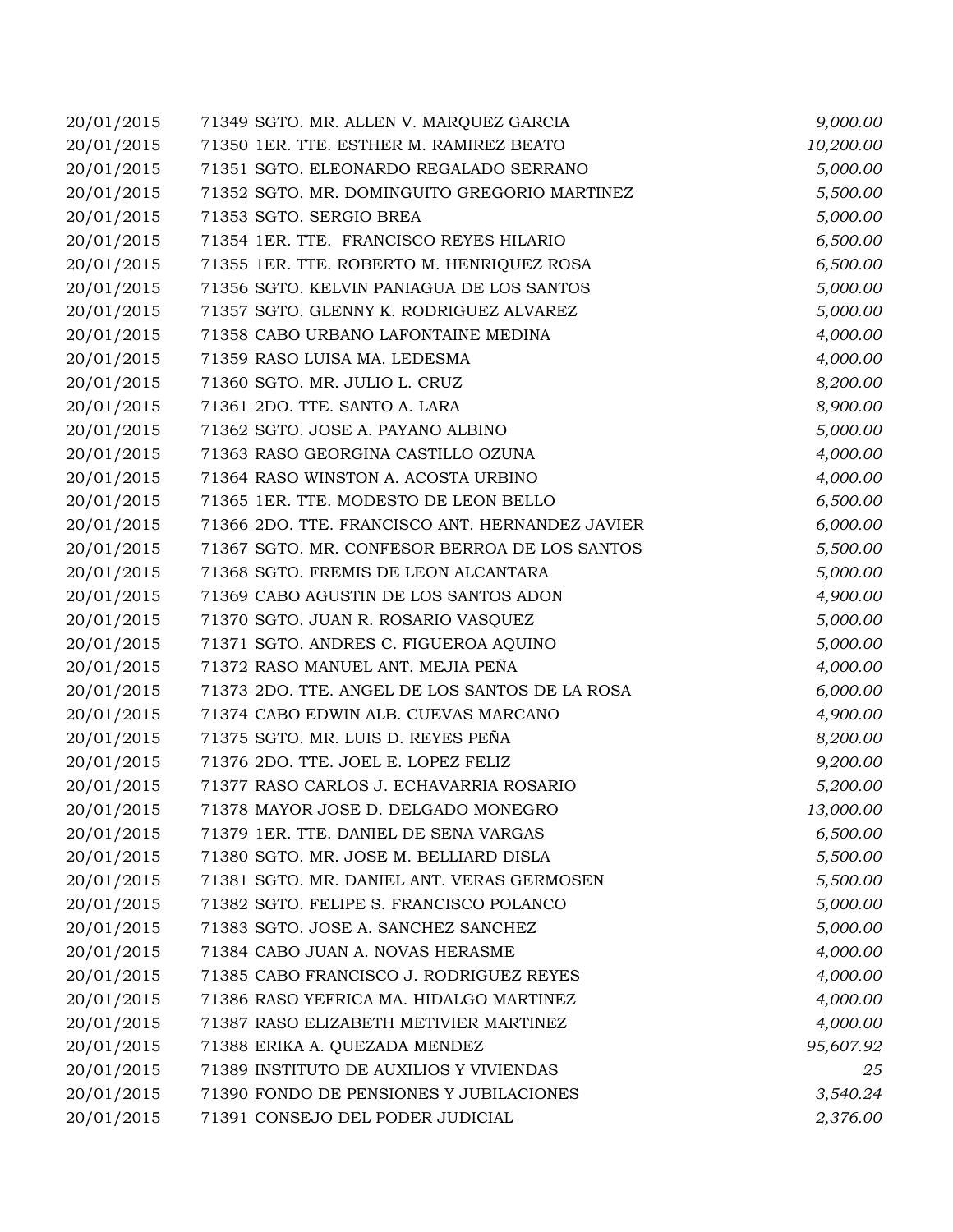| | | |
|---|---|---|
| 20/01/2015 | 71349 SGTO. MR. ALLEN V. MARQUEZ GARCIA | *9,000.00* |
| 20/01/2015 | 71350 1ER. TTE. ESTHER M. RAMIREZ BEATO | *10,200.00* |
| 20/01/2015 | 71351 SGTO. ELEONARDO REGALADO SERRANO | *5,000.00* |
| 20/01/2015 | 71352 SGTO. MR. DOMINGUITO GREGORIO MARTINEZ | *5,500.00* |
| 20/01/2015 | 71353 SGTO. SERGIO BREA | *5,000.00* |
| 20/01/2015 | 71354 1ER. TTE. FRANCISCO REYES HILARIO | *6,500.00* |
| 20/01/2015 | 71355 1ER. TTE. ROBERTO M. HENRIQUEZ ROSA | *6,500.00* |
| 20/01/2015 | 71356 SGTO. KELVIN PANIAGUA DE LOS SANTOS | *5,000.00* |
| 20/01/2015 | 71357 SGTO. GLENNY K. RODRIGUEZ ALVAREZ | *5,000.00* |
| 20/01/2015 | 71358 CABO URBANO LAFONTAINE MEDINA | *4,000.00* |
| 20/01/2015 | 71359 RASO LUISA MA. LEDESMA | *4,000.00* |
| 20/01/2015 | 71360 SGTO. MR. JULIO L. CRUZ | *8,200.00* |
| 20/01/2015 | 71361 2DO. TTE. SANTO A. LARA | *8,900.00* |
| 20/01/2015 | 71362 SGTO. JOSE A. PAYANO ALBINO | *5,000.00* |
| 20/01/2015 | 71363 RASO GEORGINA CASTILLO OZUNA | *4,000.00* |
| 20/01/2015 | 71364 RASO WINSTON A. ACOSTA URBINO | *4,000.00* |
| 20/01/2015 | 71365 1ER. TTE. MODESTO DE LEON BELLO | *6,500.00* |
| 20/01/2015 | 71366 2DO. TTE. FRANCISCO ANT. HERNANDEZ JAVIER | *6,000.00* |
| 20/01/2015 | 71367 SGTO. MR. CONFESOR BERROA DE LOS SANTOS | *5,500.00* |
| 20/01/2015 | 71368 SGTO. FREMIS DE LEON ALCANTARA | *5,000.00* |
| 20/01/2015 | 71369 CABO AGUSTIN DE LOS SANTOS ADON | *4,900.00* |
| 20/01/2015 | 71370 SGTO. JUAN R. ROSARIO VASQUEZ | *5,000.00* |
| 20/01/2015 | 71371 SGTO. ANDRES C. FIGUEROA AQUINO | *5,000.00* |
| 20/01/2015 | 71372 RASO MANUEL ANT. MEJIA PEÑA | *4,000.00* |
| 20/01/2015 | 71373 2DO. TTE. ANGEL DE LOS SANTOS DE LA ROSA | *6,000.00* |
| 20/01/2015 | 71374 CABO EDWIN ALB. CUEVAS MARCANO | *4,900.00* |
| 20/01/2015 | 71375 SGTO. MR. LUIS D. REYES PEÑA | *8,200.00* |
| 20/01/2015 | 71376 2DO. TTE. JOEL E. LOPEZ FELIZ | *9,200.00* |
| 20/01/2015 | 71377 RASO CARLOS J. ECHAVARRIA ROSARIO | *5,200.00* |
| 20/01/2015 | 71378 MAYOR JOSE D. DELGADO MONEGRO | *13,000.00* |
| 20/01/2015 | 71379 1ER. TTE. DANIEL DE SENA VARGAS | *6,500.00* |
| 20/01/2015 | 71380 SGTO. MR. JOSE M. BELLIARD DISLA | *5,500.00* |
| 20/01/2015 | 71381 SGTO. MR. DANIEL ANT. VERAS GERMOSEN | *5,500.00* |
| 20/01/2015 | 71382 SGTO. FELIPE S. FRANCISCO POLANCO | *5,000.00* |
| 20/01/2015 | 71383 SGTO. JOSE A. SANCHEZ SANCHEZ | *5,000.00* |
| 20/01/2015 | 71384 CABO JUAN A. NOVAS HERASME | *4,000.00* |
| 20/01/2015 | 71385 CABO FRANCISCO J. RODRIGUEZ REYES | *4,000.00* |
| 20/01/2015 | 71386 RASO YEFRICA MA. HIDALGO MARTINEZ | *4,000.00* |
| 20/01/2015 | 71387 RASO ELIZABETH METIVIER MARTINEZ | *4,000.00* |
| 20/01/2015 | 71388 ERIKA A. QUEZADA MENDEZ | *95,607.92* |
| 20/01/2015 | 71389 INSTITUTO DE AUXILIOS Y VIVIENDAS | *25* |
| 20/01/2015 | 71390 FONDO DE PENSIONES Y JUBILACIONES | *3,540.24* |
| 20/01/2015 | 71391 CONSEJO DEL PODER JUDICIAL | *2,376.00* |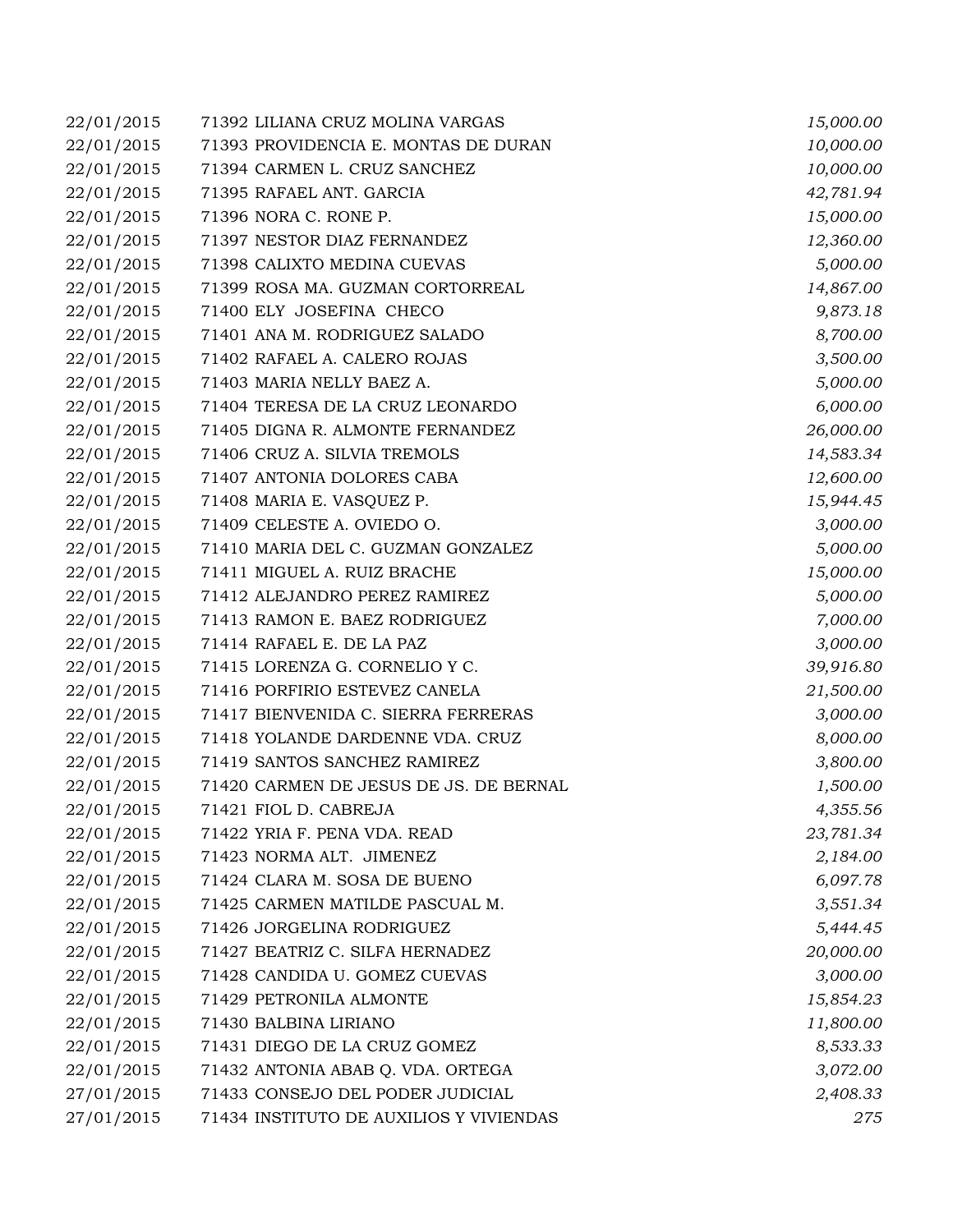| | | |
|---|---|---|
| 22/01/2015 | 71392 LILIANA CRUZ MOLINA VARGAS | *15,000.00* |
| 22/01/2015 | 71393 PROVIDENCIA E. MONTAS DE DURAN | *10,000.00* |
| 22/01/2015 | 71394 CARMEN L. CRUZ SANCHEZ | *10,000.00* |
| 22/01/2015 | 71395 RAFAEL ANT. GARCIA | *42,781.94* |
| 22/01/2015 | 71396 NORA C. RONE P. | *15,000.00* |
| 22/01/2015 | 71397 NESTOR DIAZ FERNANDEZ | *12,360.00* |
| 22/01/2015 | 71398 CALIXTO MEDINA CUEVAS | *5,000.00* |
| 22/01/2015 | 71399 ROSA MA. GUZMAN CORTORREAL | *14,867.00* |
| 22/01/2015 | 71400 ELY JOSEFINA CHECO | *9,873.18* |
| 22/01/2015 | 71401 ANA M. RODRIGUEZ SALADO | *8,700.00* |
| 22/01/2015 | 71402 RAFAEL A. CALERO ROJAS | *3,500.00* |
| 22/01/2015 | 71403 MARIA NELLY BAEZ A. | *5,000.00* |
| 22/01/2015 | 71404 TERESA DE LA CRUZ LEONARDO | *6,000.00* |
| 22/01/2015 | 71405 DIGNA R. ALMONTE FERNANDEZ | *26,000.00* |
| 22/01/2015 | 71406 CRUZ A. SILVIA TREMOLS | *14,583.34* |
| 22/01/2015 | 71407 ANTONIA DOLORES CABA | *12,600.00* |
| 22/01/2015 | 71408 MARIA E. VASQUEZ P. | *15,944.45* |
| 22/01/2015 | 71409 CELESTE A. OVIEDO O. | *3,000.00* |
| 22/01/2015 | 71410 MARIA DEL C. GUZMAN GONZALEZ | *5,000.00* |
| 22/01/2015 | 71411 MIGUEL A. RUIZ BRACHE | *15,000.00* |
| 22/01/2015 | 71412 ALEJANDRO PEREZ RAMIREZ | *5,000.00* |
| 22/01/2015 | 71413 RAMON E. BAEZ RODRIGUEZ | *7,000.00* |
| 22/01/2015 | 71414 RAFAEL E. DE LA PAZ | *3,000.00* |
| 22/01/2015 | 71415 LORENZA G. CORNELIO Y C. | *39,916.80* |
| 22/01/2015 | 71416 PORFIRIO ESTEVEZ CANELA | *21,500.00* |
| 22/01/2015 | 71417 BIENVENIDA C. SIERRA FERRERAS | *3,000.00* |
| 22/01/2015 | 71418 YOLANDE DARDENNE VDA. CRUZ | *8,000.00* |
| 22/01/2015 | 71419 SANTOS SANCHEZ RAMIREZ | *3,800.00* |
| 22/01/2015 | 71420 CARMEN DE JESUS DE JS. DE BERNAL | *1,500.00* |
| 22/01/2015 | 71421 FIOL D. CABREJA | *4,355.56* |
| 22/01/2015 | 71422 YRIA F. PENA VDA. READ | *23,781.34* |
| 22/01/2015 | 71423 NORMA ALT. JIMENEZ | *2,184.00* |
| 22/01/2015 | 71424 CLARA M. SOSA DE BUENO | *6,097.78* |
| 22/01/2015 | 71425 CARMEN MATILDE PASCUAL M. | *3,551.34* |
| 22/01/2015 | 71426 JORGELINA RODRIGUEZ | *5,444.45* |
| 22/01/2015 | 71427 BEATRIZ C. SILFA HERNADEZ | *20,000.00* |
| 22/01/2015 | 71428 CANDIDA U. GOMEZ CUEVAS | *3,000.00* |
| 22/01/2015 | 71429 PETRONILA ALMONTE | *15,854.23* |
| 22/01/2015 | 71430 BALBINA LIRIANO | *11,800.00* |
| 22/01/2015 | 71431 DIEGO DE LA CRUZ GOMEZ | *8,533.33* |
| 22/01/2015 | 71432 ANTONIA ABAB Q. VDA. ORTEGA | *3,072.00* |
| 27/01/2015 | 71433 CONSEJO DEL PODER JUDICIAL | *2,408.33* |
| 27/01/2015 | 71434 INSTITUTO DE AUXILIOS Y VIVIENDAS | *275* |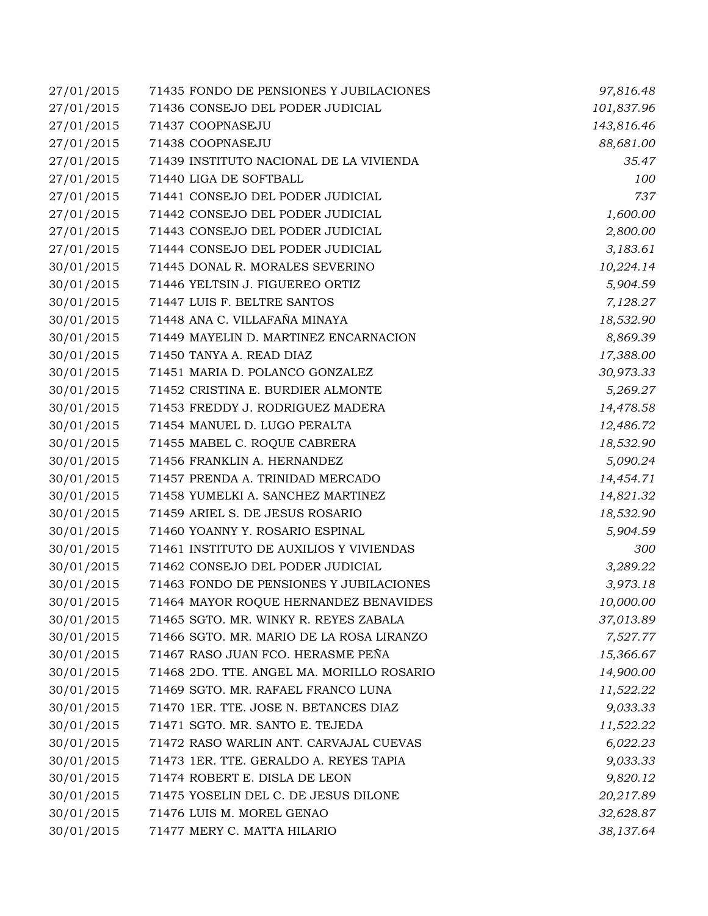| | | |
|---|---|---|
| 27/01/2015 | 71435 FONDO DE PENSIONES Y JUBILACIONES | *97,816.48* |
| 27/01/2015 | 71436 CONSEJO DEL PODER JUDICIAL | *101,837.96* |
| 27/01/2015 | 71437 COOPNASEJU | *143,816.46* |
| 27/01/2015 | 71438 COOPNASEJU | *88,681.00* |
| 27/01/2015 | 71439 INSTITUTO NACIONAL DE LA VIVIENDA | *35.47* |
| 27/01/2015 | 71440 LIGA DE SOFTBALL | *100* |
| 27/01/2015 | 71441 CONSEJO DEL PODER JUDICIAL | *737* |
| 27/01/2015 | 71442 CONSEJO DEL PODER JUDICIAL | *1,600.00* |
| 27/01/2015 | 71443 CONSEJO DEL PODER JUDICIAL | *2,800.00* |
| 27/01/2015 | 71444 CONSEJO DEL PODER JUDICIAL | *3,183.61* |
| 30/01/2015 | 71445 DONAL R. MORALES SEVERINO | *10,224.14* |
| 30/01/2015 | 71446 YELTSIN J. FIGUEREO ORTIZ | *5,904.59* |
| 30/01/2015 | 71447 LUIS F. BELTRE SANTOS | *7,128.27* |
| 30/01/2015 | 71448 ANA C. VILLAFAÑA MINAYA | *18,532.90* |
| 30/01/2015 | 71449 MAYELIN D. MARTINEZ ENCARNACION | *8,869.39* |
| 30/01/2015 | 71450 TANYA A. READ DIAZ | *17,388.00* |
| 30/01/2015 | 71451 MARIA D. POLANCO GONZALEZ | *30,973.33* |
| 30/01/2015 | 71452 CRISTINA E. BURDIER ALMONTE | *5,269.27* |
| 30/01/2015 | 71453 FREDDY J. RODRIGUEZ MADERA | *14,478.58* |
| 30/01/2015 | 71454 MANUEL D. LUGO PERALTA | *12,486.72* |
| 30/01/2015 | 71455 MABEL C. ROQUE CABRERA | *18,532.90* |
| 30/01/2015 | 71456 FRANKLIN A. HERNANDEZ | *5,090.24* |
| 30/01/2015 | 71457 PRENDA A. TRINIDAD MERCADO | *14,454.71* |
| 30/01/2015 | 71458 YUMELKI A. SANCHEZ MARTINEZ | *14,821.32* |
| 30/01/2015 | 71459 ARIEL S. DE JESUS ROSARIO | *18,532.90* |
| 30/01/2015 | 71460 YOANNY Y. ROSARIO ESPINAL | *5,904.59* |
| 30/01/2015 | 71461 INSTITUTO DE AUXILIOS Y VIVIENDAS | *300* |
| 30/01/2015 | 71462 CONSEJO DEL PODER JUDICIAL | *3,289.22* |
| 30/01/2015 | 71463 FONDO DE PENSIONES Y JUBILACIONES | *3,973.18* |
| 30/01/2015 | 71464 MAYOR ROQUE HERNANDEZ BENAVIDES | *10,000.00* |
| 30/01/2015 | 71465 SGTO. MR. WINKY R. REYES ZABALA | *37,013.89* |
| 30/01/2015 | 71466 SGTO. MR. MARIO DE LA ROSA LIRANZO | *7,527.77* |
| 30/01/2015 | 71467 RASO JUAN FCO. HERASME PEÑA | *15,366.67* |
| 30/01/2015 | 71468 2DO. TTE. ANGEL MA. MORILLO ROSARIO | *14,900.00* |
| 30/01/2015 | 71469 SGTO. MR. RAFAEL FRANCO LUNA | *11,522.22* |
| 30/01/2015 | 71470 1ER. TTE. JOSE N. BETANCES DIAZ | *9,033.33* |
| 30/01/2015 | 71471 SGTO. MR. SANTO E. TEJEDA | *11,522.22* |
| 30/01/2015 | 71472 RASO WARLIN ANT. CARVAJAL CUEVAS | *6,022.23* |
| 30/01/2015 | 71473 1ER. TTE. GERALDO A. REYES TAPIA | *9,033.33* |
| 30/01/2015 | 71474 ROBERT E. DISLA DE LEON | *9,820.12* |
| 30/01/2015 | 71475 YOSELIN DEL C. DE JESUS DILONE | *20,217.89* |
| 30/01/2015 | 71476 LUIS M. MOREL GENAO | *32,628.87* |
| 30/01/2015 | 71477 MERY C. MATTA HILARIO | *38,137.64* |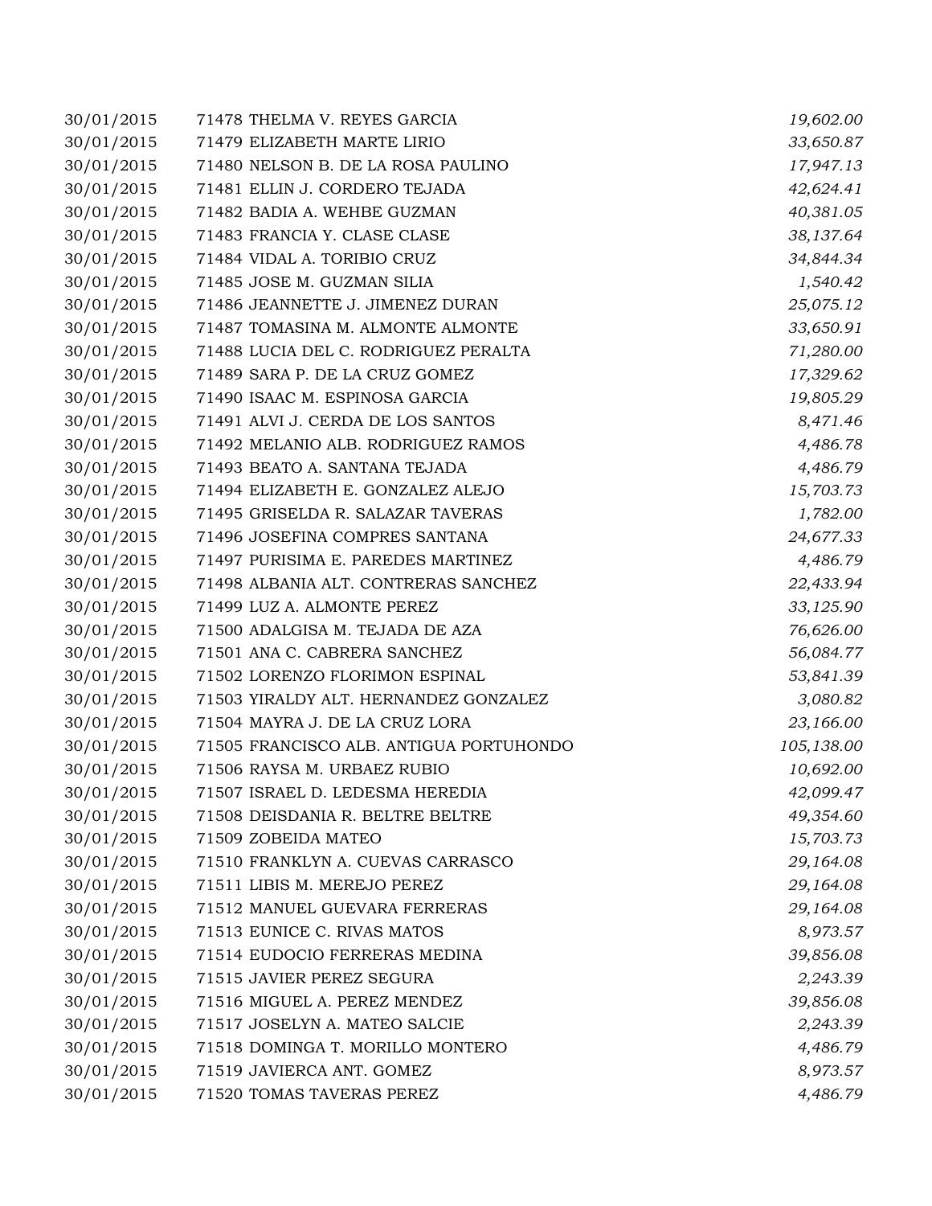| | | |
|---|---|---|
| 30/01/2015 | 71478 THELMA V. REYES GARCIA | *19,602.00* |
| 30/01/2015 | 71479 ELIZABETH MARTE LIRIO | *33,650.87* |
| 30/01/2015 | 71480 NELSON B. DE LA ROSA PAULINO | *17,947.13* |
| 30/01/2015 | 71481 ELLIN J. CORDERO TEJADA | *42,624.41* |
| 30/01/2015 | 71482 BADIA A. WEHBE GUZMAN | *40,381.05* |
| 30/01/2015 | 71483 FRANCIA Y. CLASE CLASE | *38,137.64* |
| 30/01/2015 | 71484 VIDAL A. TORIBIO CRUZ | *34,844.34* |
| 30/01/2015 | 71485 JOSE M. GUZMAN SILIA | *1,540.42* |
| 30/01/2015 | 71486 JEANNETTE J. JIMENEZ DURAN | *25,075.12* |
| 30/01/2015 | 71487 TOMASINA M. ALMONTE ALMONTE | *33,650.91* |
| 30/01/2015 | 71488 LUCIA DEL C. RODRIGUEZ PERALTA | *71,280.00* |
| 30/01/2015 | 71489 SARA P. DE LA CRUZ GOMEZ | *17,329.62* |
| 30/01/2015 | 71490 ISAAC M. ESPINOSA GARCIA | *19,805.29* |
| 30/01/2015 | 71491 ALVI J. CERDA DE LOS SANTOS | *8,471.46* |
| 30/01/2015 | 71492 MELANIO ALB. RODRIGUEZ RAMOS | *4,486.78* |
| 30/01/2015 | 71493 BEATO A. SANTANA TEJADA | *4,486.79* |
| 30/01/2015 | 71494 ELIZABETH E. GONZALEZ ALEJO | *15,703.73* |
| 30/01/2015 | 71495 GRISELDA R. SALAZAR TAVERAS | *1,782.00* |
| 30/01/2015 | 71496 JOSEFINA COMPRES SANTANA | *24,677.33* |
| 30/01/2015 | 71497 PURISIMA E. PAREDES MARTINEZ | *4,486.79* |
| 30/01/2015 | 71498 ALBANIA ALT. CONTRERAS SANCHEZ | *22,433.94* |
| 30/01/2015 | 71499 LUZ A. ALMONTE PEREZ | *33,125.90* |
| 30/01/2015 | 71500 ADALGISA M. TEJADA DE AZA | *76,626.00* |
| 30/01/2015 | 71501 ANA C. CABRERA SANCHEZ | *56,084.77* |
| 30/01/2015 | 71502 LORENZO FLORIMON ESPINAL | *53,841.39* |
| 30/01/2015 | 71503 YIRALDY ALT. HERNANDEZ GONZALEZ | *3,080.82* |
| 30/01/2015 | 71504 MAYRA J. DE LA CRUZ LORA | *23,166.00* |
| 30/01/2015 | 71505 FRANCISCO ALB. ANTIGUA PORTUHONDO | *105,138.00* |
| 30/01/2015 | 71506 RAYSA M. URBAEZ RUBIO | *10,692.00* |
| 30/01/2015 | 71507 ISRAEL D. LEDESMA HEREDIA | *42,099.47* |
| 30/01/2015 | 71508 DEISDANIA R. BELTRE BELTRE | *49,354.60* |
| 30/01/2015 | 71509 ZOBEIDA MATEO | *15,703.73* |
| 30/01/2015 | 71510 FRANKLYN A. CUEVAS CARRASCO | *29,164.08* |
| 30/01/2015 | 71511 LIBIS M. MEREJO PEREZ | *29,164.08* |
| 30/01/2015 | 71512 MANUEL GUEVARA FERRERAS | *29,164.08* |
| 30/01/2015 | 71513 EUNICE C. RIVAS MATOS | *8,973.57* |
| 30/01/2015 | 71514 EUDOCIO FERRERAS MEDINA | *39,856.08* |
| 30/01/2015 | 71515 JAVIER PEREZ SEGURA | *2,243.39* |
| 30/01/2015 | 71516 MIGUEL A. PEREZ MENDEZ | *39,856.08* |
| 30/01/2015 | 71517 JOSELYN A. MATEO SALCIE | *2,243.39* |
| 30/01/2015 | 71518 DOMINGA T. MORILLO MONTERO | *4,486.79* |
| 30/01/2015 | 71519 JAVIERCA ANT. GOMEZ | *8,973.57* |
| 30/01/2015 | 71520 TOMAS TAVERAS PEREZ | *4,486.79* |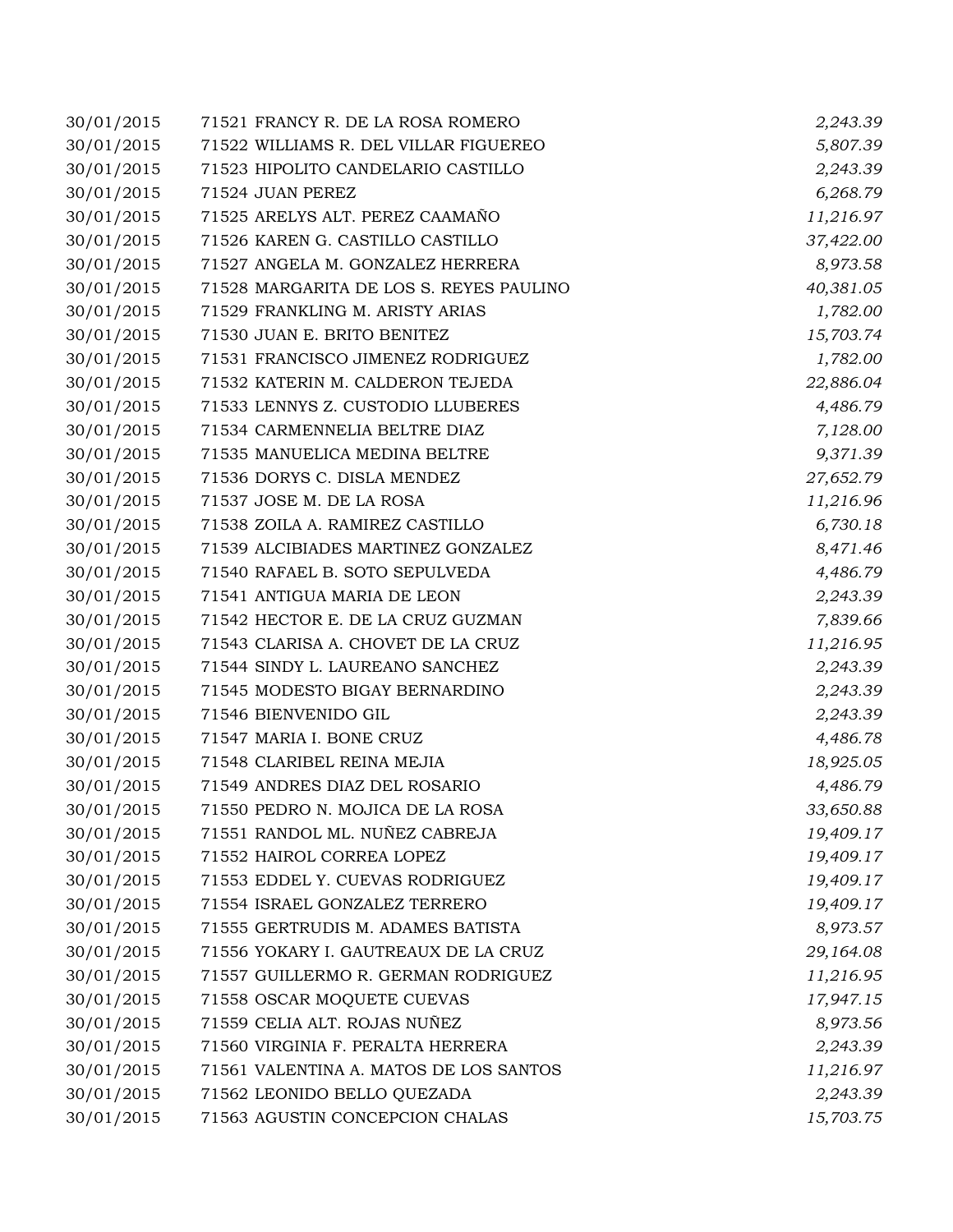| | | |
|---|---|---|
| 30/01/2015 | 71521 FRANCY R. DE LA ROSA ROMERO | *2,243.39* |
| 30/01/2015 | 71522 WILLIAMS R. DEL VILLAR FIGUEREO | *5,807.39* |
| 30/01/2015 | 71523 HIPOLITO CANDELARIO CASTILLO | *2,243.39* |
| 30/01/2015 | 71524 JUAN PEREZ | *6,268.79* |
| 30/01/2015 | 71525 ARELYS ALT. PEREZ CAAMAÑO | *11,216.97* |
| 30/01/2015 | 71526 KAREN G. CASTILLO CASTILLO | *37,422.00* |
| 30/01/2015 | 71527 ANGELA M. GONZALEZ HERRERA | *8,973.58* |
| 30/01/2015 | 71528 MARGARITA DE LOS S. REYES PAULINO | *40,381.05* |
| 30/01/2015 | 71529 FRANKLING M. ARISTY ARIAS | *1,782.00* |
| 30/01/2015 | 71530 JUAN E. BRITO BENITEZ | *15,703.74* |
| 30/01/2015 | 71531 FRANCISCO JIMENEZ RODRIGUEZ | *1,782.00* |
| 30/01/2015 | 71532 KATERIN M. CALDERON TEJEDA | *22,886.04* |
| 30/01/2015 | 71533 LENNYS Z. CUSTODIO LLUBERES | *4,486.79* |
| 30/01/2015 | 71534 CARMENNELIA BELTRE DIAZ | *7,128.00* |
| 30/01/2015 | 71535 MANUELICA MEDINA BELTRE | *9,371.39* |
| 30/01/2015 | 71536 DORYS C. DISLA MENDEZ | *27,652.79* |
| 30/01/2015 | 71537 JOSE M. DE LA ROSA | *11,216.96* |
| 30/01/2015 | 71538 ZOILA A. RAMIREZ CASTILLO | *6,730.18* |
| 30/01/2015 | 71539 ALCIBIADES MARTINEZ GONZALEZ | *8,471.46* |
| 30/01/2015 | 71540 RAFAEL B. SOTO SEPULVEDA | *4,486.79* |
| 30/01/2015 | 71541 ANTIGUA MARIA DE LEON | *2,243.39* |
| 30/01/2015 | 71542 HECTOR E. DE LA CRUZ GUZMAN | *7,839.66* |
| 30/01/2015 | 71543 CLARISA A. CHOVET DE LA CRUZ | *11,216.95* |
| 30/01/2015 | 71544 SINDY L. LAUREANO SANCHEZ | *2,243.39* |
| 30/01/2015 | 71545 MODESTO BIGAY BERNARDINO | *2,243.39* |
| 30/01/2015 | 71546 BIENVENIDO GIL | *2,243.39* |
| 30/01/2015 | 71547 MARIA I. BONE CRUZ | *4,486.78* |
| 30/01/2015 | 71548 CLARIBEL REINA MEJIA | *18,925.05* |
| 30/01/2015 | 71549 ANDRES DIAZ DEL ROSARIO | *4,486.79* |
| 30/01/2015 | 71550 PEDRO N. MOJICA DE LA ROSA | *33,650.88* |
| 30/01/2015 | 71551 RANDOL ML. NUÑEZ CABREJA | *19,409.17* |
| 30/01/2015 | 71552 HAIROL CORREA LOPEZ | *19,409.17* |
| 30/01/2015 | 71553 EDDEL Y. CUEVAS RODRIGUEZ | *19,409.17* |
| 30/01/2015 | 71554 ISRAEL GONZALEZ TERRERO | *19,409.17* |
| 30/01/2015 | 71555 GERTRUDIS M. ADAMES BATISTA | *8,973.57* |
| 30/01/2015 | 71556 YOKARY I. GAUTREAUX DE LA CRUZ | *29,164.08* |
| 30/01/2015 | 71557 GUILLERMO R. GERMAN RODRIGUEZ | *11,216.95* |
| 30/01/2015 | 71558 OSCAR MOQUETE CUEVAS | *17,947.15* |
| 30/01/2015 | 71559 CELIA ALT. ROJAS NUÑEZ | *8,973.56* |
| 30/01/2015 | 71560 VIRGINIA F. PERALTA HERRERA | *2,243.39* |
| 30/01/2015 | 71561 VALENTINA A. MATOS DE LOS SANTOS | *11,216.97* |
| 30/01/2015 | 71562 LEONIDO BELLO QUEZADA | *2,243.39* |
| 30/01/2015 | 71563 AGUSTIN CONCEPCION CHALAS | *15,703.75* |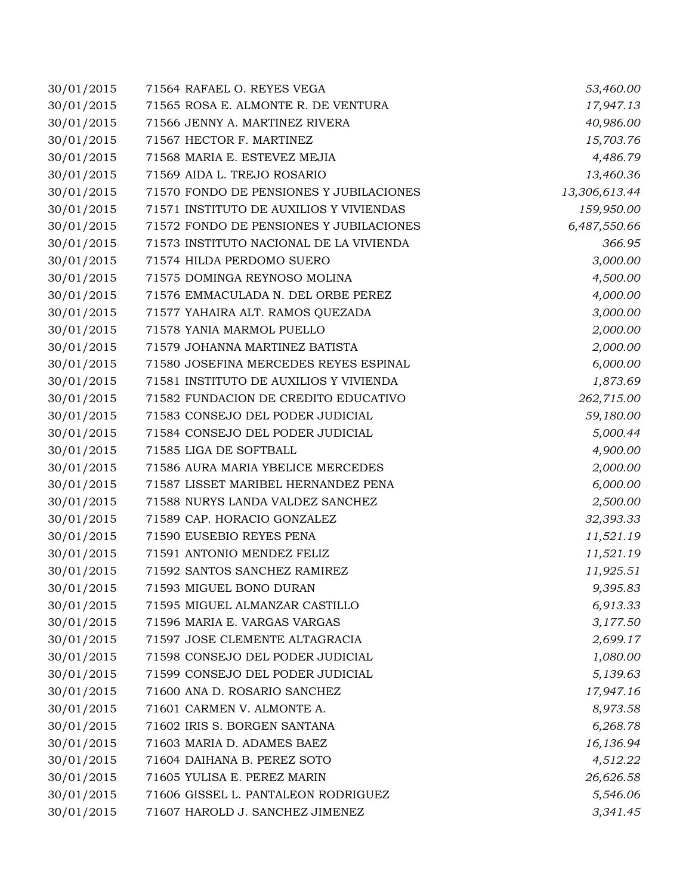| | | |
|---|---|---|
| 30/01/2015 | 71564 RAFAEL O. REYES VEGA | *53,460.00* |
| 30/01/2015 | 71565 ROSA E. ALMONTE R. DE VENTURA | *17,947.13* |
| 30/01/2015 | 71566 JENNY A. MARTINEZ RIVERA | *40,986.00* |
| 30/01/2015 | 71567 HECTOR F. MARTINEZ | *15,703.76* |
| 30/01/2015 | 71568 MARIA E. ESTEVEZ MEJIA | *4,486.79* |
| 30/01/2015 | 71569 AIDA L. TREJO ROSARIO | *13,460.36* |
| 30/01/2015 | 71570 FONDO DE PENSIONES Y JUBILACIONES | *13,306,613.44* |
| 30/01/2015 | 71571 INSTITUTO DE AUXILIOS Y VIVIENDAS | *159,950.00* |
| 30/01/2015 | 71572 FONDO DE PENSIONES Y JUBILACIONES | *6,487,550.66* |
| 30/01/2015 | 71573 INSTITUTO NACIONAL DE LA VIVIENDA | *366.95* |
| 30/01/2015 | 71574 HILDA PERDOMO SUERO | *3,000.00* |
| 30/01/2015 | 71575 DOMINGA REYNOSO MOLINA | *4,500.00* |
| 30/01/2015 | 71576 EMMACULADA N. DEL ORBE PEREZ | *4,000.00* |
| 30/01/2015 | 71577 YAHAIRA ALT. RAMOS QUEZADA | *3,000.00* |
| 30/01/2015 | 71578 YANIA MARMOL PUELLO | *2,000.00* |
| 30/01/2015 | 71579 JOHANNA MARTINEZ BATISTA | *2,000.00* |
| 30/01/2015 | 71580 JOSEFINA MERCEDES REYES ESPINAL | *6,000.00* |
| 30/01/2015 | 71581 INSTITUTO DE AUXILIOS Y VIVIENDA | *1,873.69* |
| 30/01/2015 | 71582 FUNDACION DE CREDITO EDUCATIVO | *262,715.00* |
| 30/01/2015 | 71583 CONSEJO DEL PODER JUDICIAL | *59,180.00* |
| 30/01/2015 | 71584 CONSEJO DEL PODER JUDICIAL | *5,000.44* |
| 30/01/2015 | 71585 LIGA DE SOFTBALL | *4,900.00* |
| 30/01/2015 | 71586 AURA MARIA YBELICE MERCEDES | *2,000.00* |
| 30/01/2015 | 71587 LISSET MARIBEL HERNANDEZ PENA | *6,000.00* |
| 30/01/2015 | 71588 NURYS LANDA VALDEZ SANCHEZ | *2,500.00* |
| 30/01/2015 | 71589 CAP. HORACIO GONZALEZ | *32,393.33* |
| 30/01/2015 | 71590 EUSEBIO REYES PENA | *11,521.19* |
| 30/01/2015 | 71591 ANTONIO MENDEZ FELIZ | *11,521.19* |
| 30/01/2015 | 71592 SANTOS SANCHEZ RAMIREZ | *11,925.51* |
| 30/01/2015 | 71593 MIGUEL BONO DURAN | *9,395.83* |
| 30/01/2015 | 71595 MIGUEL ALMANZAR CASTILLO | *6,913.33* |
| 30/01/2015 | 71596 MARIA E. VARGAS VARGAS | *3,177.50* |
| 30/01/2015 | 71597 JOSE CLEMENTE ALTAGRACIA | *2,699.17* |
| 30/01/2015 | 71598 CONSEJO DEL PODER JUDICIAL | *1,080.00* |
| 30/01/2015 | 71599 CONSEJO DEL PODER JUDICIAL | *5,139.63* |
| 30/01/2015 | 71600 ANA D. ROSARIO SANCHEZ | *17,947.16* |
| 30/01/2015 | 71601 CARMEN V. ALMONTE A. | *8,973.58* |
| 30/01/2015 | 71602 IRIS S. BORGEN SANTANA | *6,268.78* |
| 30/01/2015 | 71603 MARIA D. ADAMES BAEZ | *16,136.94* |
| 30/01/2015 | 71604 DAIHANA B. PEREZ SOTO | *4,512.22* |
| 30/01/2015 | 71605 YULISA E. PEREZ MARIN | *26,626.58* |
| 30/01/2015 | 71606 GISSEL L. PANTALEON RODRIGUEZ | *5,546.06* |
| 30/01/2015 | 71607 HAROLD J. SANCHEZ JIMENEZ | *3,341.45* |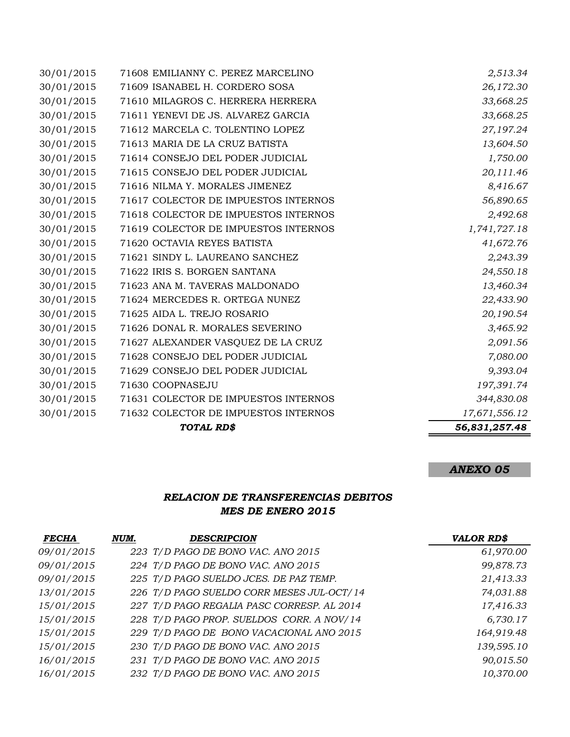| | | |
|---|---|---|
| 30/01/2015 | 71608 EMILIANNY C. PEREZ MARCELINO | *2,513.34* |
| 30/01/2015 | 71609 ISANABEL H. CORDERO SOSA | *26,172.30* |
| 30/01/2015 | 71610 MILAGROS C. HERRERA HERRERA | *33,668.25* |
| 30/01/2015 | 71611 YENEVI DE JS. ALVAREZ GARCIA | *33,668.25* |
| 30/01/2015 | 71612 MARCELA C. TOLENTINO LOPEZ | *27,197.24* |
| 30/01/2015 | 71613 MARIA DE LA CRUZ BATISTA | *13,604.50* |
| 30/01/2015 | 71614 CONSEJO DEL PODER JUDICIAL | *1,750.00* |
| 30/01/2015 | 71615 CONSEJO DEL PODER JUDICIAL | *20,111.46* |
| 30/01/2015 | 71616 NILMA Y. MORALES JIMENEZ | *8,416.67* |
| 30/01/2015 | 71617 COLECTOR DE IMPUESTOS INTERNOS | *56,890.65* |
| 30/01/2015 | 71618 COLECTOR DE IMPUESTOS INTERNOS | *2,492.68* |
| 30/01/2015 | 71619 COLECTOR DE IMPUESTOS INTERNOS | *1,741,727.18* |
| 30/01/2015 | 71620 OCTAVIA REYES BATISTA | *41,672.76* |
| 30/01/2015 | 71621 SINDY L. LAUREANO SANCHEZ | *2,243.39* |
| 30/01/2015 | 71622 IRIS S. BORGEN SANTANA | *24,550.18* |
| 30/01/2015 | 71623 ANA M. TAVERAS MALDONADO | *13,460.34* |
| 30/01/2015 | 71624 MERCEDES R. ORTEGA NUNEZ | *22,433.90* |
| 30/01/2015 | 71625 AIDA L. TREJO ROSARIO | *20,190.54* |
| 30/01/2015 | 71626 DONAL R. MORALES SEVERINO | *3,465.92* |
| 30/01/2015 | 71627 ALEXANDER VASQUEZ DE LA CRUZ | *2,091.56* |
| 30/01/2015 | 71628 CONSEJO DEL PODER JUDICIAL | *7,080.00* |
| 30/01/2015 | 71629 CONSEJO DEL PODER JUDICIAL | *9,393.04* |
| 30/01/2015 | 71630 COOPNASEJU | *197,391.74* |
| 30/01/2015 | 71631 COLECTOR DE IMPUESTOS INTERNOS | *344,830.08* |
| 30/01/2015 | 71632 COLECTOR DE IMPUESTOS INTERNOS | *17,671,556.12* |
| | ***TOTAL RD$*** | ***56,831,257.48*** |

***ANEXO 05***

## *RELACION DE TRANSFERENCIAS DEBITOS*
## *MES DE ENERO 2015*

| *FECHA* | *NUM.* | *DESCRIPCION* | *VALOR RD$* |
|---|---|---|---|
| *09/01/2015* | *223* | *T/D PAGO DE BONO VAC. ANO 2015* | *61,970.00* |
| *09/01/2015* | *224* | *T/D PAGO DE BONO VAC. ANO 2015* | *99,878.73* |
| *09/01/2015* | *225* | *T/D PAGO SUELDO JCES. DE PAZ TEMP.* | *21,413.33* |
| *13/01/2015* | *226* | *T/D PAGO SUELDO CORR MESES JUL-OCT/14* | *74,031.88* |
| *15/01/2015* | *227* | *T/D PAGO REGALIA PASC CORRESP. AL 2014* | *17,416.33* |
| *15/01/2015* | *228* | *T/D PAGO PROP. SUELDOS CORR. A NOV/14* | *6,730.17* |
| *15/01/2015* | *229* | *T/D PAGO DE BONO VACACIONAL ANO 2015* | *164,919.48* |
| *15/01/2015* | *230* | *T/D PAGO DE BONO VAC. ANO 2015* | *139,595.10* |
| *16/01/2015* | *231* | *T/D PAGO DE BONO VAC. ANO 2015* | *90,015.50* |
| *16/01/2015* | *232* | *T/D PAGO DE BONO VAC. ANO 2015* | *10,370.00* |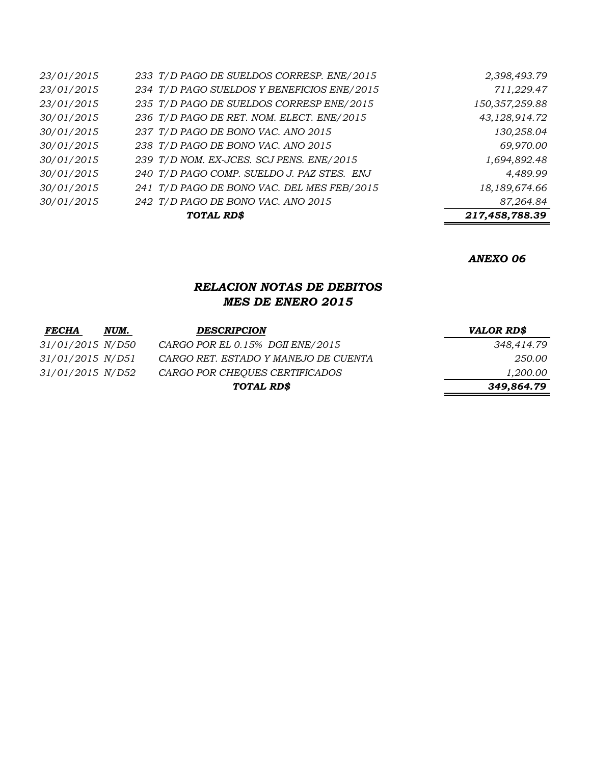| | | |
|---|---|---|
| *23/01/2015* | *233 T/D PAGO DE SUELDOS CORRESP. ENE/2015* | *2,398,493.79* |
| *23/01/2015* | *234 T/D PAGO SUELDOS Y BENEFICIOS ENE/2015* | *711,229.47* |
| *23/01/2015* | *235 T/D PAGO DE SUELDOS CORRESP ENE/2015* | *150,357,259.88* |
| *30/01/2015* | *236 T/D PAGO DE RET. NOM. ELECT. ENE/2015* | *43,128,914.72* |
| *30/01/2015* | *237 T/D PAGO DE BONO VAC. ANO 2015* | *130,258.04* |
| *30/01/2015* | *238 T/D PAGO DE BONO VAC. ANO 2015* | *69,970.00* |
| *30/01/2015* | *239 T/D NOM. EX-JCES. SCJ PENS. ENE/2015* | *1,694,892.48* |
| *30/01/2015* | *240 T/D PAGO COMP. SUELDO J. PAZ STES. ENJ* | *4,489.99* |
| *30/01/2015* | *241 T/D PAGO DE BONO VAC. DEL MES FEB/2015* | *18,189,674.66* |
| *30/01/2015* | *242 T/D PAGO DE BONO VAC. ANO 2015* | *87,264.84* |
| | ***TOTAL RD$*** | ***217,458,788.39*** |

***ANEXO 06***

## ***RELACION NOTAS DE DEBITOS***
## ***MES DE ENERO 2015***

| ***FECHA*** | ***NUM.*** | ***DESCRIPCION*** | ***VALOR RD$*** |
|---|---|---|---|
| *31/01/2015* | *N/D50* | *CARGO POR EL 0.15% DGII ENE/2015* | *348,414.79* |
| *31/01/2015* | *N/D51* | *CARGO RET. ESTADO Y MANEJO DE CUENTA* | *250.00* |
| *31/01/2015* | *N/D52* | *CARGO POR CHEQUES CERTIFICADOS* | *1,200.00* |
| | | ***TOTAL RD$*** | ***349,864.79*** |